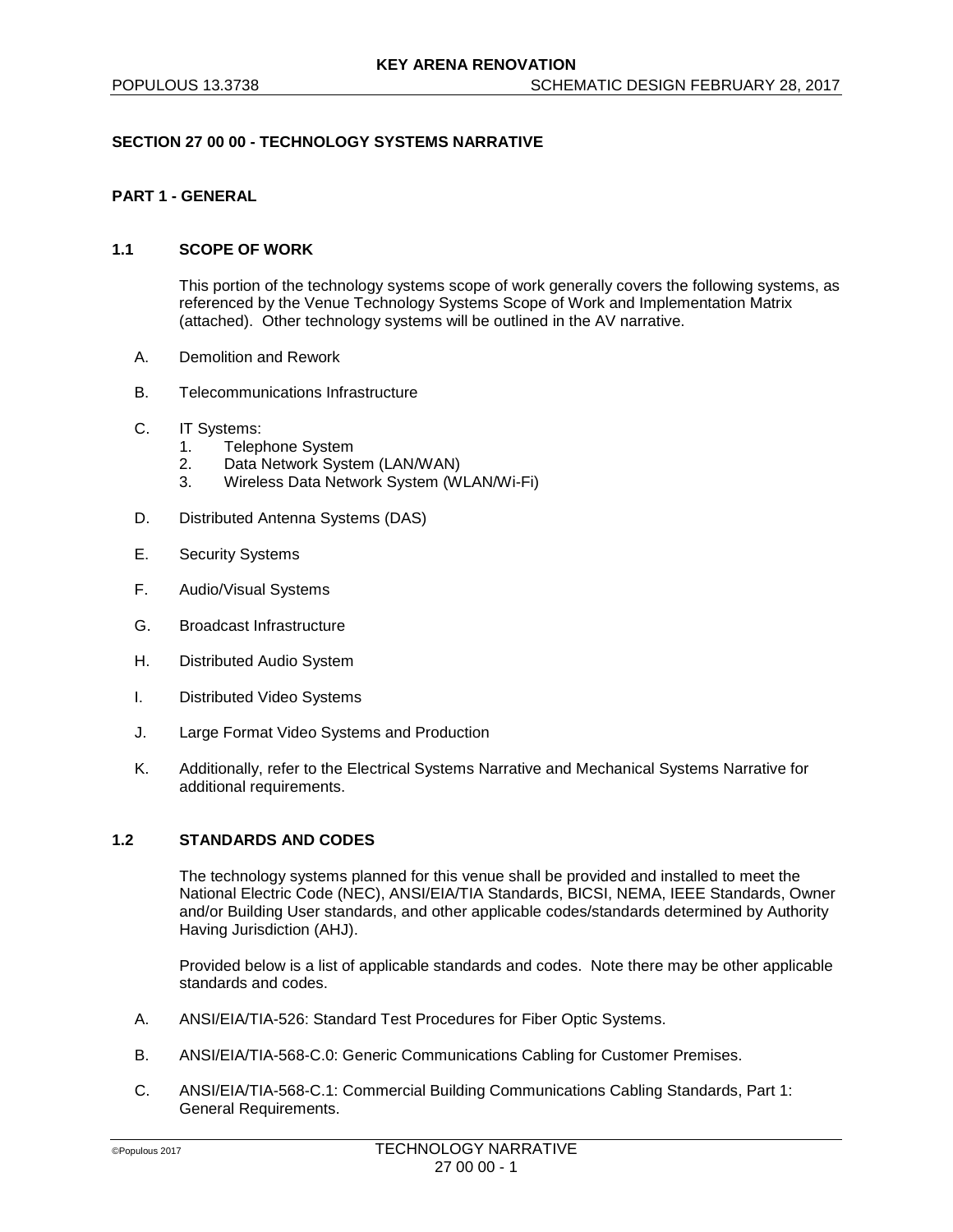# SECTION 27 00 00 - TECHNOLOGY SYSTEMS NARRATIVE

## PART 1 - GENERAL

### 1.1 SCOPE OF WORK

This portion of the technology systems scope of work generally covers the following systems, as referenced by the Venue Technology Systems Scope of Work and Implementation Matrix (attached). Other technology systems will be outlined in the AV narrative.

A. Demolition and Rework

B. Telecommunications Infrastructure

C. IT Systems:
   1. Telephone System
   2. Data Network System (LAN/WAN)
   3. Wireless Data Network System (WLAN/Wi-Fi)

D. Distributed Antenna Systems (DAS)

E. Security Systems

F. Audio/Visual Systems

G. Broadcast Infrastructure

H. Distributed Audio System

I. Distributed Video Systems

J. Large Format Video Systems and Production

K. Additionally, refer to the Electrical Systems Narrative and Mechanical Systems Narrative for additional requirements.

### 1.2 STANDARDS AND CODES

The technology systems planned for this venue shall be provided and installed to meet the National Electric Code (NEC), ANSI/EIA/TIA Standards, BICSI, NEMA, IEEE Standards, Owner and/or Building User standards, and other applicable codes/standards determined by Authority Having Jurisdiction (AHJ).

Provided below is a list of applicable standards and codes. Note there may be other applicable standards and codes.

A. ANSI/EIA/TIA-526: Standard Test Procedures for Fiber Optic Systems.

B. ANSI/EIA/TIA-568-C.0: Generic Communications Cabling for Customer Premises.

C. ANSI/EIA/TIA-568-C.1: Commercial Building Communications Cabling Standards, Part 1: General Requirements.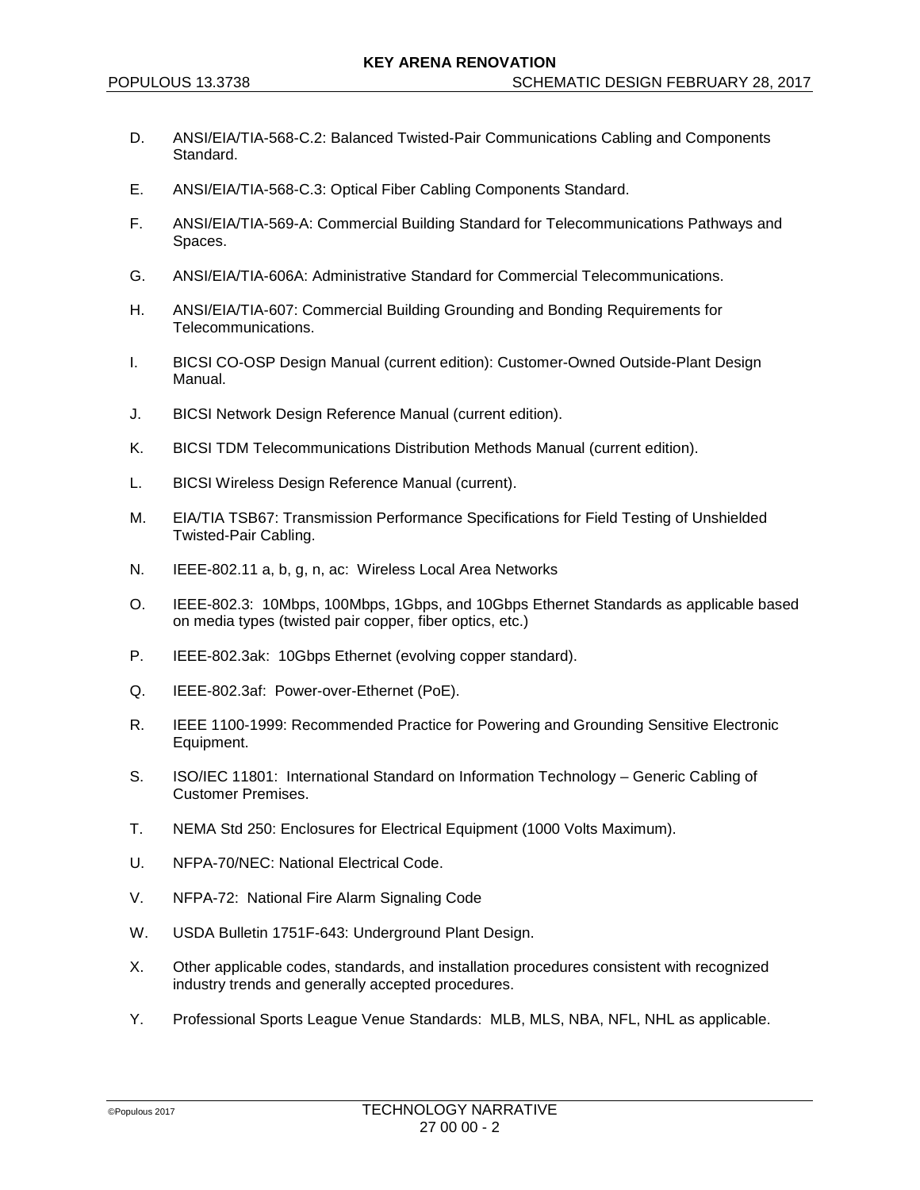D. ANSI/EIA/TIA-568-C.2: Balanced Twisted-Pair Communications Cabling and Components Standard.

E. ANSI/EIA/TIA-568-C.3: Optical Fiber Cabling Components Standard.

F. ANSI/EIA/TIA-569-A: Commercial Building Standard for Telecommunications Pathways and Spaces.

G. ANSI/EIA/TIA-606A: Administrative Standard for Commercial Telecommunications.

H. ANSI/EIA/TIA-607: Commercial Building Grounding and Bonding Requirements for Telecommunications.

I. BICSI CO-OSP Design Manual (current edition): Customer-Owned Outside-Plant Design Manual.

J. BICSI Network Design Reference Manual (current edition).

K. BICSI TDM Telecommunications Distribution Methods Manual (current edition).

L. BICSI Wireless Design Reference Manual (current).

M. EIA/TIA TSB67: Transmission Performance Specifications for Field Testing of Unshielded Twisted-Pair Cabling.

N. IEEE-802.11 a, b, g, n, ac: Wireless Local Area Networks

O. IEEE-802.3: 10Mbps, 100Mbps, 1Gbps, and 10Gbps Ethernet Standards as applicable based on media types (twisted pair copper, fiber optics, etc.)

P. IEEE-802.3ak: 10Gbps Ethernet (evolving copper standard).

Q. IEEE-802.3af: Power-over-Ethernet (PoE).

R. IEEE 1100-1999: Recommended Practice for Powering and Grounding Sensitive Electronic Equipment.

S. ISO/IEC 11801: International Standard on Information Technology – Generic Cabling of Customer Premises.

T. NEMA Std 250: Enclosures for Electrical Equipment (1000 Volts Maximum).

U. NFPA-70/NEC: National Electrical Code.

V. NFPA-72: National Fire Alarm Signaling Code

W. USDA Bulletin 1751F-643: Underground Plant Design.

X. Other applicable codes, standards, and installation procedures consistent with recognized industry trends and generally accepted procedures.

Y. Professional Sports League Venue Standards: MLB, MLS, NBA, NFL, NHL as applicable.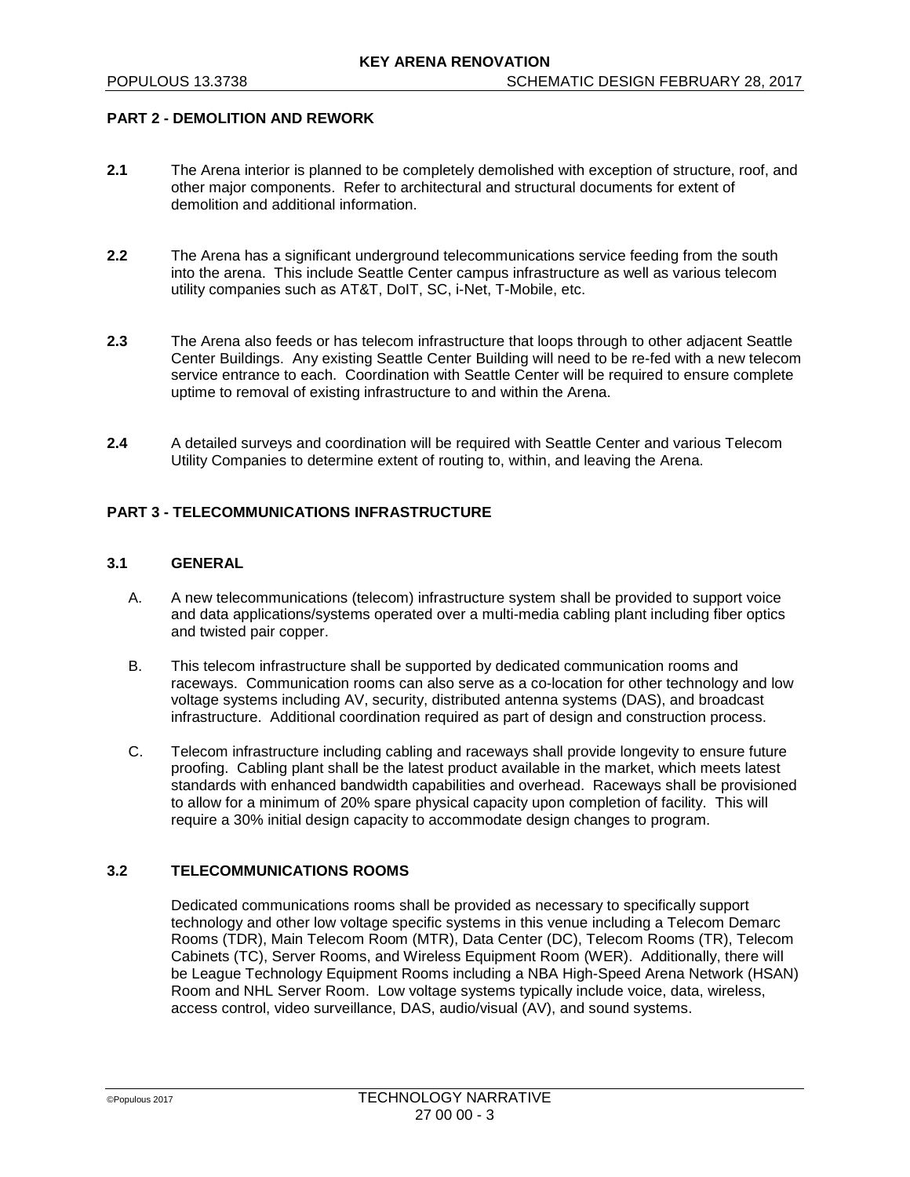## PART 2 - DEMOLITION AND REWORK

**2.1** The Arena interior is planned to be completely demolished with exception of structure, roof, and other major components. Refer to architectural and structural documents for extent of demolition and additional information.

**2.2** The Arena has a significant underground telecommunications service feeding from the south into the arena. This include Seattle Center campus infrastructure as well as various telecom utility companies such as AT&T, DoIT, SC, i-Net, T-Mobile, etc.

**2.3** The Arena also feeds or has telecom infrastructure that loops through to other adjacent Seattle Center Buildings. Any existing Seattle Center Building will need to be re-fed with a new telecom service entrance to each. Coordination with Seattle Center will be required to ensure complete uptime to removal of existing infrastructure to and within the Arena.

**2.4** A detailed surveys and coordination will be required with Seattle Center and various Telecom Utility Companies to determine extent of routing to, within, and leaving the Arena.

## PART 3 - TELECOMMUNICATIONS INFRASTRUCTURE

### 3.1 GENERAL

A. A new telecommunications (telecom) infrastructure system shall be provided to support voice and data applications/systems operated over a multi-media cabling plant including fiber optics and twisted pair copper.

B. This telecom infrastructure shall be supported by dedicated communication rooms and raceways. Communication rooms can also serve as a co-location for other technology and low voltage systems including AV, security, distributed antenna systems (DAS), and broadcast infrastructure. Additional coordination required as part of design and construction process.

C. Telecom infrastructure including cabling and raceways shall provide longevity to ensure future proofing. Cabling plant shall be the latest product available in the market, which meets latest standards with enhanced bandwidth capabilities and overhead. Raceways shall be provisioned to allow for a minimum of 20% spare physical capacity upon completion of facility. This will require a 30% initial design capacity to accommodate design changes to program.

### 3.2 TELECOMMUNICATIONS ROOMS

Dedicated communications rooms shall be provided as necessary to specifically support technology and other low voltage specific systems in this venue including a Telecom Demarc Rooms (TDR), Main Telecom Room (MTR), Data Center (DC), Telecom Rooms (TR), Telecom Cabinets (TC), Server Rooms, and Wireless Equipment Room (WER). Additionally, there will be League Technology Equipment Rooms including a NBA High-Speed Arena Network (HSAN) Room and NHL Server Room. Low voltage systems typically include voice, data, wireless, access control, video surveillance, DAS, audio/visual (AV), and sound systems.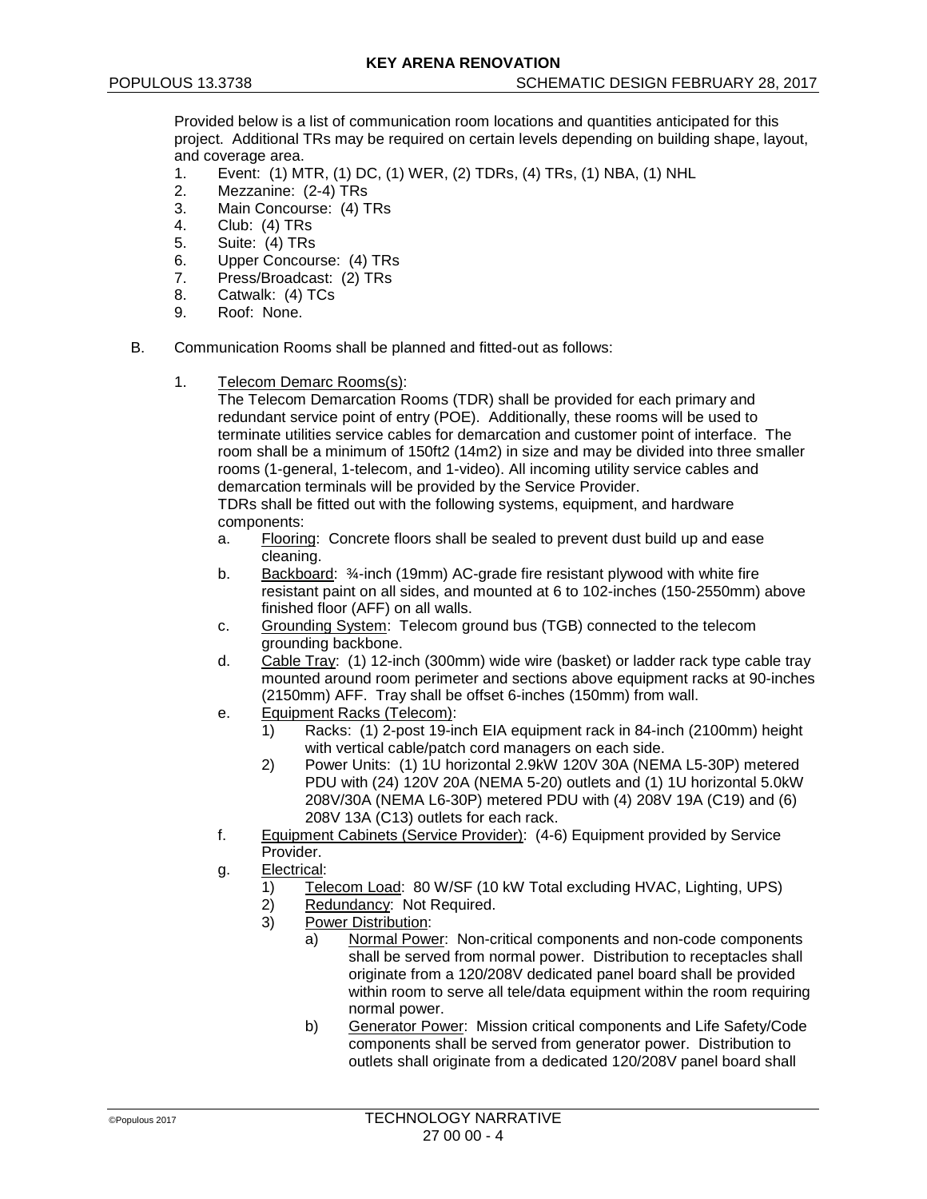Provided below is a list of communication room locations and quantities anticipated for this project. Additional TRs may be required on certain levels depending on building shape, layout, and coverage area.

1. Event: (1) MTR, (1) DC, (1) WER, (2) TDRs, (4) TRs, (1) NBA, (1) NHL
2. Mezzanine: (2-4) TRs
3. Main Concourse: (4) TRs
4. Club: (4) TRs
5. Suite: (4) TRs
6. Upper Concourse: (4) TRs
7. Press/Broadcast: (2) TRs
8. Catwalk: (4) TCs
9. Roof: None.

B. Communication Rooms shall be planned and fitted-out as follows:

1. Telecom Demarc Rooms(s):
   The Telecom Demarcation Rooms (TDR) shall be provided for each primary and redundant service point of entry (POE). Additionally, these rooms will be used to terminate utilities service cables for demarcation and customer point of interface. The room shall be a minimum of 150ft2 (14m2) in size and may be divided into three smaller rooms (1-general, 1-telecom, and 1-video). All incoming utility service cables and demarcation terminals will be provided by the Service Provider.
   TDRs shall be fitted out with the following systems, equipment, and hardware components:
   a. Flooring: Concrete floors shall be sealed to prevent dust build up and ease cleaning.
   b. Backboard: ¾-inch (19mm) AC-grade fire resistant plywood with white fire resistant paint on all sides, and mounted at 6 to 102-inches (150-2550mm) above finished floor (AFF) on all walls.
   c. Grounding System: Telecom ground bus (TGB) connected to the telecom grounding backbone.
   d. Cable Tray: (1) 12-inch (300mm) wide wire (basket) or ladder rack type cable tray mounted around room perimeter and sections above equipment racks at 90-inches (2150mm) AFF. Tray shall be offset 6-inches (150mm) from wall.
   e. Equipment Racks (Telecom):
      1) Racks: (1) 2-post 19-inch EIA equipment rack in 84-inch (2100mm) height with vertical cable/patch cord managers on each side.
      2) Power Units: (1) 1U horizontal 2.9kW 120V 30A (NEMA L5-30P) metered PDU with (24) 120V 20A (NEMA 5-20) outlets and (1) 1U horizontal 5.0kW 208V/30A (NEMA L6-30P) metered PDU with (4) 208V 19A (C19) and (6) 208V 13A (C13) outlets for each rack.
   f. Equipment Cabinets (Service Provider): (4-6) Equipment provided by Service Provider.
   g. Electrical:
      1) Telecom Load: 80 W/SF (10 kW Total excluding HVAC, Lighting, UPS)
      2) Redundancy: Not Required.
      3) Power Distribution:
         a) Normal Power: Non-critical components and non-code components shall be served from normal power. Distribution to receptacles shall originate from a 120/208V dedicated panel board shall be provided within room to serve all tele/data equipment within the room requiring normal power.
         b) Generator Power: Mission critical components and Life Safety/Code components shall be served from generator power. Distribution to outlets shall originate from a dedicated 120/208V panel board shall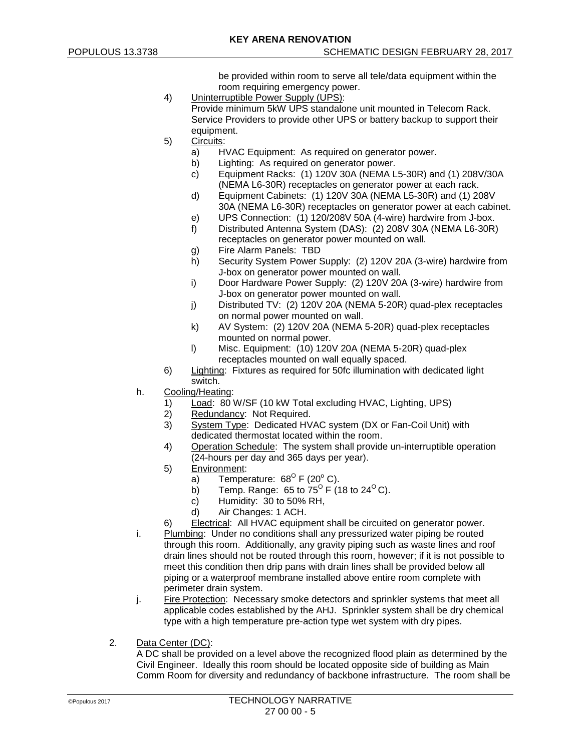be provided within room to serve all tele/data equipment within the room requiring emergency power.

4) Uninterruptible Power Supply (UPS):
Provide minimum 5kW UPS standalone unit mounted in Telecom Rack. Service Providers to provide other UPS or battery backup to support their equipment.

5) Circuits:
   a) HVAC Equipment: As required on generator power.
   b) Lighting: As required on generator power.
   c) Equipment Racks: (1) 120V 30A (NEMA L5-30R) and (1) 208V/30A (NEMA L6-30R) receptacles on generator power at each rack.
   d) Equipment Cabinets: (1) 120V 30A (NEMA L5-30R) and (1) 208V 30A (NEMA L6-30R) receptacles on generator power at each cabinet.
   e) UPS Connection: (1) 120/208V 50A (4-wire) hardwire from J-box.
   f) Distributed Antenna System (DAS): (2) 208V 30A (NEMA L6-30R) receptacles on generator power mounted on wall.
   g) Fire Alarm Panels: TBD
   h) Security System Power Supply: (2) 120V 20A (3-wire) hardwire from J-box on generator power mounted on wall.
   i) Door Hardware Power Supply: (2) 120V 20A (3-wire) hardwire from J-box on generator power mounted on wall.
   j) Distributed TV: (2) 120V 20A (NEMA 5-20R) quad-plex receptacles on normal power mounted on wall.
   k) AV System: (2) 120V 20A (NEMA 5-20R) quad-plex receptacles mounted on normal power.
   l) Misc. Equipment: (10) 120V 20A (NEMA 5-20R) quad-plex receptacles mounted on wall equally spaced.

6) Lighting: Fixtures as required for 50fc illumination with dedicated light switch.

h. Cooling/Heating:
   1) Load: 80 W/SF (10 kW Total excluding HVAC, Lighting, UPS)
   2) Redundancy: Not Required.
   3) System Type: Dedicated HVAC system (DX or Fan-Coil Unit) with dedicated thermostat located within the room.
   4) Operation Schedule: The system shall provide un-interruptible operation (24-hours per day and 365 days per year).
   5) Environment:
      a) Temperature: 68$^{O}$ F (20$^{o}$ C).
      b) Temp. Range: 65 to 75$^{O}$ F (18 to 24$^{O}$ C).
      c) Humidity: 30 to 50% RH,
      d) Air Changes: 1 ACH.
   6) Electrical: All HVAC equipment shall be circuited on generator power.

i. Plumbing: Under no conditions shall any pressurized water piping be routed through this room. Additionally, any gravity piping such as waste lines and roof drain lines should not be routed through this room, however; if it is not possible to meet this condition then drip pans with drain lines shall be provided below all piping or a waterproof membrane installed above entire room complete with perimeter drain system.

j. Fire Protection: Necessary smoke detectors and sprinkler systems that meet all applicable codes established by the AHJ. Sprinkler system shall be dry chemical type with a high temperature pre-action type wet system with dry pipes.

2. Data Center (DC):
A DC shall be provided on a level above the recognized flood plain as determined by the Civil Engineer. Ideally this room should be located opposite side of building as Main Comm Room for diversity and redundancy of backbone infrastructure. The room shall be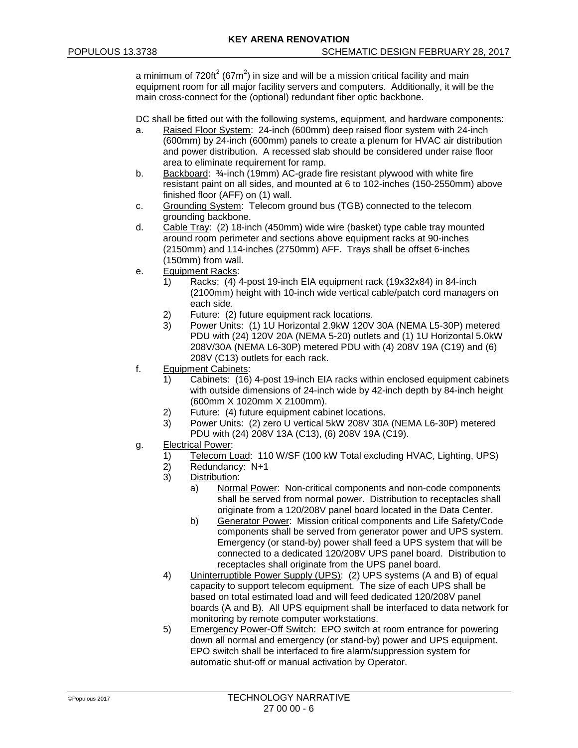a minimum of 720ft$^2$ (67m$^2$) in size and will be a mission critical facility and main equipment room for all major facility servers and computers. Additionally, it will be the main cross-connect for the (optional) redundant fiber optic backbone.

DC shall be fitted out with the following systems, equipment, and hardware components:

a. Raised Floor System: 24-inch (600mm) deep raised floor system with 24-inch (600mm) by 24-inch (600mm) panels to create a plenum for HVAC air distribution and power distribution. A recessed slab should be considered under raise floor area to eliminate requirement for ramp.
b. Backboard: ¾-inch (19mm) AC-grade fire resistant plywood with white fire resistant paint on all sides, and mounted at 6 to 102-inches (150-2550mm) above finished floor (AFF) on (1) wall.
c. Grounding System: Telecom ground bus (TGB) connected to the telecom grounding backbone.
d. Cable Tray: (2) 18-inch (450mm) wide wire (basket) type cable tray mounted around room perimeter and sections above equipment racks at 90-inches (2150mm) and 114-inches (2750mm) AFF. Trays shall be offset 6-inches (150mm) from wall.
e. Equipment Racks:
   1) Racks: (4) 4-post 19-inch EIA equipment rack (19x32x84) in 84-inch (2100mm) height with 10-inch wide vertical cable/patch cord managers on each side.
   2) Future: (2) future equipment rack locations.
   3) Power Units: (1) 1U Horizontal 2.9kW 120V 30A (NEMA L5-30P) metered PDU with (24) 120V 20A (NEMA 5-20) outlets and (1) 1U Horizontal 5.0kW 208V/30A (NEMA L6-30P) metered PDU with (4) 208V 19A (C19) and (6) 208V (C13) outlets for each rack.
f. Equipment Cabinets:
   1) Cabinets: (16) 4-post 19-inch EIA racks within enclosed equipment cabinets with outside dimensions of 24-inch wide by 42-inch depth by 84-inch height (600mm X 1020mm X 2100mm).
   2) Future: (4) future equipment cabinet locations.
   3) Power Units: (2) zero U vertical 5kW 208V 30A (NEMA L6-30P) metered PDU with (24) 208V 13A (C13), (6) 208V 19A (C19).
g. Electrical Power:
   1) Telecom Load: 110 W/SF (100 kW Total excluding HVAC, Lighting, UPS)
   2) Redundancy: N+1
   3) Distribution:
      a) Normal Power: Non-critical components and non-code components shall be served from normal power. Distribution to receptacles shall originate from a 120/208V panel board located in the Data Center.
      b) Generator Power: Mission critical components and Life Safety/Code components shall be served from generator power and UPS system. Emergency (or stand-by) power shall feed a UPS system that will be connected to a dedicated 120/208V UPS panel board. Distribution to receptacles shall originate from the UPS panel board.
   4) Uninterruptible Power Supply (UPS): (2) UPS systems (A and B) of equal capacity to support telecom equipment. The size of each UPS shall be based on total estimated load and will feed dedicated 120/208V panel boards (A and B). All UPS equipment shall be interfaced to data network for monitoring by remote computer workstations.
   5) Emergency Power-Off Switch: EPO switch at room entrance for powering down all normal and emergency (or stand-by) power and UPS equipment. EPO switch shall be interfaced to fire alarm/suppression system for automatic shut-off or manual activation by Operator.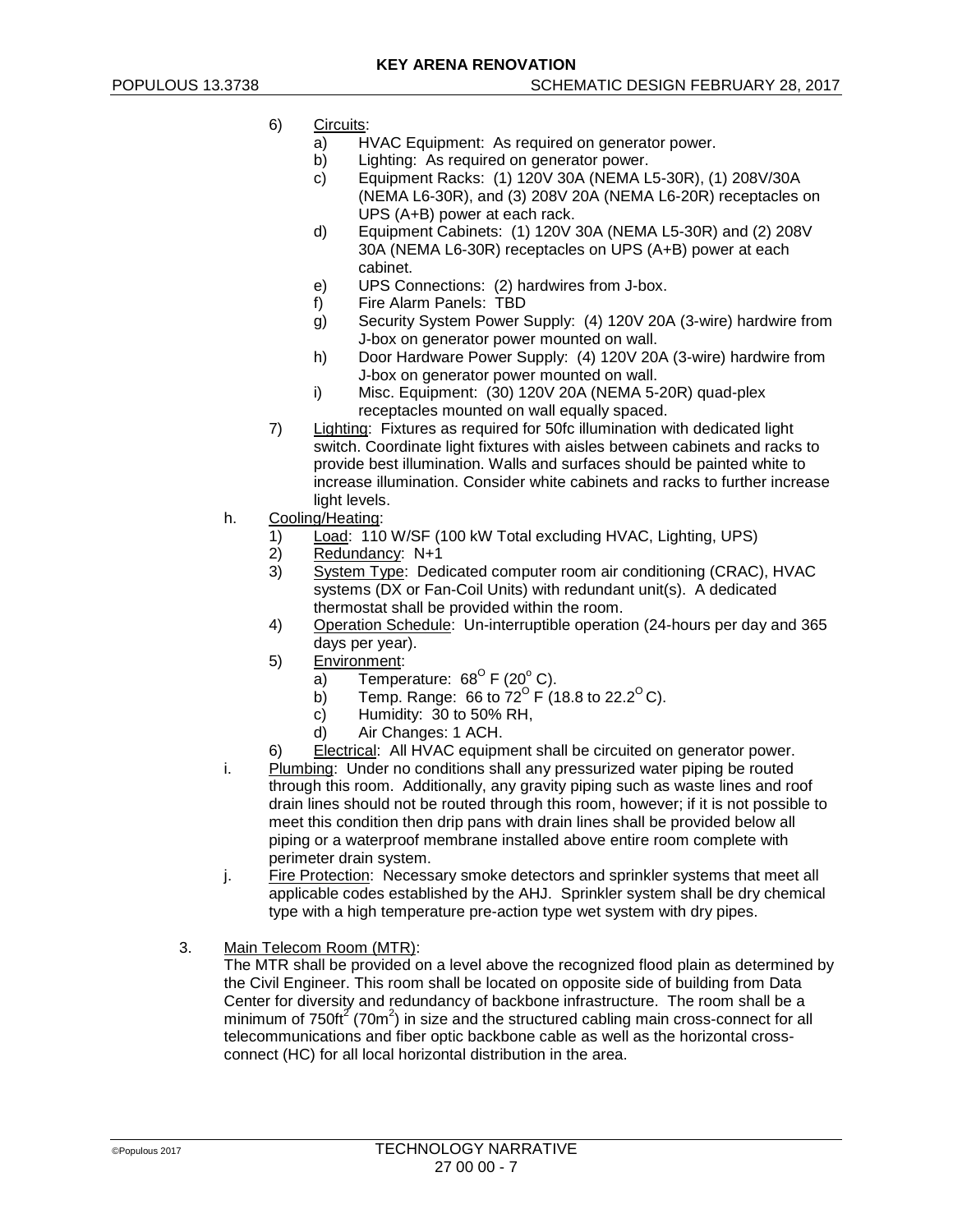6) Circuits:
   a) HVAC Equipment: As required on generator power.
   b) Lighting: As required on generator power.
   c) Equipment Racks: (1) 120V 30A (NEMA L5-30R), (1) 208V/30A (NEMA L6-30R), and (3) 208V 20A (NEMA L6-20R) receptacles on UPS (A+B) power at each rack.
   d) Equipment Cabinets: (1) 120V 30A (NEMA L5-30R) and (2) 208V 30A (NEMA L6-30R) receptacles on UPS (A+B) power at each cabinet.
   e) UPS Connections: (2) hardwires from J-box.
   f) Fire Alarm Panels: TBD
   g) Security System Power Supply: (4) 120V 20A (3-wire) hardwire from J-box on generator power mounted on wall.
   h) Door Hardware Power Supply: (4) 120V 20A (3-wire) hardwire from J-box on generator power mounted on wall.
   i) Misc. Equipment: (30) 120V 20A (NEMA 5-20R) quad-plex receptacles mounted on wall equally spaced.
7) Lighting: Fixtures as required for 50fc illumination with dedicated light switch. Coordinate light fixtures with aisles between cabinets and racks to provide best illumination. Walls and surfaces should be painted white to increase illumination. Consider white cabinets and racks to further increase light levels.

h. Cooling/Heating:
   1) Load: 110 W/SF (100 kW Total excluding HVAC, Lighting, UPS)
   2) Redundancy: N+1
   3) System Type: Dedicated computer room air conditioning (CRAC), HVAC systems (DX or Fan-Coil Units) with redundant unit(s). A dedicated thermostat shall be provided within the room.
   4) Operation Schedule: Un-interruptible operation (24-hours per day and 365 days per year).
   5) Environment:
      a) Temperature: $68^{O}$ F ($20^{o}$ C).
      b) Temp. Range: 66 to $72^{O}$ F (18.8 to $22.2^{O}$ C).
      c) Humidity: 30 to 50% RH,
      d) Air Changes: 1 ACH.
   6) Electrical: All HVAC equipment shall be circuited on generator power.

i. Plumbing: Under no conditions shall any pressurized water piping be routed through this room. Additionally, any gravity piping such as waste lines and roof drain lines should not be routed through this room, however; if it is not possible to meet this condition then drip pans with drain lines shall be provided below all piping or a waterproof membrane installed above entire room complete with perimeter drain system.

j. Fire Protection: Necessary smoke detectors and sprinkler systems that meet all applicable codes established by the AHJ. Sprinkler system shall be dry chemical type with a high temperature pre-action type wet system with dry pipes.

3. Main Telecom Room (MTR):

The MTR shall be provided on a level above the recognized flood plain as determined by the Civil Engineer. This room shall be located on opposite side of building from Data Center for diversity and redundancy of backbone infrastructure. The room shall be a minimum of 750ft$^2$ (70m$^2$) in size and the structured cabling main cross-connect for all telecommunications and fiber optic backbone cable as well as the horizontal cross-connect (HC) for all local horizontal distribution in the area.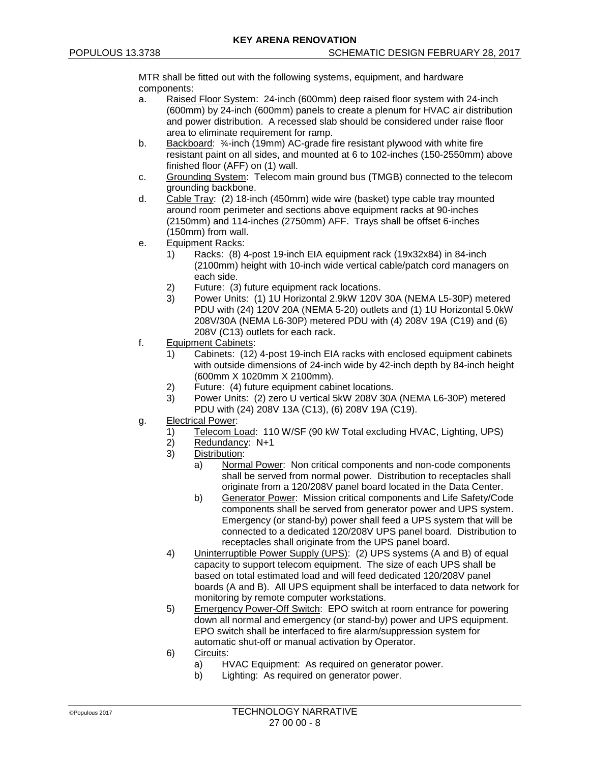MTR shall be fitted out with the following systems, equipment, and hardware components:

a. Raised Floor System: 24-inch (600mm) deep raised floor system with 24-inch (600mm) by 24-inch (600mm) panels to create a plenum for HVAC air distribution and power distribution. A recessed slab should be considered under raise floor area to eliminate requirement for ramp.
b. Backboard: ¾-inch (19mm) AC-grade fire resistant plywood with white fire resistant paint on all sides, and mounted at 6 to 102-inches (150-2550mm) above finished floor (AFF) on (1) wall.
c. Grounding System: Telecom main ground bus (TMGB) connected to the telecom grounding backbone.
d. Cable Tray: (2) 18-inch (450mm) wide wire (basket) type cable tray mounted around room perimeter and sections above equipment racks at 90-inches (2150mm) and 114-inches (2750mm) AFF. Trays shall be offset 6-inches (150mm) from wall.
e. Equipment Racks:
    1) Racks: (8) 4-post 19-inch EIA equipment rack (19x32x84) in 84-inch (2100mm) height with 10-inch wide vertical cable/patch cord managers on each side.
    2) Future: (3) future equipment rack locations.
    3) Power Units: (1) 1U Horizontal 2.9kW 120V 30A (NEMA L5-30P) metered PDU with (24) 120V 20A (NEMA 5-20) outlets and (1) 1U Horizontal 5.0kW 208V/30A (NEMA L6-30P) metered PDU with (4) 208V 19A (C19) and (6) 208V (C13) outlets for each rack.
f. Equipment Cabinets:
    1) Cabinets: (12) 4-post 19-inch EIA racks with enclosed equipment cabinets with outside dimensions of 24-inch wide by 42-inch depth by 84-inch height (600mm X 1020mm X 2100mm).
    2) Future: (4) future equipment cabinet locations.
    3) Power Units: (2) zero U vertical 5kW 208V 30A (NEMA L6-30P) metered PDU with (24) 208V 13A (C13), (6) 208V 19A (C19).
g. Electrical Power:
    1) Telecom Load: 110 W/SF (90 kW Total excluding HVAC, Lighting, UPS)
    2) Redundancy: N+1
    3) Distribution:
        a) Normal Power: Non critical components and non-code components shall be served from normal power. Distribution to receptacles shall originate from a 120/208V panel board located in the Data Center.
        b) Generator Power: Mission critical components and Life Safety/Code components shall be served from generator power and UPS system. Emergency (or stand-by) power shall feed a UPS system that will be connected to a dedicated 120/208V UPS panel board. Distribution to receptacles shall originate from the UPS panel board.
    4) Uninterruptible Power Supply (UPS): (2) UPS systems (A and B) of equal capacity to support telecom equipment. The size of each UPS shall be based on total estimated load and will feed dedicated 120/208V panel boards (A and B). All UPS equipment shall be interfaced to data network for monitoring by remote computer workstations.
    5) Emergency Power-Off Switch: EPO switch at room entrance for powering down all normal and emergency (or stand-by) power and UPS equipment. EPO switch shall be interfaced to fire alarm/suppression system for automatic shut-off or manual activation by Operator.
    6) Circuits:
        a) HVAC Equipment: As required on generator power.
        b) Lighting: As required on generator power.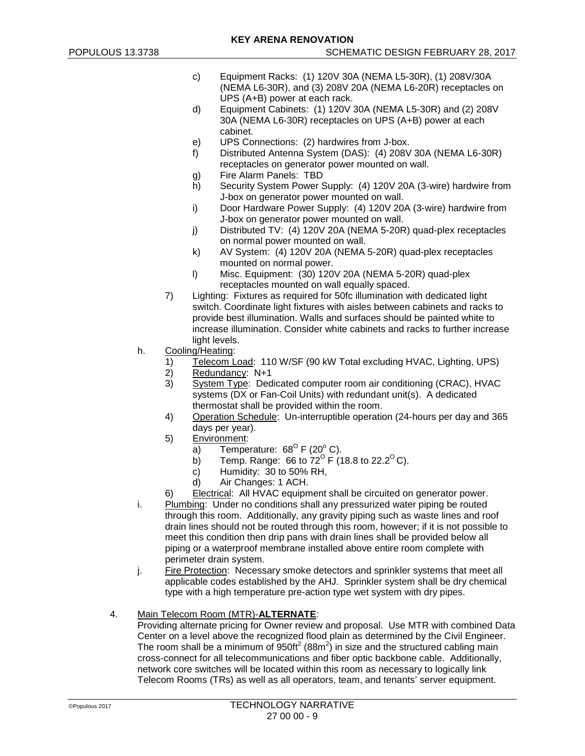c) Equipment Racks: (1) 120V 30A (NEMA L5-30R), (1) 208V/30A (NEMA L6-30R), and (3) 208V 20A (NEMA L6-20R) receptacles on UPS (A+B) power at each rack.

d) Equipment Cabinets: (1) 120V 30A (NEMA L5-30R) and (2) 208V 30A (NEMA L6-30R) receptacles on UPS (A+B) power at each cabinet.

e) UPS Connections: (2) hardwires from J-box.

f) Distributed Antenna System (DAS): (4) 208V 30A (NEMA L6-30R) receptacles on generator power mounted on wall.

g) Fire Alarm Panels: TBD

h) Security System Power Supply: (4) 120V 20A (3-wire) hardwire from J-box on generator power mounted on wall.

i) Door Hardware Power Supply: (4) 120V 20A (3-wire) hardwire from J-box on generator power mounted on wall.

j) Distributed TV: (4) 120V 20A (NEMA 5-20R) quad-plex receptacles on normal power mounted on wall.

k) AV System: (4) 120V 20A (NEMA 5-20R) quad-plex receptacles mounted on normal power.

l) Misc. Equipment: (30) 120V 20A (NEMA 5-20R) quad-plex receptacles mounted on wall equally spaced.

7) Lighting: Fixtures as required for 50fc illumination with dedicated light switch. Coordinate light fixtures with aisles between cabinets and racks to provide best illumination. Walls and surfaces should be painted white to increase illumination. Consider white cabinets and racks to further increase light levels.

h. Cooling/Heating:

1) Telecom Load: 110 W/SF (90 kW Total excluding HVAC, Lighting, UPS)
2) Redundancy: N+1
3) System Type: Dedicated computer room air conditioning (CRAC), HVAC systems (DX or Fan-Coil Units) with redundant unit(s). A dedicated thermostat shall be provided within the room.
4) Operation Schedule: Un-interruptible operation (24-hours per day and 365 days per year).
5) Environment:
   a) Temperature: 68° F (20° C).
   b) Temp. Range: 66 to 72° F (18.8 to 22.2° C).
   c) Humidity: 30 to 50% RH,
   d) Air Changes: 1 ACH.
6) Electrical: All HVAC equipment shall be circuited on generator power.

i. Plumbing: Under no conditions shall any pressurized water piping be routed through this room. Additionally, any gravity piping such as waste lines and roof drain lines should not be routed through this room, however; if it is not possible to meet this condition then drip pans with drain lines shall be provided below all piping or a waterproof membrane installed above entire room complete with perimeter drain system.

j. Fire Protection: Necessary smoke detectors and sprinkler systems that meet all applicable codes established by the AHJ. Sprinkler system shall be dry chemical type with a high temperature pre-action type wet system with dry pipes.

4. Main Telecom Room (MTR)-**ALTERNATE**:

Providing alternate pricing for Owner review and proposal. Use MTR with combined Data Center on a level above the recognized flood plain as determined by the Civil Engineer. The room shall be a minimum of 950ft$^2$ (88m$^2$) in size and the structured cabling main cross-connect for all telecommunications and fiber optic backbone cable. Additionally, network core switches will be located within this room as necessary to logically link Telecom Rooms (TRs) as well as all operators, team, and tenants' server equipment.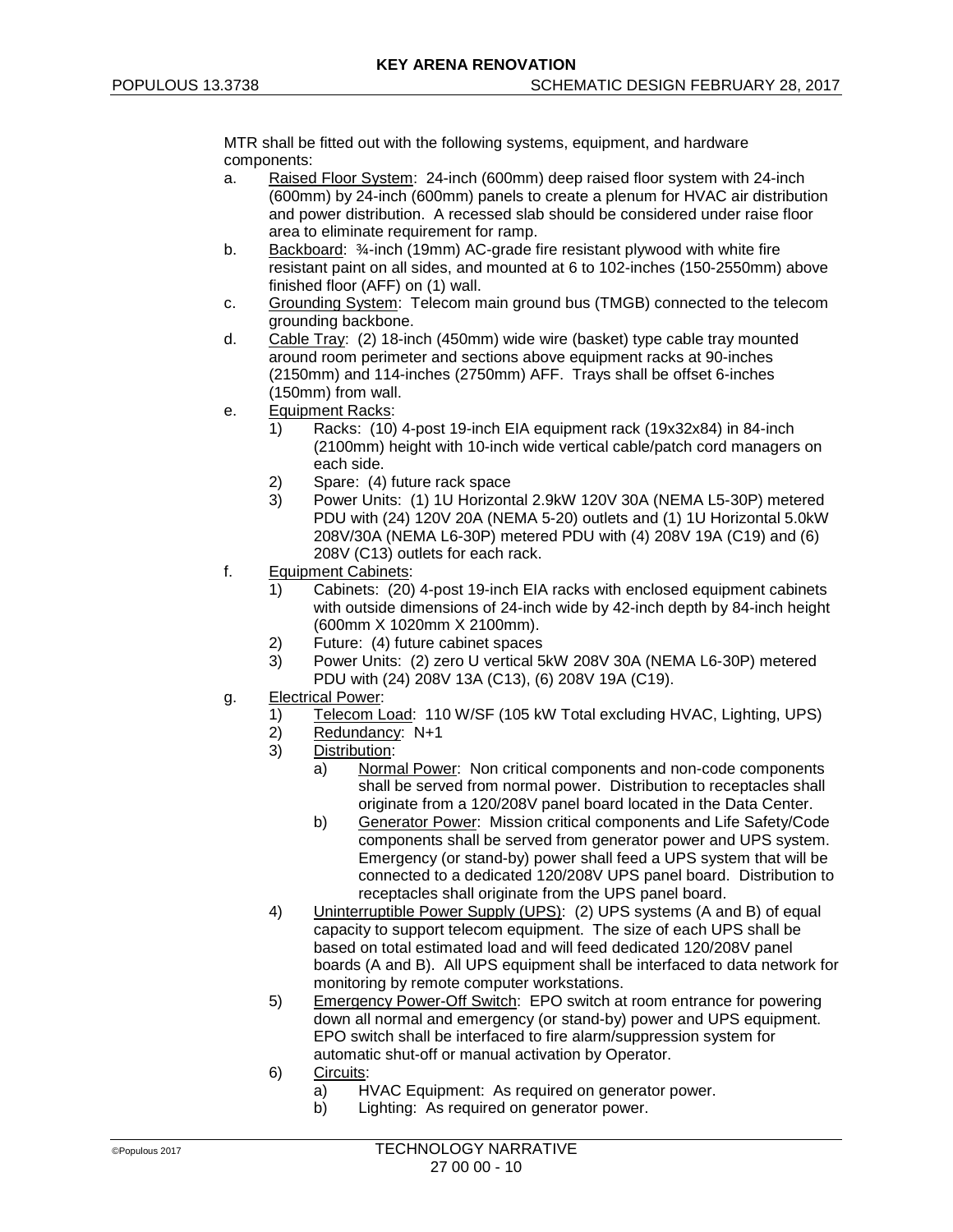MTR shall be fitted out with the following systems, equipment, and hardware components:

a. Raised Floor System: 24-inch (600mm) deep raised floor system with 24-inch (600mm) by 24-inch (600mm) panels to create a plenum for HVAC air distribution and power distribution. A recessed slab should be considered under raise floor area to eliminate requirement for ramp.
b. Backboard: ¾-inch (19mm) AC-grade fire resistant plywood with white fire resistant paint on all sides, and mounted at 6 to 102-inches (150-2550mm) above finished floor (AFF) on (1) wall.
c. Grounding System: Telecom main ground bus (TMGB) connected to the telecom grounding backbone.
d. Cable Tray: (2) 18-inch (450mm) wide wire (basket) type cable tray mounted around room perimeter and sections above equipment racks at 90-inches (2150mm) and 114-inches (2750mm) AFF. Trays shall be offset 6-inches (150mm) from wall.
e. Equipment Racks:
    1) Racks: (10) 4-post 19-inch EIA equipment rack (19x32x84) in 84-inch (2100mm) height with 10-inch wide vertical cable/patch cord managers on each side.
    2) Spare: (4) future rack space
    3) Power Units: (1) 1U Horizontal 2.9kW 120V 30A (NEMA L5-30P) metered PDU with (24) 120V 20A (NEMA 5-20) outlets and (1) 1U Horizontal 5.0kW 208V/30A (NEMA L6-30P) metered PDU with (4) 208V 19A (C19) and (6) 208V (C13) outlets for each rack.
f. Equipment Cabinets:
    1) Cabinets: (20) 4-post 19-inch EIA racks with enclosed equipment cabinets with outside dimensions of 24-inch wide by 42-inch depth by 84-inch height (600mm X 1020mm X 2100mm).
    2) Future: (4) future cabinet spaces
    3) Power Units: (2) zero U vertical 5kW 208V 30A (NEMA L6-30P) metered PDU with (24) 208V 13A (C13), (6) 208V 19A (C19).
g. Electrical Power:
    1) Telecom Load: 110 W/SF (105 kW Total excluding HVAC, Lighting, UPS)
    2) Redundancy: N+1
    3) Distribution:
        a) Normal Power: Non critical components and non-code components shall be served from normal power. Distribution to receptacles shall originate from a 120/208V panel board located in the Data Center.
        b) Generator Power: Mission critical components and Life Safety/Code components shall be served from generator power and UPS system. Emergency (or stand-by) power shall feed a UPS system that will be connected to a dedicated 120/208V UPS panel board. Distribution to receptacles shall originate from the UPS panel board.
    4) Uninterruptible Power Supply (UPS): (2) UPS systems (A and B) of equal capacity to support telecom equipment. The size of each UPS shall be based on total estimated load and will feed dedicated 120/208V panel boards (A and B). All UPS equipment shall be interfaced to data network for monitoring by remote computer workstations.
    5) Emergency Power-Off Switch: EPO switch at room entrance for powering down all normal and emergency (or stand-by) power and UPS equipment. EPO switch shall be interfaced to fire alarm/suppression system for automatic shut-off or manual activation by Operator.
    6) Circuits:
        a) HVAC Equipment: As required on generator power.
        b) Lighting: As required on generator power.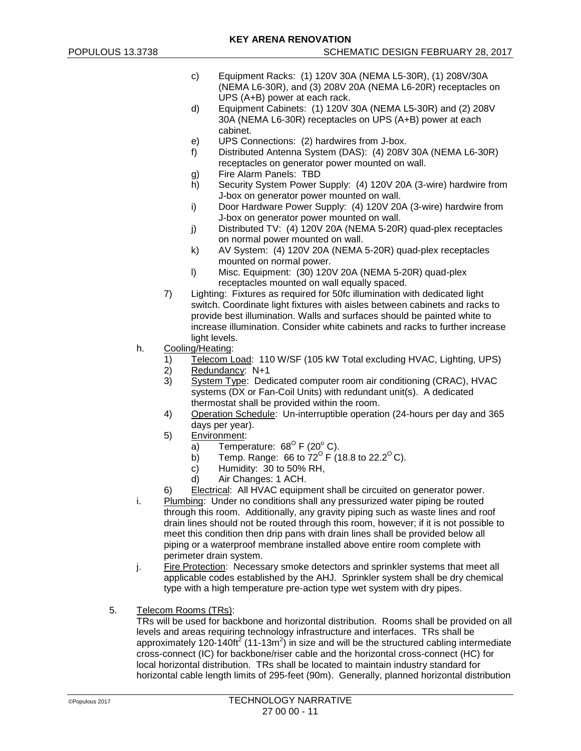c) Equipment Racks: (1) 120V 30A (NEMA L5-30R), (1) 208V/30A (NEMA L6-30R), and (3) 208V 20A (NEMA L6-20R) receptacles on UPS (A+B) power at each rack.

d) Equipment Cabinets: (1) 120V 30A (NEMA L5-30R) and (2) 208V 30A (NEMA L6-30R) receptacles on UPS (A+B) power at each cabinet.

e) UPS Connections: (2) hardwires from J-box.

f) Distributed Antenna System (DAS): (4) 208V 30A (NEMA L6-30R) receptacles on generator power mounted on wall.

g) Fire Alarm Panels: TBD

h) Security System Power Supply: (4) 120V 20A (3-wire) hardwire from J-box on generator power mounted on wall.

i) Door Hardware Power Supply: (4) 120V 20A (3-wire) hardwire from J-box on generator power mounted on wall.

j) Distributed TV: (4) 120V 20A (NEMA 5-20R) quad-plex receptacles on normal power mounted on wall.

k) AV System: (4) 120V 20A (NEMA 5-20R) quad-plex receptacles mounted on normal power.

l) Misc. Equipment: (30) 120V 20A (NEMA 5-20R) quad-plex receptacles mounted on wall equally spaced.

7) Lighting: Fixtures as required for 50fc illumination with dedicated light switch. Coordinate light fixtures with aisles between cabinets and racks to provide best illumination. Walls and surfaces should be painted white to increase illumination. Consider white cabinets and racks to further increase light levels.

h. Cooling/Heating:

1) Telecom Load: 110 W/SF (105 kW Total excluding HVAC, Lighting, UPS)
2) Redundancy: N+1
3) System Type: Dedicated computer room air conditioning (CRAC), HVAC systems (DX or Fan-Coil Units) with redundant unit(s). A dedicated thermostat shall be provided within the room.
4) Operation Schedule: Un-interruptible operation (24-hours per day and 365 days per year).
5) Environment:
   a) Temperature: 68$^{O}$ F (20$^{o}$ C).
   b) Temp. Range: 66 to 72$^{O}$ F (18.8 to 22.2$^{O}$ C).
   c) Humidity: 30 to 50% RH,
   d) Air Changes: 1 ACH.
6) Electrical: All HVAC equipment shall be circuited on generator power.

i. Plumbing: Under no conditions shall any pressurized water piping be routed through this room. Additionally, any gravity piping such as waste lines and roof drain lines should not be routed through this room, however; if it is not possible to meet this condition then drip pans with drain lines shall be provided below all piping or a waterproof membrane installed above entire room complete with perimeter drain system.

j. Fire Protection: Necessary smoke detectors and sprinkler systems that meet all applicable codes established by the AHJ. Sprinkler system shall be dry chemical type with a high temperature pre-action type wet system with dry pipes.

5. Telecom Rooms (TRs):

TRs will be used for backbone and horizontal distribution. Rooms shall be provided on all levels and areas requiring technology infrastructure and interfaces. TRs shall be approximately 120-140ft$^2$ (11-13m$^2$) in size and will be the structured cabling intermediate cross-connect (IC) for backbone/riser cable and the horizontal cross-connect (HC) for local horizontal distribution. TRs shall be located to maintain industry standard for horizontal cable length limits of 295-feet (90m). Generally, planned horizontal distribution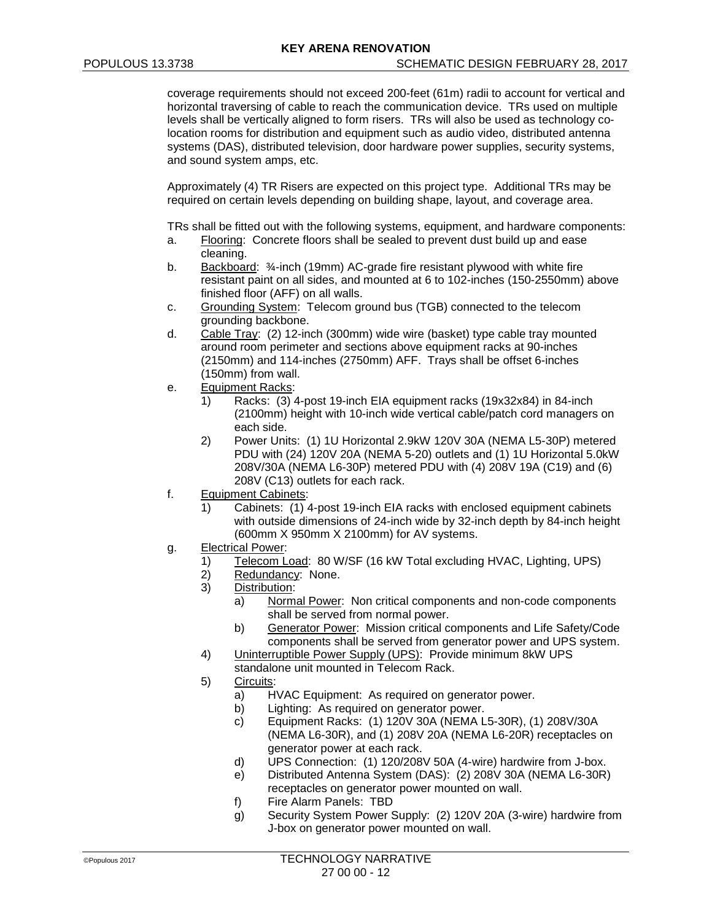coverage requirements should not exceed 200-feet (61m) radii to account for vertical and horizontal traversing of cable to reach the communication device. TRs used on multiple levels shall be vertically aligned to form risers. TRs will also be used as technology co-location rooms for distribution and equipment such as audio video, distributed antenna systems (DAS), distributed television, door hardware power supplies, security systems, and sound system amps, etc.

Approximately (4) TR Risers are expected on this project type. Additional TRs may be required on certain levels depending on building shape, layout, and coverage area.

TRs shall be fitted out with the following systems, equipment, and hardware components:

a. Flooring: Concrete floors shall be sealed to prevent dust build up and ease cleaning.
b. Backboard: ¾-inch (19mm) AC-grade fire resistant plywood with white fire resistant paint on all sides, and mounted at 6 to 102-inches (150-2550mm) above finished floor (AFF) on all walls.
c. Grounding System: Telecom ground bus (TGB) connected to the telecom grounding backbone.
d. Cable Tray: (2) 12-inch (300mm) wide wire (basket) type cable tray mounted around room perimeter and sections above equipment racks at 90-inches (2150mm) and 114-inches (2750mm) AFF. Trays shall be offset 6-inches (150mm) from wall.
e. Equipment Racks:
    1) Racks: (3) 4-post 19-inch EIA equipment racks (19x32x84) in 84-inch (2100mm) height with 10-inch wide vertical cable/patch cord managers on each side.
    2) Power Units: (1) 1U Horizontal 2.9kW 120V 30A (NEMA L5-30P) metered PDU with (24) 120V 20A (NEMA 5-20) outlets and (1) 1U Horizontal 5.0kW 208V/30A (NEMA L6-30P) metered PDU with (4) 208V 19A (C19) and (6) 208V (C13) outlets for each rack.
f. Equipment Cabinets:
    1) Cabinets: (1) 4-post 19-inch EIA racks with enclosed equipment cabinets with outside dimensions of 24-inch wide by 32-inch depth by 84-inch height (600mm X 950mm X 2100mm) for AV systems.
g. Electrical Power:
    1) Telecom Load: 80 W/SF (16 kW Total excluding HVAC, Lighting, UPS)
    2) Redundancy: None.
    3) Distribution:
        a) Normal Power: Non critical components and non-code components shall be served from normal power.
        b) Generator Power: Mission critical components and Life Safety/Code components shall be served from generator power and UPS system.
    4) Uninterruptible Power Supply (UPS): Provide minimum 8kW UPS standalone unit mounted in Telecom Rack.
    5) Circuits:
        a) HVAC Equipment: As required on generator power.
        b) Lighting: As required on generator power.
        c) Equipment Racks: (1) 120V 30A (NEMA L5-30R), (1) 208V/30A (NEMA L6-30R), and (1) 208V 20A (NEMA L6-20R) receptacles on generator power at each rack.
        d) UPS Connection: (1) 120/208V 50A (4-wire) hardwire from J-box.
        e) Distributed Antenna System (DAS): (2) 208V 30A (NEMA L6-30R) receptacles on generator power mounted on wall.
        f) Fire Alarm Panels: TBD
        g) Security System Power Supply: (2) 120V 20A (3-wire) hardwire from J-box on generator power mounted on wall.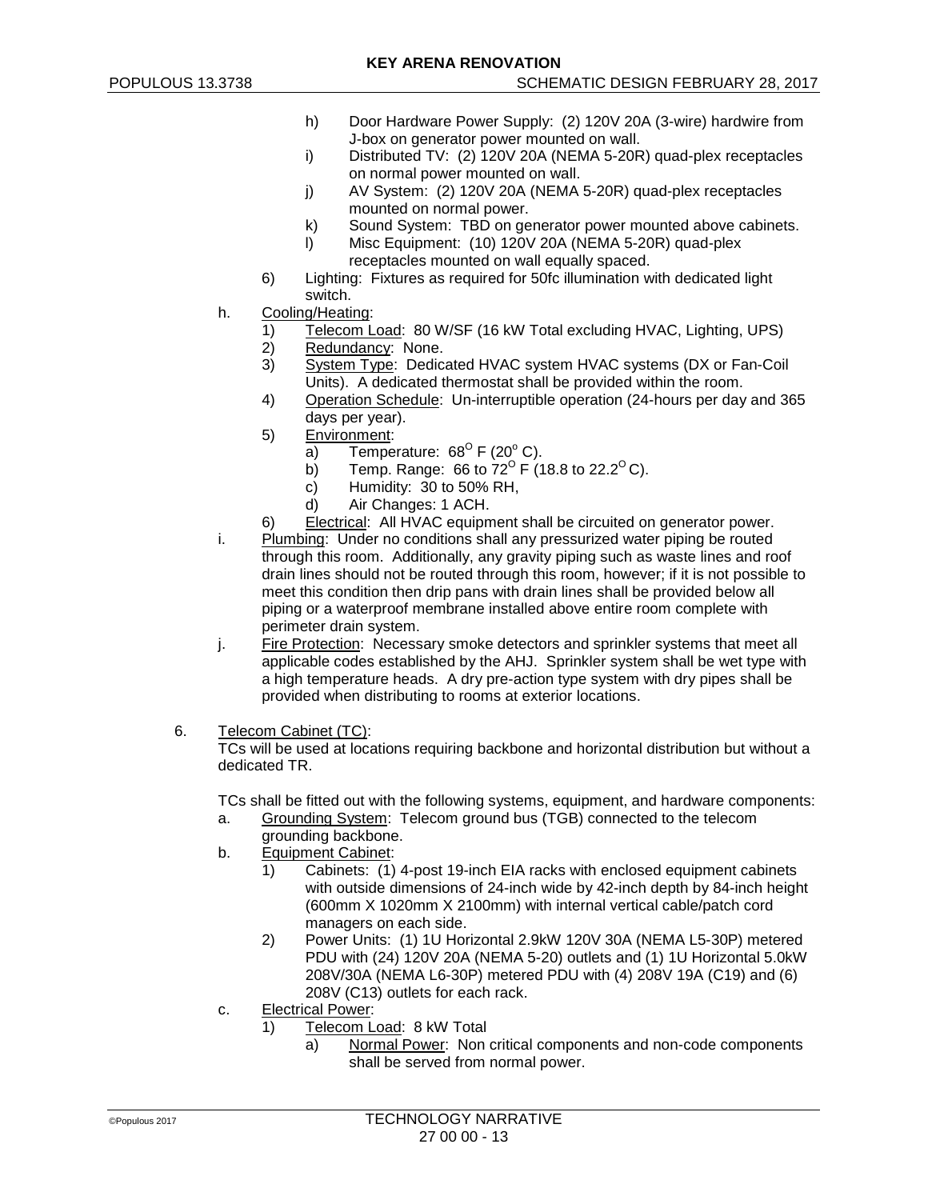h) Door Hardware Power Supply: (2) 120V 20A (3-wire) hardwire from J-box on generator power mounted on wall.

i) Distributed TV: (2) 120V 20A (NEMA 5-20R) quad-plex receptacles on normal power mounted on wall.

j) AV System: (2) 120V 20A (NEMA 5-20R) quad-plex receptacles mounted on normal power.

k) Sound System: TBD on generator power mounted above cabinets.

l) Misc Equipment: (10) 120V 20A (NEMA 5-20R) quad-plex receptacles mounted on wall equally spaced.

6) Lighting: Fixtures as required for 50fc illumination with dedicated light switch.

h. Cooling/Heating:

1) Telecom Load: 80 W/SF (16 kW Total excluding HVAC, Lighting, UPS)

2) Redundancy: None.

3) System Type: Dedicated HVAC system HVAC systems (DX or Fan-Coil Units). A dedicated thermostat shall be provided within the room.

4) Operation Schedule: Un-interruptible operation (24-hours per day and 365 days per year).

5) Environment:

a) Temperature: 68$^{O}$ F (20$^{o}$ C).

b) Temp. Range: 66 to 72$^{O}$ F (18.8 to 22.2$^{O}$ C).

c) Humidity: 30 to 50% RH,

d) Air Changes: 1 ACH.

6) Electrical: All HVAC equipment shall be circuited on generator power.

i. Plumbing: Under no conditions shall any pressurized water piping be routed through this room. Additionally, any gravity piping such as waste lines and roof drain lines should not be routed through this room, however; if it is not possible to meet this condition then drip pans with drain lines shall be provided below all piping or a waterproof membrane installed above entire room complete with perimeter drain system.

j. Fire Protection: Necessary smoke detectors and sprinkler systems that meet all applicable codes established by the AHJ. Sprinkler system shall be wet type with a high temperature heads. A dry pre-action type system with dry pipes shall be provided when distributing to rooms at exterior locations.

6. Telecom Cabinet (TC):

TCs will be used at locations requiring backbone and horizontal distribution but without a dedicated TR.

TCs shall be fitted out with the following systems, equipment, and hardware components:

a. Grounding System: Telecom ground bus (TGB) connected to the telecom grounding backbone.

b. Equipment Cabinet:

1) Cabinets: (1) 4-post 19-inch EIA racks with enclosed equipment cabinets with outside dimensions of 24-inch wide by 42-inch depth by 84-inch height (600mm X 1020mm X 2100mm) with internal vertical cable/patch cord managers on each side.

2) Power Units: (1) 1U Horizontal 2.9kW 120V 30A (NEMA L5-30P) metered PDU with (24) 120V 20A (NEMA 5-20) outlets and (1) 1U Horizontal 5.0kW 208V/30A (NEMA L6-30P) metered PDU with (4) 208V 19A (C19) and (6) 208V (C13) outlets for each rack.

c. Electrical Power:

1) Telecom Load: 8 kW Total

a) Normal Power: Non critical components and non-code components shall be served from normal power.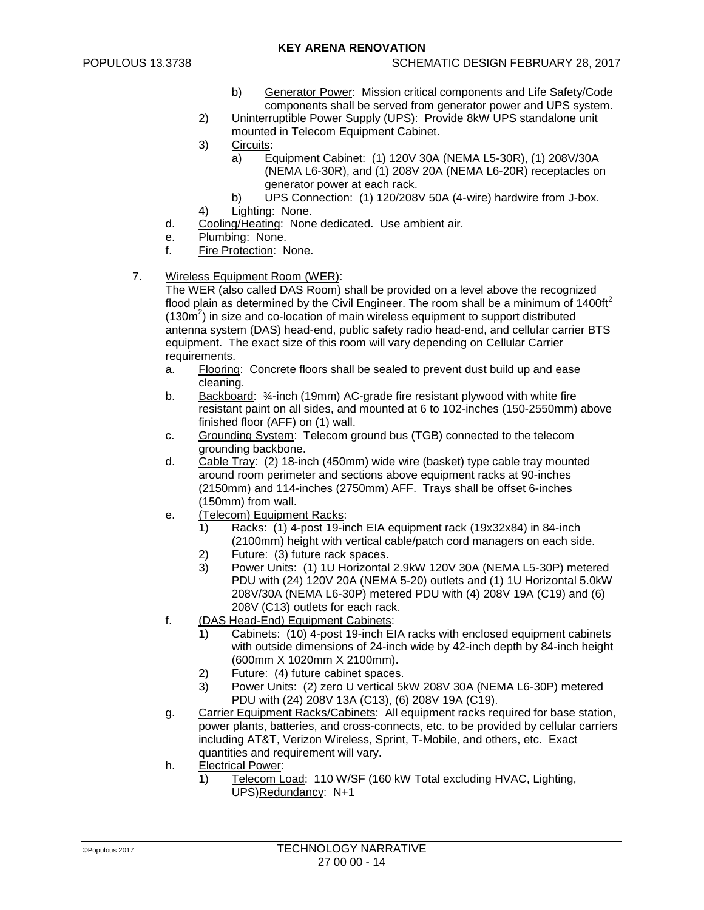b) Generator Power: Mission critical components and Life Safety/Code components shall be served from generator power and UPS system.

2) Uninterruptible Power Supply (UPS): Provide 8kW UPS standalone unit mounted in Telecom Equipment Cabinet.

3) Circuits:

a) Equipment Cabinet: (1) 120V 30A (NEMA L5-30R), (1) 208V/30A (NEMA L6-30R), and (1) 208V 20A (NEMA L6-20R) receptacles on generator power at each rack.

b) UPS Connection: (1) 120/208V 50A (4-wire) hardwire from J-box.

4) Lighting: None.

d. Cooling/Heating: None dedicated. Use ambient air.

e. Plumbing: None.

f. Fire Protection: None.

7. Wireless Equipment Room (WER):

The WER (also called DAS Room) shall be provided on a level above the recognized flood plain as determined by the Civil Engineer. The room shall be a minimum of 1400ft$^2$ (130m$^2$) in size and co-location of main wireless equipment to support distributed antenna system (DAS) head-end, public safety radio head-end, and cellular carrier BTS equipment. The exact size of this room will vary depending on Cellular Carrier requirements.

a. Flooring: Concrete floors shall be sealed to prevent dust build up and ease cleaning.

b. Backboard: ¾-inch (19mm) AC-grade fire resistant plywood with white fire resistant paint on all sides, and mounted at 6 to 102-inches (150-2550mm) above finished floor (AFF) on (1) wall.

c. Grounding System: Telecom ground bus (TGB) connected to the telecom grounding backbone.

d. Cable Tray: (2) 18-inch (450mm) wide wire (basket) type cable tray mounted around room perimeter and sections above equipment racks at 90-inches (2150mm) and 114-inches (2750mm) AFF. Trays shall be offset 6-inches (150mm) from wall.

e. (Telecom) Equipment Racks:

1) Racks: (1) 4-post 19-inch EIA equipment rack (19x32x84) in 84-inch (2100mm) height with vertical cable/patch cord managers on each side.

2) Future: (3) future rack spaces.

3) Power Units: (1) 1U Horizontal 2.9kW 120V 30A (NEMA L5-30P) metered PDU with (24) 120V 20A (NEMA 5-20) outlets and (1) 1U Horizontal 5.0kW 208V/30A (NEMA L6-30P) metered PDU with (4) 208V 19A (C19) and (6) 208V (C13) outlets for each rack.

f. (DAS Head-End) Equipment Cabinets:

1) Cabinets: (10) 4-post 19-inch EIA racks with enclosed equipment cabinets with outside dimensions of 24-inch wide by 42-inch depth by 84-inch height (600mm X 1020mm X 2100mm).

2) Future: (4) future cabinet spaces.

3) Power Units: (2) zero U vertical 5kW 208V 30A (NEMA L6-30P) metered PDU with (24) 208V 13A (C13), (6) 208V 19A (C19).

g. Carrier Equipment Racks/Cabinets: All equipment racks required for base station, power plants, batteries, and cross-connects, etc. to be provided by cellular carriers including AT&T, Verizon Wireless, Sprint, T-Mobile, and others, etc. Exact quantities and requirement will vary.

h. Electrical Power:

1) Telecom Load: 110 W/SF (160 kW Total excluding HVAC, Lighting, UPS)Redundancy: N+1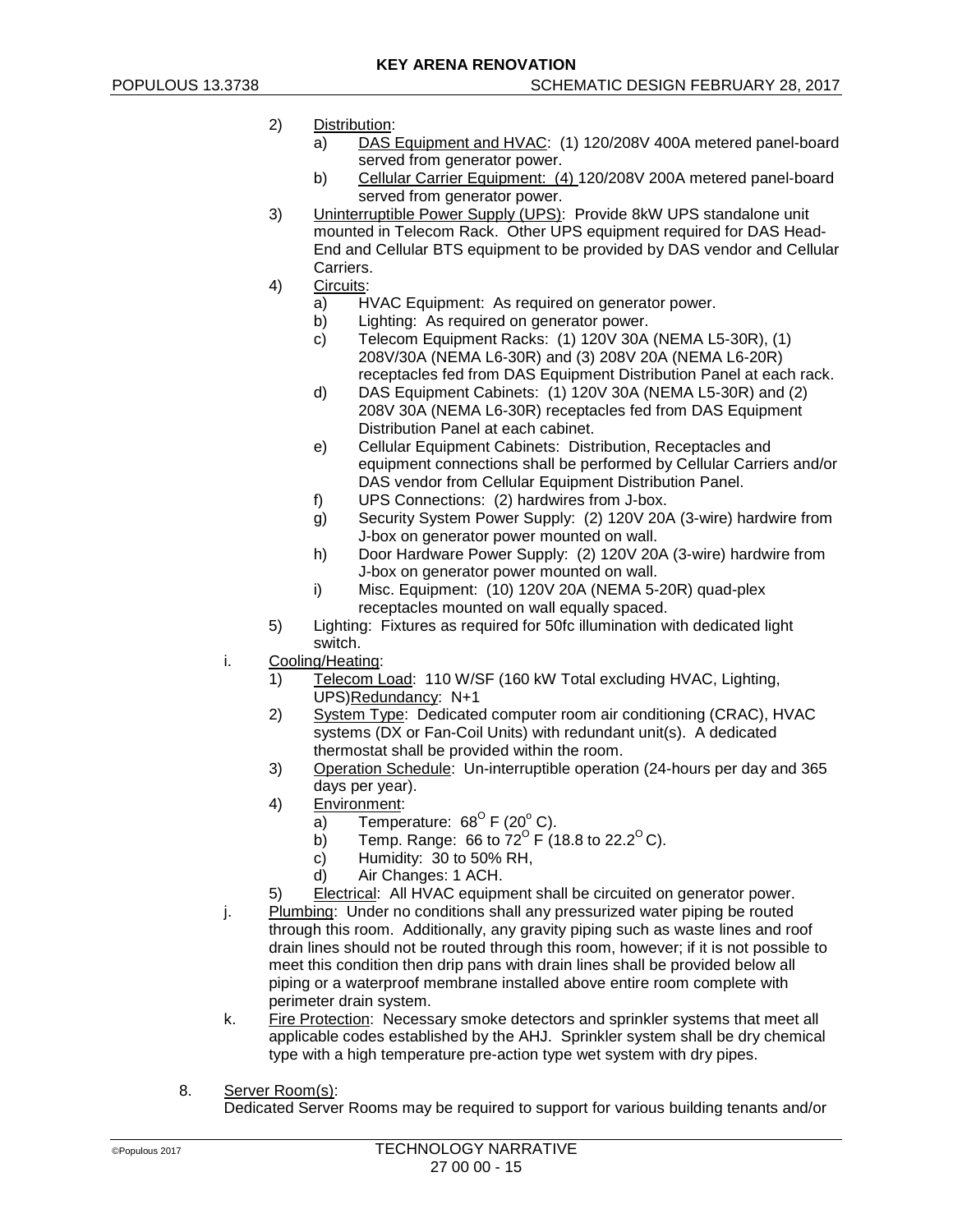2) Distribution:
   a) DAS Equipment and HVAC: (1) 120/208V 400A metered panel-board served from generator power.
   b) Cellular Carrier Equipment: (4) 120/208V 200A metered panel-board served from generator power.
3) Uninterruptible Power Supply (UPS): Provide 8kW UPS standalone unit mounted in Telecom Rack. Other UPS equipment required for DAS Head-End and Cellular BTS equipment to be provided by DAS vendor and Cellular Carriers.
4) Circuits:
   a) HVAC Equipment: As required on generator power.
   b) Lighting: As required on generator power.
   c) Telecom Equipment Racks: (1) 120V 30A (NEMA L5-30R), (1) 208V/30A (NEMA L6-30R) and (3) 208V 20A (NEMA L6-20R) receptacles fed from DAS Equipment Distribution Panel at each rack.
   d) DAS Equipment Cabinets: (1) 120V 30A (NEMA L5-30R) and (2) 208V 30A (NEMA L6-30R) receptacles fed from DAS Equipment Distribution Panel at each cabinet.
   e) Cellular Equipment Cabinets: Distribution, Receptacles and equipment connections shall be performed by Cellular Carriers and/or DAS vendor from Cellular Equipment Distribution Panel.
   f) UPS Connections: (2) hardwires from J-box.
   g) Security System Power Supply: (2) 120V 20A (3-wire) hardwire from J-box on generator power mounted on wall.
   h) Door Hardware Power Supply: (2) 120V 20A (3-wire) hardwire from J-box on generator power mounted on wall.
   i) Misc. Equipment: (10) 120V 20A (NEMA 5-20R) quad-plex receptacles mounted on wall equally spaced.
5) Lighting: Fixtures as required for 50fc illumination with dedicated light switch.

i. Cooling/Heating:
   1) Telecom Load: 110 W/SF (160 kW Total excluding HVAC, Lighting, UPS)Redundancy: N+1
   2) System Type: Dedicated computer room air conditioning (CRAC), HVAC systems (DX or Fan-Coil Units) with redundant unit(s). A dedicated thermostat shall be provided within the room.
   3) Operation Schedule: Un-interruptible operation (24-hours per day and 365 days per year).
   4) Environment:
      a) Temperature: 68$^{O}$ F (20$^{o}$ C).
      b) Temp. Range: 66 to 72$^{O}$ F (18.8 to 22.2$^{O}$ C).
      c) Humidity: 30 to 50% RH,
      d) Air Changes: 1 ACH.
   5) Electrical: All HVAC equipment shall be circuited on generator power.

j. Plumbing: Under no conditions shall any pressurized water piping be routed through this room. Additionally, any gravity piping such as waste lines and roof drain lines should not be routed through this room, however; if it is not possible to meet this condition then drip pans with drain lines shall be provided below all piping or a waterproof membrane installed above entire room complete with perimeter drain system.

k. Fire Protection: Necessary smoke detectors and sprinkler systems that meet all applicable codes established by the AHJ. Sprinkler system shall be dry chemical type with a high temperature pre-action type wet system with dry pipes.

8. Server Room(s):
Dedicated Server Rooms may be required to support for various building tenants and/or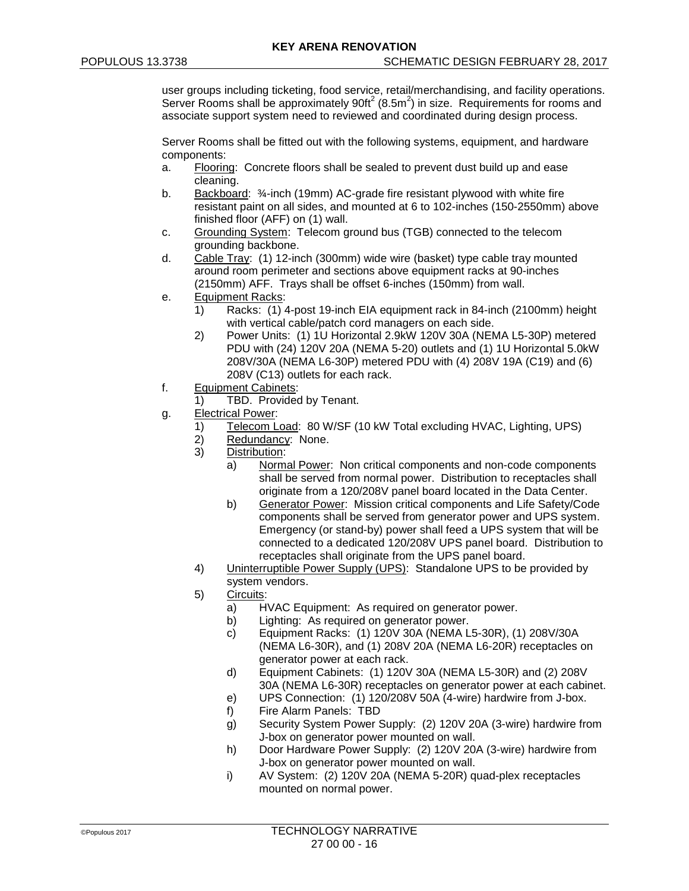user groups including ticketing, food service, retail/merchandising, and facility operations. Server Rooms shall be approximately 90ft$^2$ (8.5m$^2$) in size. Requirements for rooms and associate support system need to reviewed and coordinated during design process.

Server Rooms shall be fitted out with the following systems, equipment, and hardware components:

a. Flooring: Concrete floors shall be sealed to prevent dust build up and ease cleaning.
b. Backboard: ¾-inch (19mm) AC-grade fire resistant plywood with white fire resistant paint on all sides, and mounted at 6 to 102-inches (150-2550mm) above finished floor (AFF) on (1) wall.
c. Grounding System: Telecom ground bus (TGB) connected to the telecom grounding backbone.
d. Cable Tray: (1) 12-inch (300mm) wide wire (basket) type cable tray mounted around room perimeter and sections above equipment racks at 90-inches (2150mm) AFF. Trays shall be offset 6-inches (150mm) from wall.
e. Equipment Racks:
    1) Racks: (1) 4-post 19-inch EIA equipment rack in 84-inch (2100mm) height with vertical cable/patch cord managers on each side.
    2) Power Units: (1) 1U Horizontal 2.9kW 120V 30A (NEMA L5-30P) metered PDU with (24) 120V 20A (NEMA 5-20) outlets and (1) 1U Horizontal 5.0kW 208V/30A (NEMA L6-30P) metered PDU with (4) 208V 19A (C19) and (6) 208V (C13) outlets for each rack.
f. Equipment Cabinets:
    1) TBD. Provided by Tenant.
g. Electrical Power:
    1) Telecom Load: 80 W/SF (10 kW Total excluding HVAC, Lighting, UPS)
    2) Redundancy: None.
    3) Distribution:
        a) Normal Power: Non critical components and non-code components shall be served from normal power. Distribution to receptacles shall originate from a 120/208V panel board located in the Data Center.
        b) Generator Power: Mission critical components and Life Safety/Code components shall be served from generator power and UPS system. Emergency (or stand-by) power shall feed a UPS system that will be connected to a dedicated 120/208V UPS panel board. Distribution to receptacles shall originate from the UPS panel board.
    4) Uninterruptible Power Supply (UPS): Standalone UPS to be provided by system vendors.
    5) Circuits:
        a) HVAC Equipment: As required on generator power.
        b) Lighting: As required on generator power.
        c) Equipment Racks: (1) 120V 30A (NEMA L5-30R), (1) 208V/30A (NEMA L6-30R), and (1) 208V 20A (NEMA L6-20R) receptacles on generator power at each rack.
        d) Equipment Cabinets: (1) 120V 30A (NEMA L5-30R) and (2) 208V 30A (NEMA L6-30R) receptacles on generator power at each cabinet.
        e) UPS Connection: (1) 120/208V 50A (4-wire) hardwire from J-box.
        f) Fire Alarm Panels: TBD
        g) Security System Power Supply: (2) 120V 20A (3-wire) hardwire from J-box on generator power mounted on wall.
        h) Door Hardware Power Supply: (2) 120V 20A (3-wire) hardwire from J-box on generator power mounted on wall.
        i) AV System: (2) 120V 20A (NEMA 5-20R) quad-plex receptacles mounted on normal power.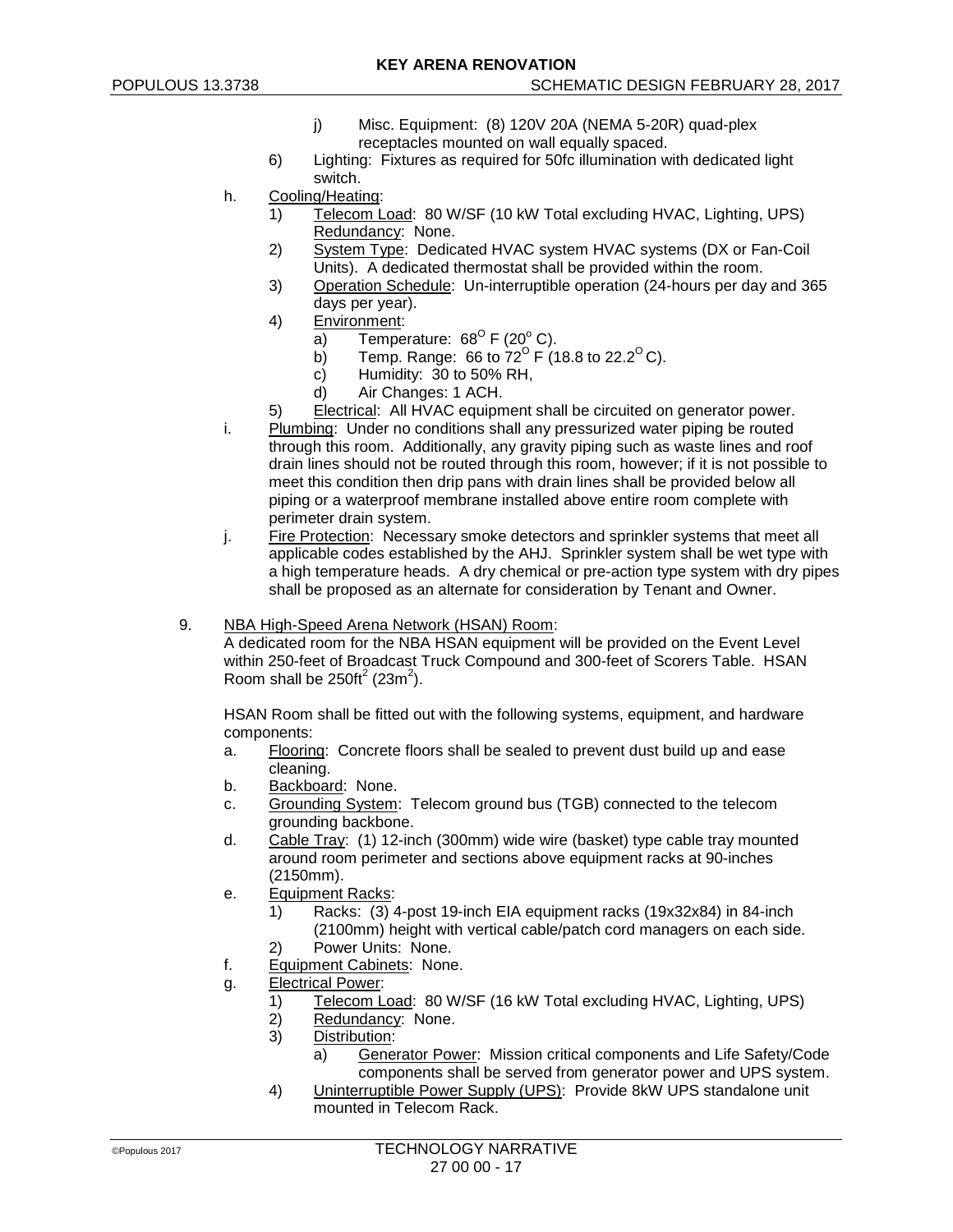j) Misc. Equipment: (8) 120V 20A (NEMA 5-20R) quad-plex receptacles mounted on wall equally spaced.

6) Lighting: Fixtures as required for 50fc illumination with dedicated light switch.

h. Cooling/Heating:
   1) Telecom Load: 80 W/SF (10 kW Total excluding HVAC, Lighting, UPS) Redundancy: None.
   2) System Type: Dedicated HVAC system HVAC systems (DX or Fan-Coil Units). A dedicated thermostat shall be provided within the room.
   3) Operation Schedule: Un-interruptible operation (24-hours per day and 365 days per year).
   4) Environment:
      a) Temperature: 68$^{O}$ F (20$^{o}$ C).
      b) Temp. Range: 66 to 72$^{O}$ F (18.8 to 22.2$^{O}$ C).
      c) Humidity: 30 to 50% RH,
      d) Air Changes: 1 ACH.
   5) Electrical: All HVAC equipment shall be circuited on generator power.

i. Plumbing: Under no conditions shall any pressurized water piping be routed through this room. Additionally, any gravity piping such as waste lines and roof drain lines should not be routed through this room, however; if it is not possible to meet this condition then drip pans with drain lines shall be provided below all piping or a waterproof membrane installed above entire room complete with perimeter drain system.

j. Fire Protection: Necessary smoke detectors and sprinkler systems that meet all applicable codes established by the AHJ. Sprinkler system shall be wet type with a high temperature heads. A dry chemical or pre-action type system with dry pipes shall be proposed as an alternate for consideration by Tenant and Owner.

9. NBA High-Speed Arena Network (HSAN) Room:

A dedicated room for the NBA HSAN equipment will be provided on the Event Level within 250-feet of Broadcast Truck Compound and 300-feet of Scorers Table. HSAN Room shall be 250ft$^{2}$ (23m$^{2}$).

HSAN Room shall be fitted out with the following systems, equipment, and hardware components:

a. Flooring: Concrete floors shall be sealed to prevent dust build up and ease cleaning.

b. Backboard: None.

c. Grounding System: Telecom ground bus (TGB) connected to the telecom grounding backbone.

d. Cable Tray: (1) 12-inch (300mm) wide wire (basket) type cable tray mounted around room perimeter and sections above equipment racks at 90-inches (2150mm).

e. Equipment Racks:
   1) Racks: (3) 4-post 19-inch EIA equipment racks (19x32x84) in 84-inch (2100mm) height with vertical cable/patch cord managers on each side.
   2) Power Units: None.

f. Equipment Cabinets: None.

g. Electrical Power:
   1) Telecom Load: 80 W/SF (16 kW Total excluding HVAC, Lighting, UPS)
   2) Redundancy: None.
   3) Distribution:
      a) Generator Power: Mission critical components and Life Safety/Code components shall be served from generator power and UPS system.
   4) Uninterruptible Power Supply (UPS): Provide 8kW UPS standalone unit mounted in Telecom Rack.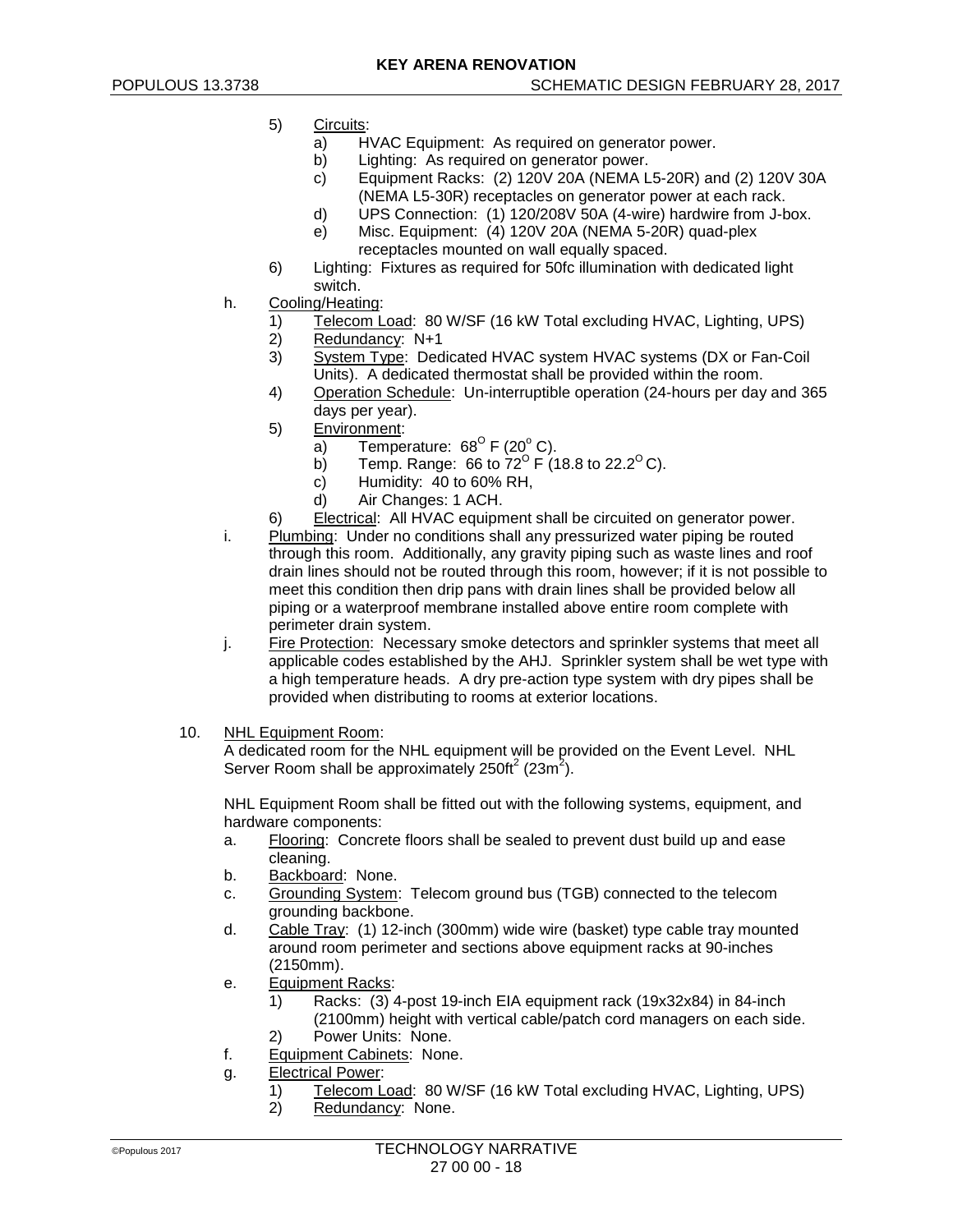5) Circuits:
   a) HVAC Equipment: As required on generator power.
   b) Lighting: As required on generator power.
   c) Equipment Racks: (2) 120V 20A (NEMA L5-20R) and (2) 120V 30A (NEMA L5-30R) receptacles on generator power at each rack.
   d) UPS Connection: (1) 120/208V 50A (4-wire) hardwire from J-box.
   e) Misc. Equipment: (4) 120V 20A (NEMA 5-20R) quad-plex receptacles mounted on wall equally spaced.

6) Lighting: Fixtures as required for 50fc illumination with dedicated light switch.

h. Cooling/Heating:
   1) Telecom Load: 80 W/SF (16 kW Total excluding HVAC, Lighting, UPS)
   2) Redundancy: N+1
   3) System Type: Dedicated HVAC system HVAC systems (DX or Fan-Coil Units). A dedicated thermostat shall be provided within the room.
   4) Operation Schedule: Un-interruptible operation (24-hours per day and 365 days per year).
   5) Environment:
      a) Temperature: $68^{O}$ F ($20^{o}$ C).
      b) Temp. Range: 66 to $72^{O}$ F (18.8 to $22.2^{O}$ C).
      c) Humidity: 40 to 60% RH,
      d) Air Changes: 1 ACH.
   6) Electrical: All HVAC equipment shall be circuited on generator power.

i. Plumbing: Under no conditions shall any pressurized water piping be routed through this room. Additionally, any gravity piping such as waste lines and roof drain lines should not be routed through this room, however; if it is not possible to meet this condition then drip pans with drain lines shall be provided below all piping or a waterproof membrane installed above entire room complete with perimeter drain system.

j. Fire Protection: Necessary smoke detectors and sprinkler systems that meet all applicable codes established by the AHJ. Sprinkler system shall be wet type with a high temperature heads. A dry pre-action type system with dry pipes shall be provided when distributing to rooms at exterior locations.

10. NHL Equipment Room:

A dedicated room for the NHL equipment will be provided on the Event Level. NHL Server Room shall be approximately 250ft$^2$ (23m$^2$).

NHL Equipment Room shall be fitted out with the following systems, equipment, and hardware components:

a. Flooring: Concrete floors shall be sealed to prevent dust build up and ease cleaning.
b. Backboard: None.
c. Grounding System: Telecom ground bus (TGB) connected to the telecom grounding backbone.
d. Cable Tray: (1) 12-inch (300mm) wide wire (basket) type cable tray mounted around room perimeter and sections above equipment racks at 90-inches (2150mm).
e. Equipment Racks:
   1) Racks: (3) 4-post 19-inch EIA equipment rack (19x32x84) in 84-inch (2100mm) height with vertical cable/patch cord managers on each side.
   2) Power Units: None.
f. Equipment Cabinets: None.
g. Electrical Power:
   1) Telecom Load: 80 W/SF (16 kW Total excluding HVAC, Lighting, UPS)
   2) Redundancy: None.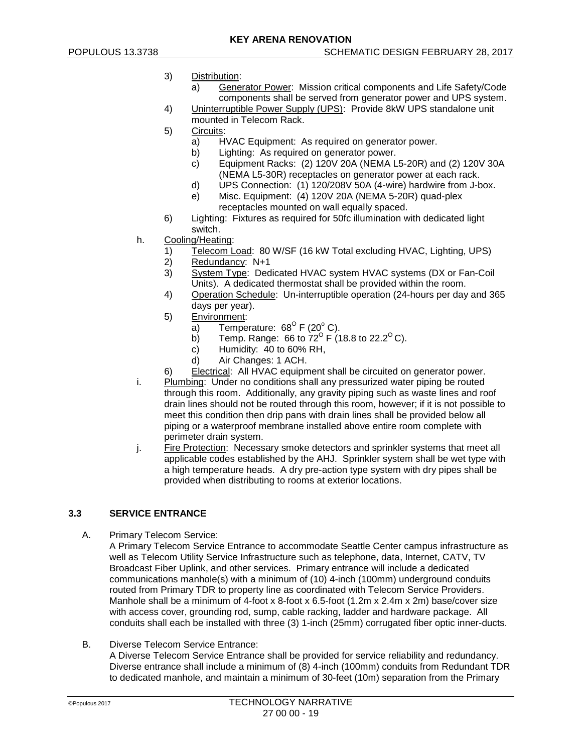3) Distribution:
   a) Generator Power: Mission critical components and Life Safety/Code components shall be served from generator power and UPS system.
4) Uninterruptible Power Supply (UPS): Provide 8kW UPS standalone unit mounted in Telecom Rack.
5) Circuits:
   a) HVAC Equipment: As required on generator power.
   b) Lighting: As required on generator power.
   c) Equipment Racks: (2) 120V 20A (NEMA L5-20R) and (2) 120V 30A (NEMA L5-30R) receptacles on generator power at each rack.
   d) UPS Connection: (1) 120/208V 50A (4-wire) hardwire from J-box.
   e) Misc. Equipment: (4) 120V 20A (NEMA 5-20R) quad-plex receptacles mounted on wall equally spaced.
6) Lighting: Fixtures as required for 50fc illumination with dedicated light switch.

h. Cooling/Heating:
   1) Telecom Load: 80 W/SF (16 kW Total excluding HVAC, Lighting, UPS)
   2) Redundancy: N+1
   3) System Type: Dedicated HVAC system HVAC systems (DX or Fan-Coil Units). A dedicated thermostat shall be provided within the room.
   4) Operation Schedule: Un-interruptible operation (24-hours per day and 365 days per year).
   5) Environment:
      a) Temperature: $68^{O}$ F ($20^{o}$ C).
      b) Temp. Range: 66 to $72^{O}$ F (18.8 to $22.2^{O}$ C).
      c) Humidity: 40 to 60% RH,
      d) Air Changes: 1 ACH.
   6) Electrical: All HVAC equipment shall be circuited on generator power.

i. Plumbing: Under no conditions shall any pressurized water piping be routed through this room. Additionally, any gravity piping such as waste lines and roof drain lines should not be routed through this room, however; if it is not possible to meet this condition then drip pans with drain lines shall be provided below all piping or a waterproof membrane installed above entire room complete with perimeter drain system.

j. Fire Protection: Necessary smoke detectors and sprinkler systems that meet all applicable codes established by the AHJ. Sprinkler system shall be wet type with a high temperature heads. A dry pre-action type system with dry pipes shall be provided when distributing to rooms at exterior locations.

## 3.3 SERVICE ENTRANCE

A. Primary Telecom Service:
A Primary Telecom Service Entrance to accommodate Seattle Center campus infrastructure as well as Telecom Utility Service Infrastructure such as telephone, data, Internet, CATV, TV Broadcast Fiber Uplink, and other services. Primary entrance will include a dedicated communications manhole(s) with a minimum of (10) 4-inch (100mm) underground conduits routed from Primary TDR to property line as coordinated with Telecom Service Providers. Manhole shall be a minimum of 4-foot x 8-foot x 6.5-foot (1.2m x 2.4m x 2m) base/cover size with access cover, grounding rod, sump, cable racking, ladder and hardware package. All conduits shall each be installed with three (3) 1-inch (25mm) corrugated fiber optic inner-ducts.

B. Diverse Telecom Service Entrance:
A Diverse Telecom Service Entrance shall be provided for service reliability and redundancy. Diverse entrance shall include a minimum of (8) 4-inch (100mm) conduits from Redundant TDR to dedicated manhole, and maintain a minimum of 30-feet (10m) separation from the Primary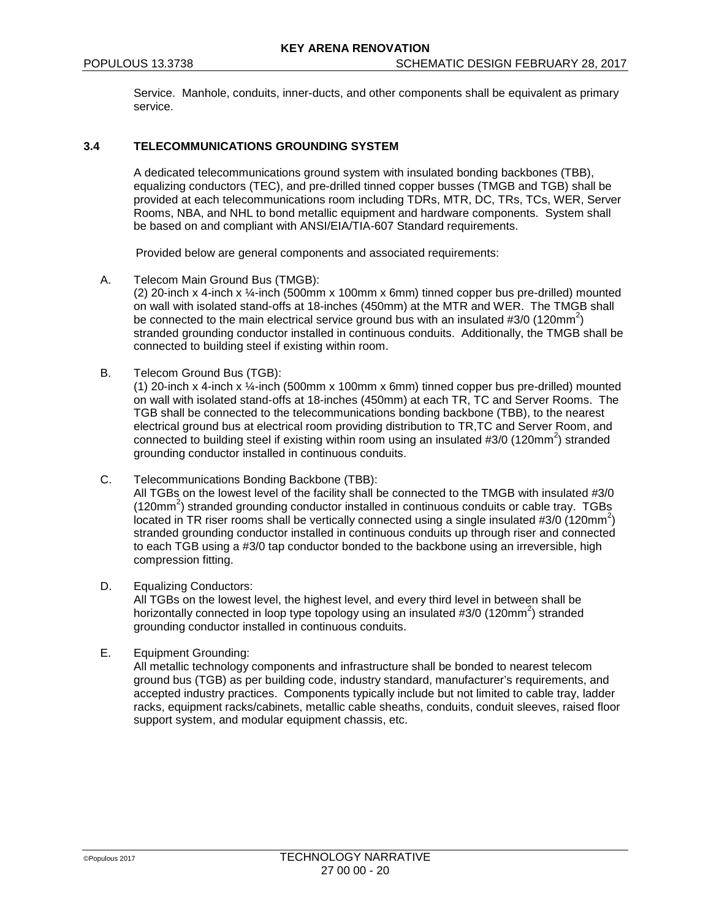Service. Manhole, conduits, inner-ducts, and other components shall be equivalent as primary service.

### 3.4 TELECOMMUNICATIONS GROUNDING SYSTEM

A dedicated telecommunications ground system with insulated bonding backbones (TBB), equalizing conductors (TEC), and pre-drilled tinned copper busses (TMGB and TGB) shall be provided at each telecommunications room including TDRs, MTR, DC, TRs, TCs, WER, Server Rooms, NBA, and NHL to bond metallic equipment and hardware components. System shall be based on and compliant with ANSI/EIA/TIA-607 Standard requirements.

Provided below are general components and associated requirements:

A. Telecom Main Ground Bus (TMGB):
(2) 20-inch x 4-inch x ¼-inch (500mm x 100mm x 6mm) tinned copper bus pre-drilled) mounted on wall with isolated stand-offs at 18-inches (450mm) at the MTR and WER. The TMGB shall be connected to the main electrical service ground bus with an insulated #3/0 (120mm$^2$) stranded grounding conductor installed in continuous conduits. Additionally, the TMGB shall be connected to building steel if existing within room.

B. Telecom Ground Bus (TGB):
(1) 20-inch x 4-inch x ¼-inch (500mm x 100mm x 6mm) tinned copper bus pre-drilled) mounted on wall with isolated stand-offs at 18-inches (450mm) at each TR, TC and Server Rooms. The TGB shall be connected to the telecommunications bonding backbone (TBB), to the nearest electrical ground bus at electrical room providing distribution to TR,TC and Server Room, and connected to building steel if existing within room using an insulated #3/0 (120mm$^2$) stranded grounding conductor installed in continuous conduits.

C. Telecommunications Bonding Backbone (TBB):
All TGBs on the lowest level of the facility shall be connected to the TMGB with insulated #3/0 (120mm$^2$) stranded grounding conductor installed in continuous conduits or cable tray. TGBs located in TR riser rooms shall be vertically connected using a single insulated #3/0 (120mm$^2$) stranded grounding conductor installed in continuous conduits up through riser and connected to each TGB using a #3/0 tap conductor bonded to the backbone using an irreversible, high compression fitting.

D. Equalizing Conductors:
All TGBs on the lowest level, the highest level, and every third level in between shall be horizontally connected in loop type topology using an insulated #3/0 (120mm$^2$) stranded grounding conductor installed in continuous conduits.

E. Equipment Grounding:
All metallic technology components and infrastructure shall be bonded to nearest telecom ground bus (TGB) as per building code, industry standard, manufacturer's requirements, and accepted industry practices. Components typically include but not limited to cable tray, ladder racks, equipment racks/cabinets, metallic cable sheaths, conduits, conduit sleeves, raised floor support system, and modular equipment chassis, etc.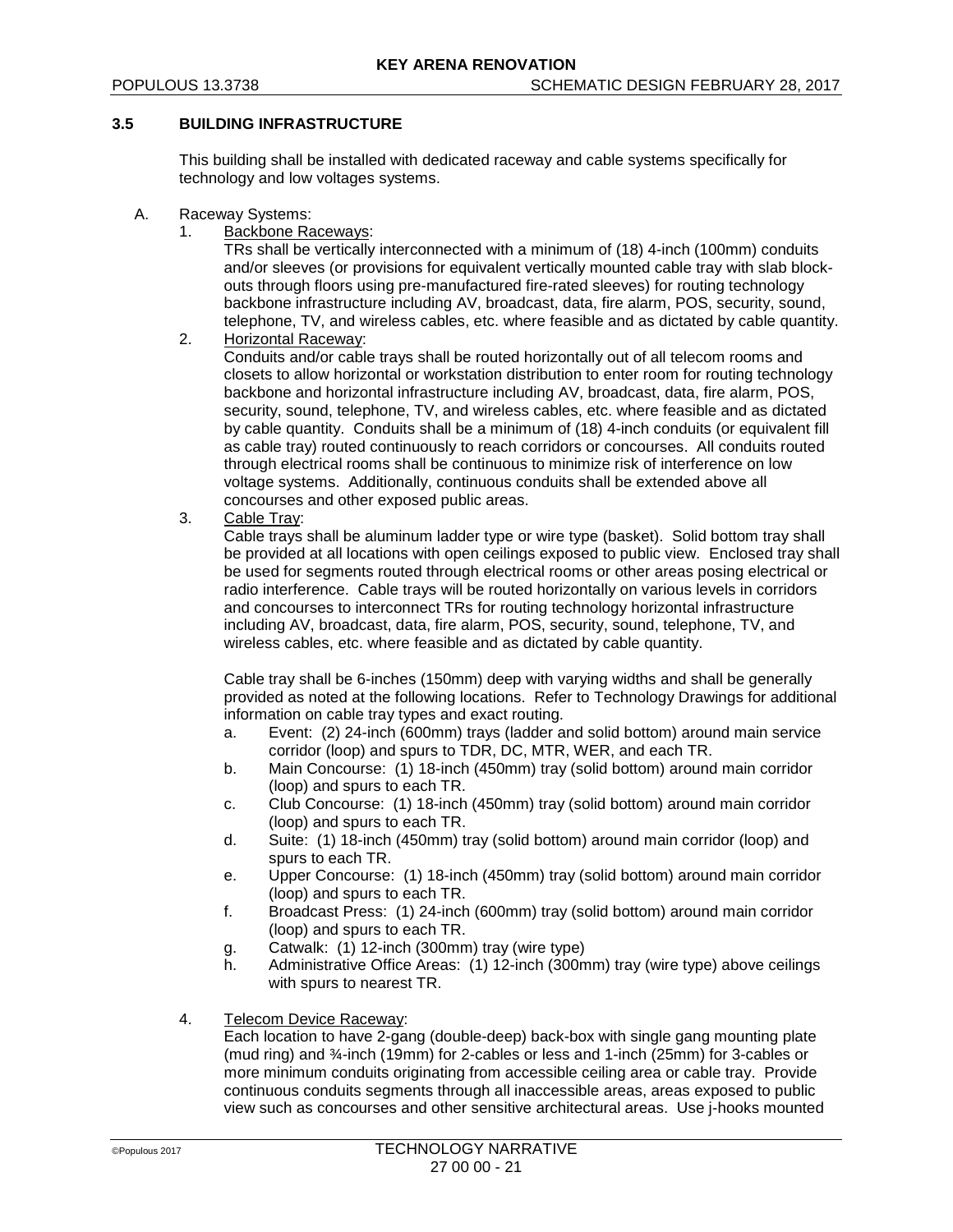## 3.5 BUILDING INFRASTRUCTURE

This building shall be installed with dedicated raceway and cable systems specifically for technology and low voltages systems.

A. Raceway Systems:

1. Backbone Raceways:
   TRs shall be vertically interconnected with a minimum of (18) 4-inch (100mm) conduits and/or sleeves (or provisions for equivalent vertically mounted cable tray with slab block-outs through floors using pre-manufactured fire-rated sleeves) for routing technology backbone infrastructure including AV, broadcast, data, fire alarm, POS, security, sound, telephone, TV, and wireless cables, etc. where feasible and as dictated by cable quantity.

2. Horizontal Raceway:
   Conduits and/or cable trays shall be routed horizontally out of all telecom rooms and closets to allow horizontal or workstation distribution to enter room for routing technology backbone and horizontal infrastructure including AV, broadcast, data, fire alarm, POS, security, sound, telephone, TV, and wireless cables, etc. where feasible and as dictated by cable quantity. Conduits shall be a minimum of (18) 4-inch conduits (or equivalent fill as cable tray) routed continuously to reach corridors or concourses. All conduits routed through electrical rooms shall be continuous to minimize risk of interference on low voltage systems. Additionally, continuous conduits shall be extended above all concourses and other exposed public areas.

3. Cable Tray:
   Cable trays shall be aluminum ladder type or wire type (basket). Solid bottom tray shall be provided at all locations with open ceilings exposed to public view. Enclosed tray shall be used for segments routed through electrical rooms or other areas posing electrical or radio interference. Cable trays will be routed horizontally on various levels in corridors and concourses to interconnect TRs for routing technology horizontal infrastructure including AV, broadcast, data, fire alarm, POS, security, sound, telephone, TV, and wireless cables, etc. where feasible and as dictated by cable quantity.

   Cable tray shall be 6-inches (150mm) deep with varying widths and shall be generally provided as noted at the following locations. Refer to Technology Drawings for additional information on cable tray types and exact routing.

   a. Event: (2) 24-inch (600mm) trays (ladder and solid bottom) around main service corridor (loop) and spurs to TDR, DC, MTR, WER, and each TR.
   b. Main Concourse: (1) 18-inch (450mm) tray (solid bottom) around main corridor (loop) and spurs to each TR.
   c. Club Concourse: (1) 18-inch (450mm) tray (solid bottom) around main corridor (loop) and spurs to each TR.
   d. Suite: (1) 18-inch (450mm) tray (solid bottom) around main corridor (loop) and spurs to each TR.
   e. Upper Concourse: (1) 18-inch (450mm) tray (solid bottom) around main corridor (loop) and spurs to each TR.
   f. Broadcast Press: (1) 24-inch (600mm) tray (solid bottom) around main corridor (loop) and spurs to each TR.
   g. Catwalk: (1) 12-inch (300mm) tray (wire type)
   h. Administrative Office Areas: (1) 12-inch (300mm) tray (wire type) above ceilings with spurs to nearest TR.

4. Telecom Device Raceway:
   Each location to have 2-gang (double-deep) back-box with single gang mounting plate (mud ring) and ¾-inch (19mm) for 2-cables or less and 1-inch (25mm) for 3-cables or more minimum conduits originating from accessible ceiling area or cable tray. Provide continuous conduits segments through all inaccessible areas, areas exposed to public view such as concourses and other sensitive architectural areas. Use j-hooks mounted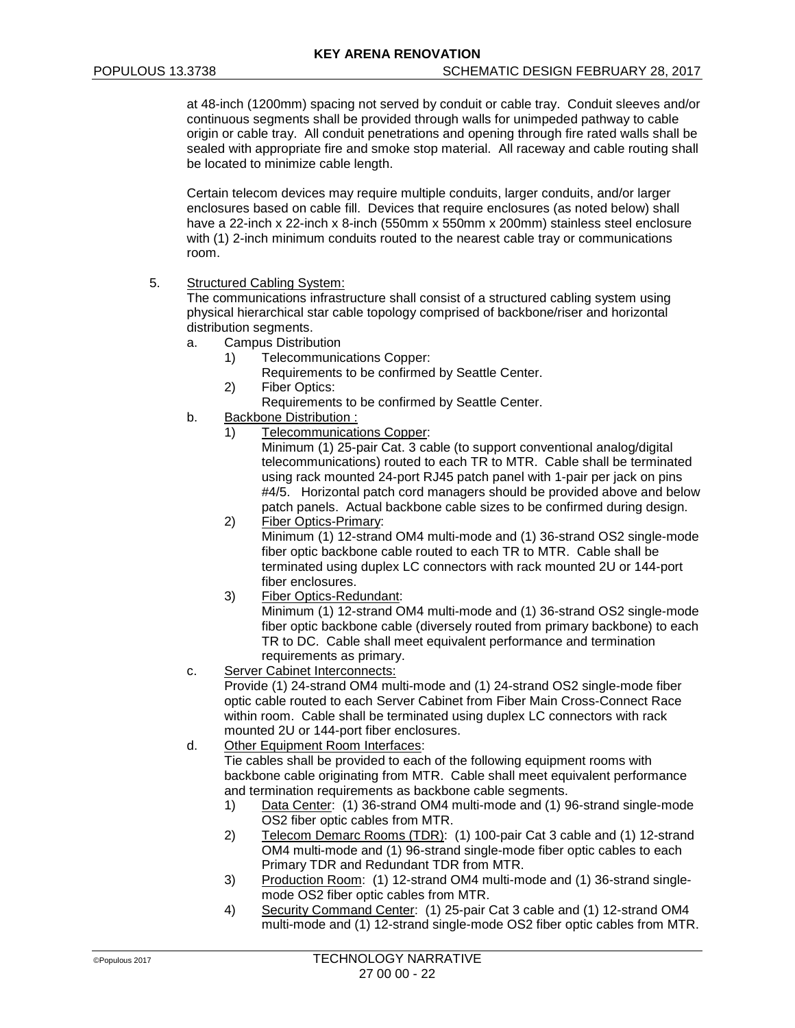at 48-inch (1200mm) spacing not served by conduit or cable tray. Conduit sleeves and/or continuous segments shall be provided through walls for unimpeded pathway to cable origin or cable tray. All conduit penetrations and opening through fire rated walls shall be sealed with appropriate fire and smoke stop material. All raceway and cable routing shall be located to minimize cable length.

Certain telecom devices may require multiple conduits, larger conduits, and/or larger enclosures based on cable fill. Devices that require enclosures (as noted below) shall have a 22-inch x 22-inch x 8-inch (550mm x 550mm x 200mm) stainless steel enclosure with (1) 2-inch minimum conduits routed to the nearest cable tray or communications room.

5. Structured Cabling System:
   The communications infrastructure shall consist of a structured cabling system using physical hierarchical star cable topology comprised of backbone/riser and horizontal distribution segments.
   a. Campus Distribution
      1) Telecommunications Copper:
         Requirements to be confirmed by Seattle Center.
      2) Fiber Optics:
         Requirements to be confirmed by Seattle Center.
   b. Backbone Distribution :
      1) Telecommunications Copper:
         Minimum (1) 25-pair Cat. 3 cable (to support conventional analog/digital telecommunications) routed to each TR to MTR. Cable shall be terminated using rack mounted 24-port RJ45 patch panel with 1-pair per jack on pins #4/5. Horizontal patch cord managers should be provided above and below patch panels. Actual backbone cable sizes to be confirmed during design.
      2) Fiber Optics-Primary:
         Minimum (1) 12-strand OM4 multi-mode and (1) 36-strand OS2 single-mode fiber optic backbone cable routed to each TR to MTR. Cable shall be terminated using duplex LC connectors with rack mounted 2U or 144-port fiber enclosures.
      3) Fiber Optics-Redundant:
         Minimum (1) 12-strand OM4 multi-mode and (1) 36-strand OS2 single-mode fiber optic backbone cable (diversely routed from primary backbone) to each TR to DC. Cable shall meet equivalent performance and termination requirements as primary.
   c. Server Cabinet Interconnects:
      Provide (1) 24-strand OM4 multi-mode and (1) 24-strand OS2 single-mode fiber optic cable routed to each Server Cabinet from Fiber Main Cross-Connect Race within room. Cable shall be terminated using duplex LC connectors with rack mounted 2U or 144-port fiber enclosures.
   d. Other Equipment Room Interfaces:
      Tie cables shall be provided to each of the following equipment rooms with backbone cable originating from MTR. Cable shall meet equivalent performance and termination requirements as backbone cable segments.
      1) Data Center: (1) 36-strand OM4 multi-mode and (1) 96-strand single-mode OS2 fiber optic cables from MTR.
      2) Telecom Demarc Rooms (TDR): (1) 100-pair Cat 3 cable and (1) 12-strand OM4 multi-mode and (1) 96-strand single-mode fiber optic cables to each Primary TDR and Redundant TDR from MTR.
      3) Production Room: (1) 12-strand OM4 multi-mode and (1) 36-strand single-mode OS2 fiber optic cables from MTR.
      4) Security Command Center: (1) 25-pair Cat 3 cable and (1) 12-strand OM4 multi-mode and (1) 12-strand single-mode OS2 fiber optic cables from MTR.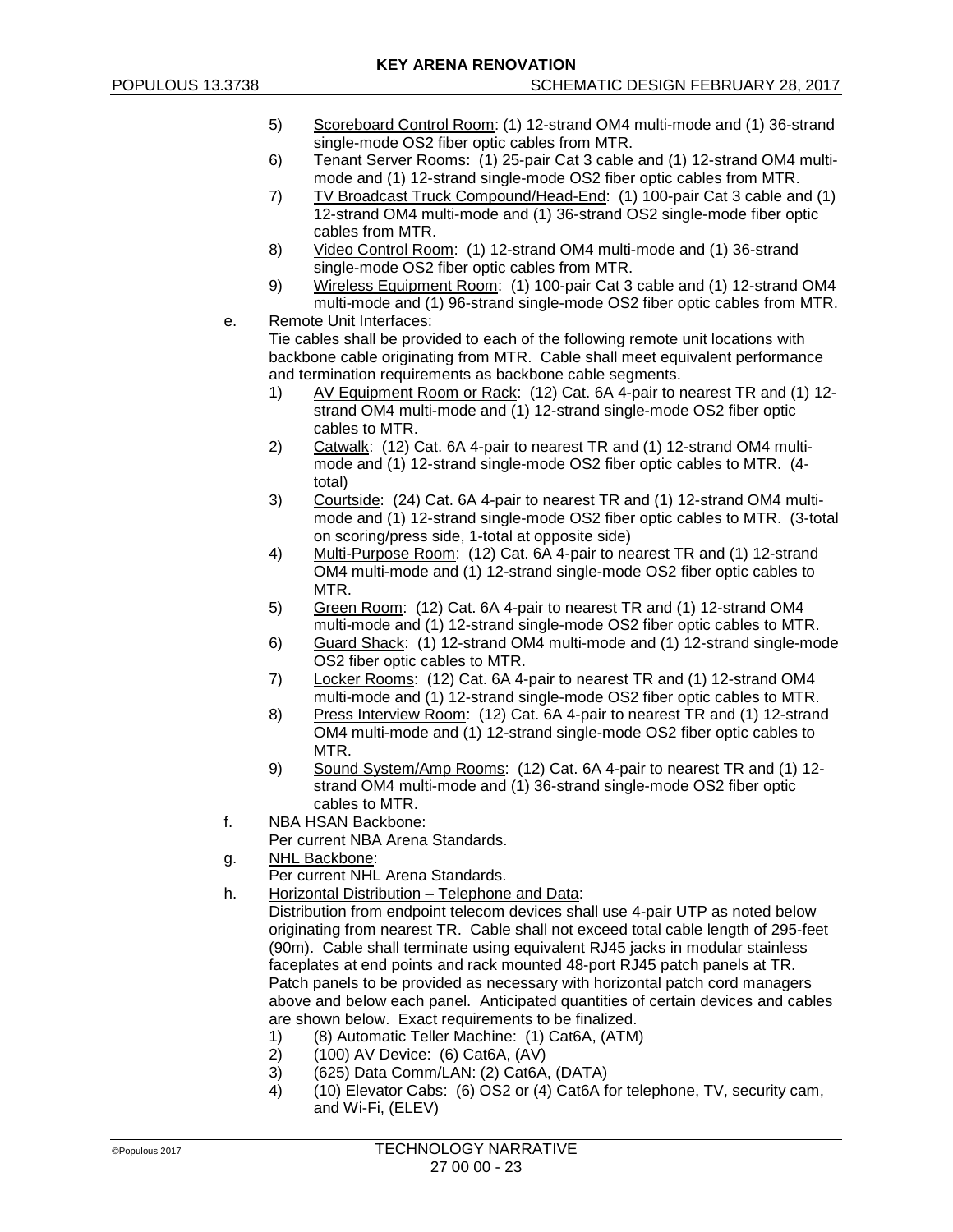5) Scoreboard Control Room: (1) 12-strand OM4 multi-mode and (1) 36-strand single-mode OS2 fiber optic cables from MTR.
6) Tenant Server Rooms: (1) 25-pair Cat 3 cable and (1) 12-strand OM4 multi-mode and (1) 12-strand single-mode OS2 fiber optic cables from MTR.
7) TV Broadcast Truck Compound/Head-End: (1) 100-pair Cat 3 cable and (1) 12-strand OM4 multi-mode and (1) 36-strand OS2 single-mode fiber optic cables from MTR.
8) Video Control Room: (1) 12-strand OM4 multi-mode and (1) 36-strand single-mode OS2 fiber optic cables from MTR.
9) Wireless Equipment Room: (1) 100-pair Cat 3 cable and (1) 12-strand OM4 multi-mode and (1) 96-strand single-mode OS2 fiber optic cables from MTR.

e. Remote Unit Interfaces:
Tie cables shall be provided to each of the following remote unit locations with backbone cable originating from MTR. Cable shall meet equivalent performance and termination requirements as backbone cable segments.
1) AV Equipment Room or Rack: (12) Cat. 6A 4-pair to nearest TR and (1) 12-strand OM4 multi-mode and (1) 12-strand single-mode OS2 fiber optic cables to MTR.
2) Catwalk: (12) Cat. 6A 4-pair to nearest TR and (1) 12-strand OM4 multi-mode and (1) 12-strand single-mode OS2 fiber optic cables to MTR. (4-total)
3) Courtside: (24) Cat. 6A 4-pair to nearest TR and (1) 12-strand OM4 multi-mode and (1) 12-strand single-mode OS2 fiber optic cables to MTR. (3-total on scoring/press side, 1-total at opposite side)
4) Multi-Purpose Room: (12) Cat. 6A 4-pair to nearest TR and (1) 12-strand OM4 multi-mode and (1) 12-strand single-mode OS2 fiber optic cables to MTR.
5) Green Room: (12) Cat. 6A 4-pair to nearest TR and (1) 12-strand OM4 multi-mode and (1) 12-strand single-mode OS2 fiber optic cables to MTR.
6) Guard Shack: (1) 12-strand OM4 multi-mode and (1) 12-strand single-mode OS2 fiber optic cables to MTR.
7) Locker Rooms: (12) Cat. 6A 4-pair to nearest TR and (1) 12-strand OM4 multi-mode and (1) 12-strand single-mode OS2 fiber optic cables to MTR.
8) Press Interview Room: (12) Cat. 6A 4-pair to nearest TR and (1) 12-strand OM4 multi-mode and (1) 12-strand single-mode OS2 fiber optic cables to MTR.
9) Sound System/Amp Rooms: (12) Cat. 6A 4-pair to nearest TR and (1) 12-strand OM4 multi-mode and (1) 36-strand single-mode OS2 fiber optic cables to MTR.

f. NBA HSAN Backbone:
Per current NBA Arena Standards.

g. NHL Backbone:
Per current NHL Arena Standards.

h. Horizontal Distribution – Telephone and Data:
Distribution from endpoint telecom devices shall use 4-pair UTP as noted below originating from nearest TR. Cable shall not exceed total cable length of 295-feet (90m). Cable shall terminate using equivalent RJ45 jacks in modular stainless faceplates at end points and rack mounted 48-port RJ45 patch panels at TR. Patch panels to be provided as necessary with horizontal patch cord managers above and below each panel. Anticipated quantities of certain devices and cables are shown below. Exact requirements to be finalized.
1) (8) Automatic Teller Machine: (1) Cat6A, (ATM)
2) (100) AV Device: (6) Cat6A, (AV)
3) (625) Data Comm/LAN: (2) Cat6A, (DATA)
4) (10) Elevator Cabs: (6) OS2 or (4) Cat6A for telephone, TV, security cam, and Wi-Fi, (ELEV)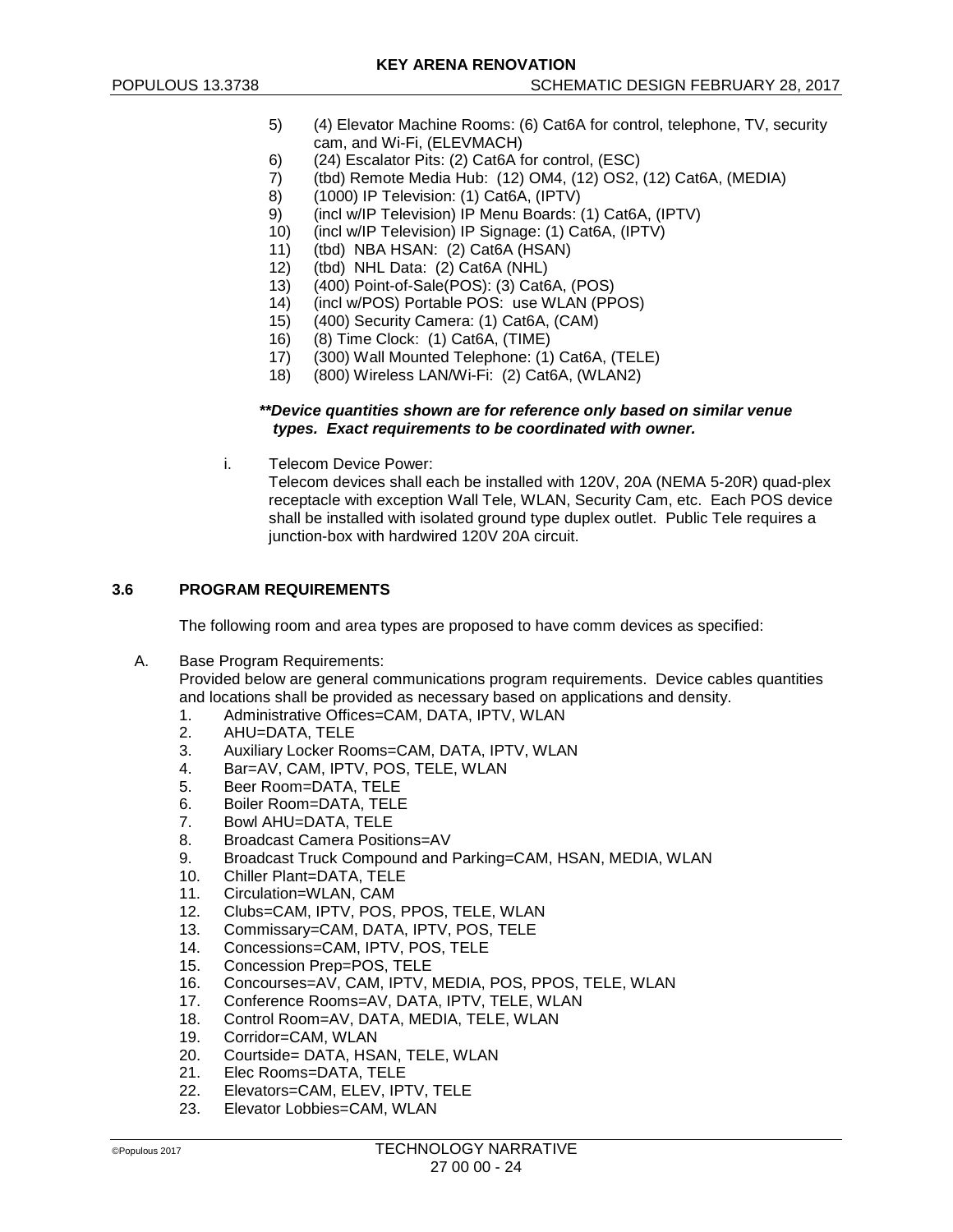5) (4) Elevator Machine Rooms: (6) Cat6A for control, telephone, TV, security cam, and Wi-Fi, (ELEVMACH)
6) (24) Escalator Pits: (2) Cat6A for control, (ESC)
7) (tbd) Remote Media Hub: (12) OM4, (12) OS2, (12) Cat6A, (MEDIA)
8) (1000) IP Television: (1) Cat6A, (IPTV)
9) (incl w/IP Television) IP Menu Boards: (1) Cat6A, (IPTV)
10) (incl w/IP Television) IP Signage: (1) Cat6A, (IPTV)
11) (tbd) NBA HSAN: (2) Cat6A (HSAN)
12) (tbd) NHL Data: (2) Cat6A (NHL)
13) (400) Point-of-Sale(POS): (3) Cat6A, (POS)
14) (incl w/POS) Portable POS: use WLAN (PPOS)
15) (400) Security Camera: (1) Cat6A, (CAM)
16) (8) Time Clock: (1) Cat6A, (TIME)
17) (300) Wall Mounted Telephone: (1) Cat6A, (TELE)
18) (800) Wireless LAN/Wi-Fi: (2) Cat6A, (WLAN2)

***\*\*Device quantities shown are for reference only based on similar venue types. Exact requirements to be coordinated with owner.***

i. Telecom Device Power:
Telecom devices shall each be installed with 120V, 20A (NEMA 5-20R) quad-plex receptacle with exception Wall Tele, WLAN, Security Cam, etc. Each POS device shall be installed with isolated ground type duplex outlet. Public Tele requires a junction-box with hardwired 120V 20A circuit.

## 3.6 PROGRAM REQUIREMENTS

The following room and area types are proposed to have comm devices as specified:

A. Base Program Requirements:
Provided below are general communications program requirements. Device cables quantities and locations shall be provided as necessary based on applications and density.

1. Administrative Offices=CAM, DATA, IPTV, WLAN
2. AHU=DATA, TELE
3. Auxiliary Locker Rooms=CAM, DATA, IPTV, WLAN
4. Bar=AV, CAM, IPTV, POS, TELE, WLAN
5. Beer Room=DATA, TELE
6. Boiler Room=DATA, TELE
7. Bowl AHU=DATA, TELE
8. Broadcast Camera Positions=AV
9. Broadcast Truck Compound and Parking=CAM, HSAN, MEDIA, WLAN
10. Chiller Plant=DATA, TELE
11. Circulation=WLAN, CAM
12. Clubs=CAM, IPTV, POS, PPOS, TELE, WLAN
13. Commissary=CAM, DATA, IPTV, POS, TELE
14. Concessions=CAM, IPTV, POS, TELE
15. Concession Prep=POS, TELE
16. Concourses=AV, CAM, IPTV, MEDIA, POS, PPOS, TELE, WLAN
17. Conference Rooms=AV, DATA, IPTV, TELE, WLAN
18. Control Room=AV, DATA, MEDIA, TELE, WLAN
19. Corridor=CAM, WLAN
20. Courtside= DATA, HSAN, TELE, WLAN
21. Elec Rooms=DATA, TELE
22. Elevators=CAM, ELEV, IPTV, TELE
23. Elevator Lobbies=CAM, WLAN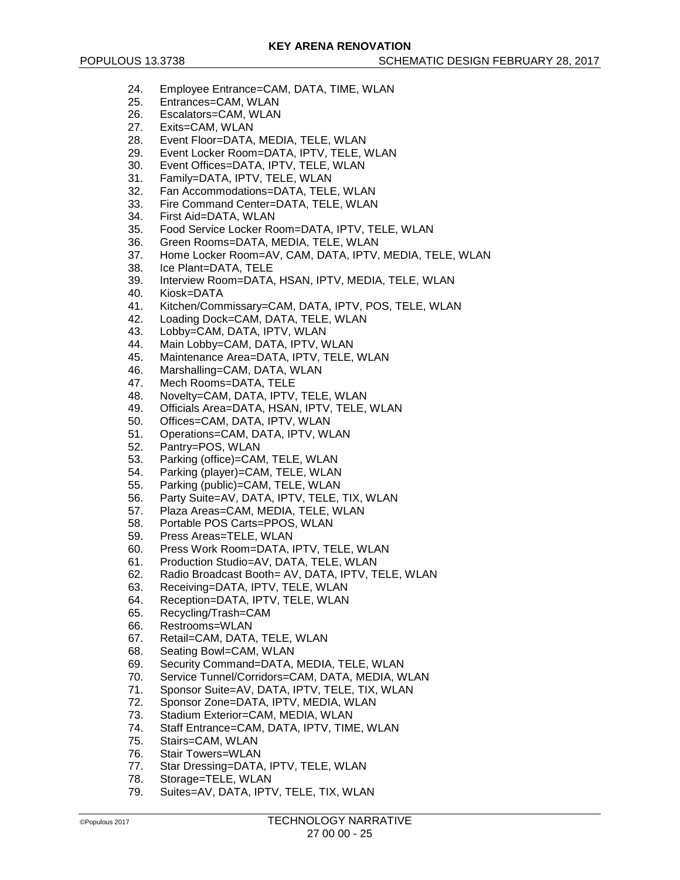24. Employee Entrance=CAM, DATA, TIME, WLAN
25. Entrances=CAM, WLAN
26. Escalators=CAM, WLAN
27. Exits=CAM, WLAN
28. Event Floor=DATA, MEDIA, TELE, WLAN
29. Event Locker Room=DATA, IPTV, TELE, WLAN
30. Event Offices=DATA, IPTV, TELE, WLAN
31. Family=DATA, IPTV, TELE, WLAN
32. Fan Accommodations=DATA, TELE, WLAN
33. Fire Command Center=DATA, TELE, WLAN
34. First Aid=DATA, WLAN
35. Food Service Locker Room=DATA, IPTV, TELE, WLAN
36. Green Rooms=DATA, MEDIA, TELE, WLAN
37. Home Locker Room=AV, CAM, DATA, IPTV, MEDIA, TELE, WLAN
38. Ice Plant=DATA, TELE
39. Interview Room=DATA, HSAN, IPTV, MEDIA, TELE, WLAN
40. Kiosk=DATA
41. Kitchen/Commissary=CAM, DATA, IPTV, POS, TELE, WLAN
42. Loading Dock=CAM, DATA, TELE, WLAN
43. Lobby=CAM, DATA, IPTV, WLAN
44. Main Lobby=CAM, DATA, IPTV, WLAN
45. Maintenance Area=DATA, IPTV, TELE, WLAN
46. Marshalling=CAM, DATA, WLAN
47. Mech Rooms=DATA, TELE
48. Novelty=CAM, DATA, IPTV, TELE, WLAN
49. Officials Area=DATA, HSAN, IPTV, TELE, WLAN
50. Offices=CAM, DATA, IPTV, WLAN
51. Operations=CAM, DATA, IPTV, WLAN
52. Pantry=POS, WLAN
53. Parking (office)=CAM, TELE, WLAN
54. Parking (player)=CAM, TELE, WLAN
55. Parking (public)=CAM, TELE, WLAN
56. Party Suite=AV, DATA, IPTV, TELE, TIX, WLAN
57. Plaza Areas=CAM, MEDIA, TELE, WLAN
58. Portable POS Carts=PPOS, WLAN
59. Press Areas=TELE, WLAN
60. Press Work Room=DATA, IPTV, TELE, WLAN
61. Production Studio=AV, DATA, TELE, WLAN
62. Radio Broadcast Booth= AV, DATA, IPTV, TELE, WLAN
63. Receiving=DATA, IPTV, TELE, WLAN
64. Reception=DATA, IPTV, TELE, WLAN
65. Recycling/Trash=CAM
66. Restrooms=WLAN
67. Retail=CAM, DATA, TELE, WLAN
68. Seating Bowl=CAM, WLAN
69. Security Command=DATA, MEDIA, TELE, WLAN
70. Service Tunnel/Corridors=CAM, DATA, MEDIA, WLAN
71. Sponsor Suite=AV, DATA, IPTV, TELE, TIX, WLAN
72. Sponsor Zone=DATA, IPTV, MEDIA, WLAN
73. Stadium Exterior=CAM, MEDIA, WLAN
74. Staff Entrance=CAM, DATA, IPTV, TIME, WLAN
75. Stairs=CAM, WLAN
76. Stair Towers=WLAN
77. Star Dressing=DATA, IPTV, TELE, WLAN
78. Storage=TELE, WLAN
79. Suites=AV, DATA, IPTV, TELE, TIX, WLAN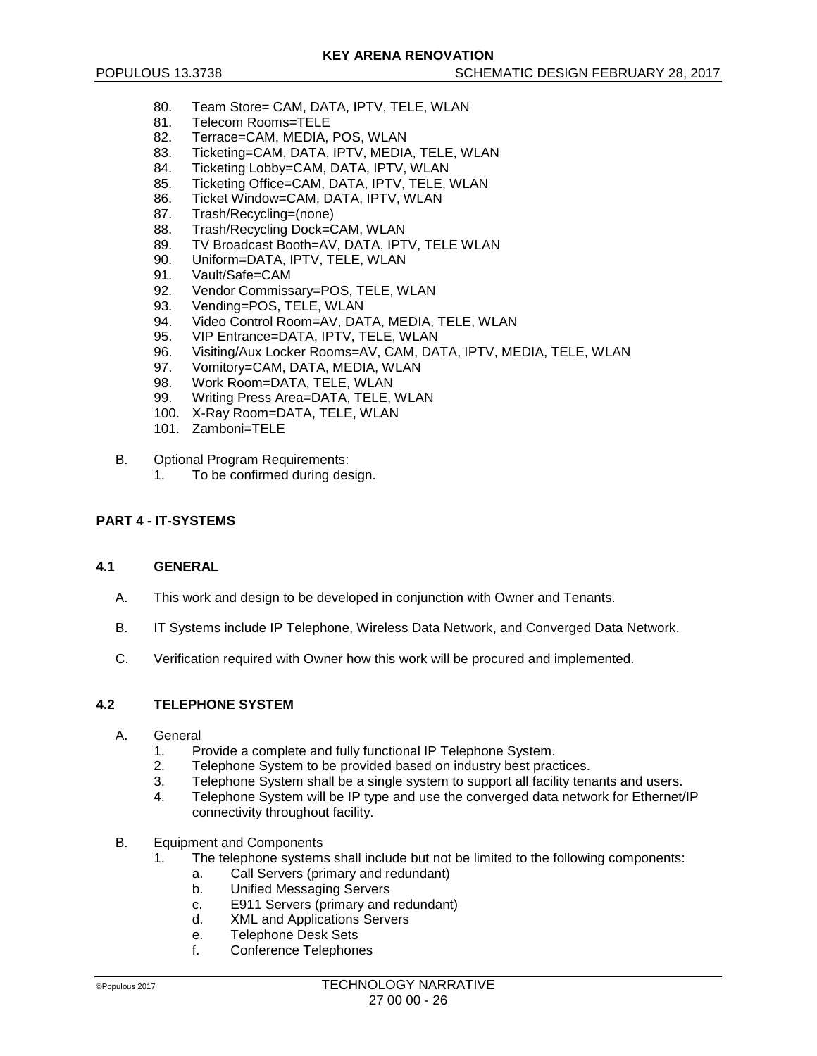80. Team Store= CAM, DATA, IPTV, TELE, WLAN
81. Telecom Rooms=TELE
82. Terrace=CAM, MEDIA, POS, WLAN
83. Ticketing=CAM, DATA, IPTV, MEDIA, TELE, WLAN
84. Ticketing Lobby=CAM, DATA, IPTV, WLAN
85. Ticketing Office=CAM, DATA, IPTV, TELE, WLAN
86. Ticket Window=CAM, DATA, IPTV, WLAN
87. Trash/Recycling=(none)
88. Trash/Recycling Dock=CAM, WLAN
89. TV Broadcast Booth=AV, DATA, IPTV, TELE WLAN
90. Uniform=DATA, IPTV, TELE, WLAN
91. Vault/Safe=CAM
92. Vendor Commissary=POS, TELE, WLAN
93. Vending=POS, TELE, WLAN
94. Video Control Room=AV, DATA, MEDIA, TELE, WLAN
95. VIP Entrance=DATA, IPTV, TELE, WLAN
96. Visiting/Aux Locker Rooms=AV, CAM, DATA, IPTV, MEDIA, TELE, WLAN
97. Vomitory=CAM, DATA, MEDIA, WLAN
98. Work Room=DATA, TELE, WLAN
99. Writing Press Area=DATA, TELE, WLAN
100. X-Ray Room=DATA, TELE, WLAN
101. Zamboni=TELE

B. Optional Program Requirements:
   1. To be confirmed during design.

## PART 4 - IT-SYSTEMS

### 4.1 GENERAL

A. This work and design to be developed in conjunction with Owner and Tenants.

B. IT Systems include IP Telephone, Wireless Data Network, and Converged Data Network.

C. Verification required with Owner how this work will be procured and implemented.

### 4.2 TELEPHONE SYSTEM

A. General
   1. Provide a complete and fully functional IP Telephone System.
   2. Telephone System to be provided based on industry best practices.
   3. Telephone System shall be a single system to support all facility tenants and users.
   4. Telephone System will be IP type and use the converged data network for Ethernet/IP connectivity throughout facility.

B. Equipment and Components
   1. The telephone systems shall include but not be limited to the following components:
      a. Call Servers (primary and redundant)
      b. Unified Messaging Servers
      c. E911 Servers (primary and redundant)
      d. XML and Applications Servers
      e. Telephone Desk Sets
      f. Conference Telephones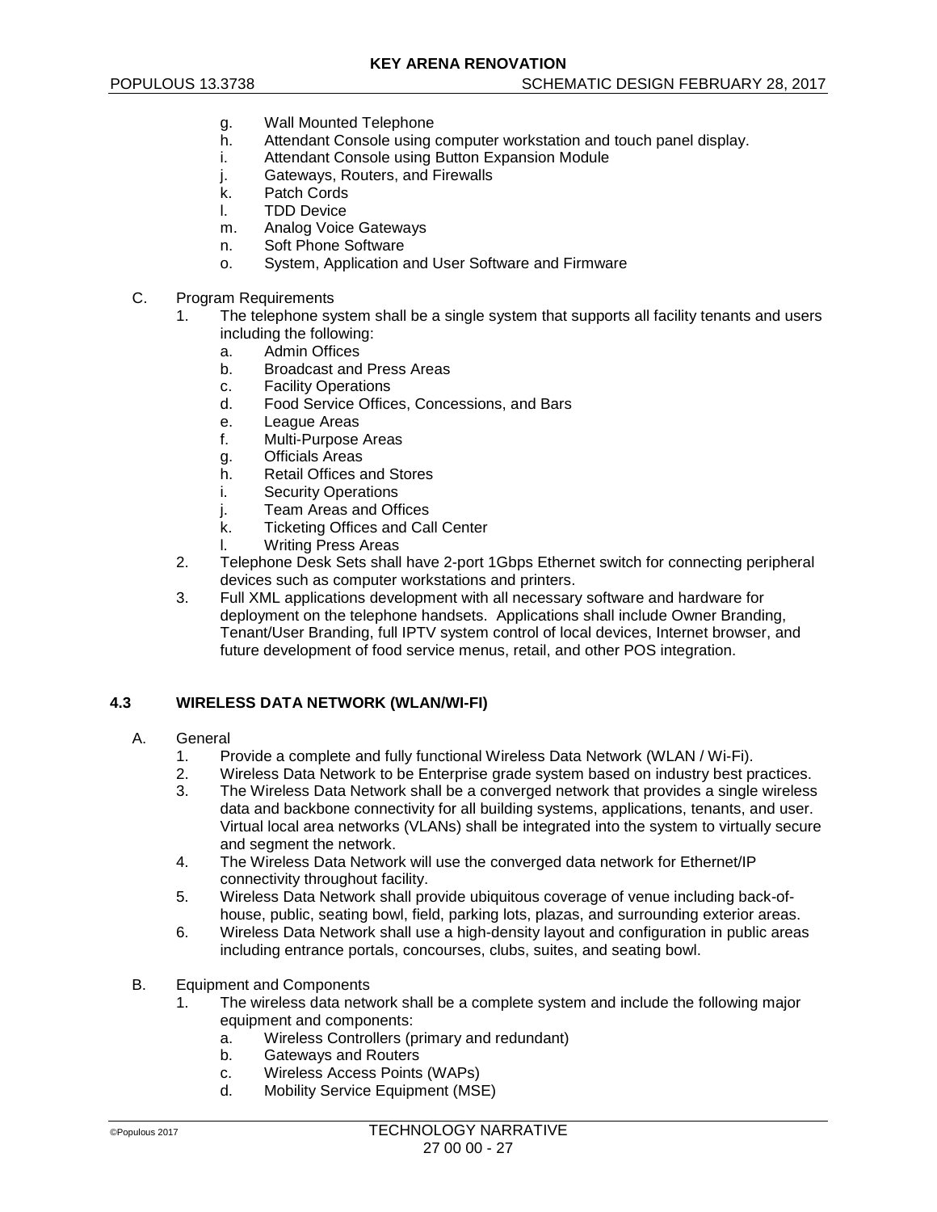g. Wall Mounted Telephone
h. Attendant Console using computer workstation and touch panel display.
i. Attendant Console using Button Expansion Module
j. Gateways, Routers, and Firewalls
k. Patch Cords
l. TDD Device
m. Analog Voice Gateways
n. Soft Phone Software
o. System, Application and User Software and Firmware

C. Program Requirements
1. The telephone system shall be a single system that supports all facility tenants and users including the following:
   a. Admin Offices
   b. Broadcast and Press Areas
   c. Facility Operations
   d. Food Service Offices, Concessions, and Bars
   e. League Areas
   f. Multi-Purpose Areas
   g. Officials Areas
   h. Retail Offices and Stores
   i. Security Operations
   j. Team Areas and Offices
   k. Ticketing Offices and Call Center
   l. Writing Press Areas
2. Telephone Desk Sets shall have 2-port 1Gbps Ethernet switch for connecting peripheral devices such as computer workstations and printers.
3. Full XML applications development with all necessary software and hardware for deployment on the telephone handsets. Applications shall include Owner Branding, Tenant/User Branding, full IPTV system control of local devices, Internet browser, and future development of food service menus, retail, and other POS integration.

## 4.3 WIRELESS DATA NETWORK (WLAN/WI-FI)

A. General
1. Provide a complete and fully functional Wireless Data Network (WLAN / Wi-Fi).
2. Wireless Data Network to be Enterprise grade system based on industry best practices.
3. The Wireless Data Network shall be a converged network that provides a single wireless data and backbone connectivity for all building systems, applications, tenants, and user. Virtual local area networks (VLANs) shall be integrated into the system to virtually secure and segment the network.
4. The Wireless Data Network will use the converged data network for Ethernet/IP connectivity throughout facility.
5. Wireless Data Network shall provide ubiquitous coverage of venue including back-of-house, public, seating bowl, field, parking lots, plazas, and surrounding exterior areas.
6. Wireless Data Network shall use a high-density layout and configuration in public areas including entrance portals, concourses, clubs, suites, and seating bowl.

B. Equipment and Components
1. The wireless data network shall be a complete system and include the following major equipment and components:
   a. Wireless Controllers (primary and redundant)
   b. Gateways and Routers
   c. Wireless Access Points (WAPs)
   d. Mobility Service Equipment (MSE)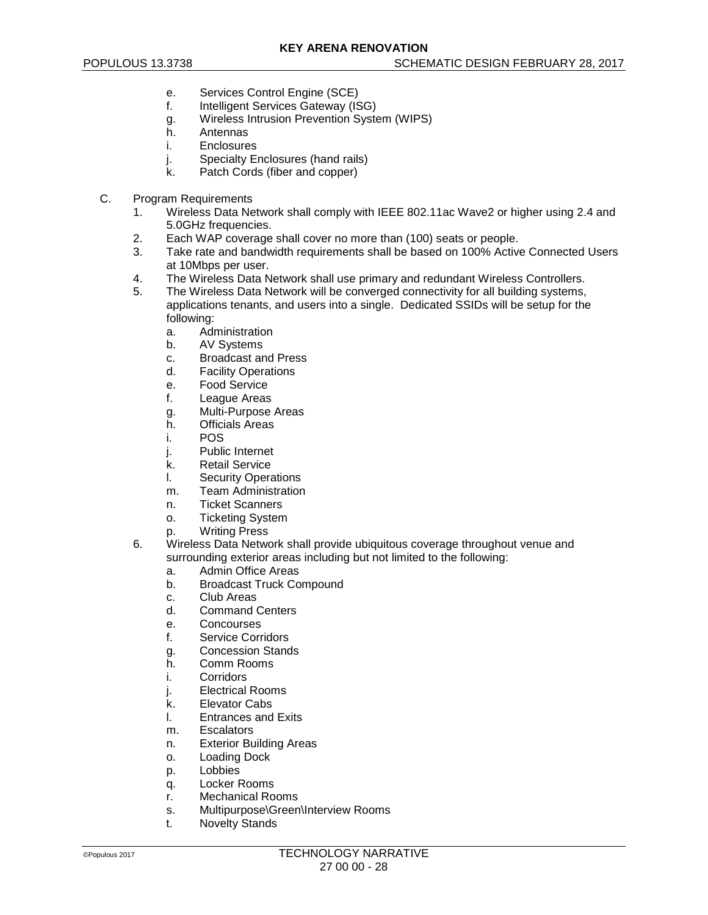e. Services Control Engine (SCE)
f. Intelligent Services Gateway (ISG)
g. Wireless Intrusion Prevention System (WIPS)
h. Antennas
i. Enclosures
j. Specialty Enclosures (hand rails)
k. Patch Cords (fiber and copper)

C. Program Requirements

1. Wireless Data Network shall comply with IEEE 802.11ac Wave2 or higher using 2.4 and 5.0GHz frequencies.
2. Each WAP coverage shall cover no more than (100) seats or people.
3. Take rate and bandwidth requirements shall be based on 100% Active Connected Users at 10Mbps per user.
4. The Wireless Data Network shall use primary and redundant Wireless Controllers.
5. The Wireless Data Network will be converged connectivity for all building systems, applications tenants, and users into a single. Dedicated SSIDs will be setup for the following:
   a. Administration
   b. AV Systems
   c. Broadcast and Press
   d. Facility Operations
   e. Food Service
   f. League Areas
   g. Multi-Purpose Areas
   h. Officials Areas
   i. POS
   j. Public Internet
   k. Retail Service
   l. Security Operations
   m. Team Administration
   n. Ticket Scanners
   o. Ticketing System
   p. Writing Press
6. Wireless Data Network shall provide ubiquitous coverage throughout venue and surrounding exterior areas including but not limited to the following:
   a. Admin Office Areas
   b. Broadcast Truck Compound
   c. Club Areas
   d. Command Centers
   e. Concourses
   f. Service Corridors
   g. Concession Stands
   h. Comm Rooms
   i. Corridors
   j. Electrical Rooms
   k. Elevator Cabs
   l. Entrances and Exits
   m. Escalators
   n. Exterior Building Areas
   o. Loading Dock
   p. Lobbies
   q. Locker Rooms
   r. Mechanical Rooms
   s. Multipurpose\Green\Interview Rooms
   t. Novelty Stands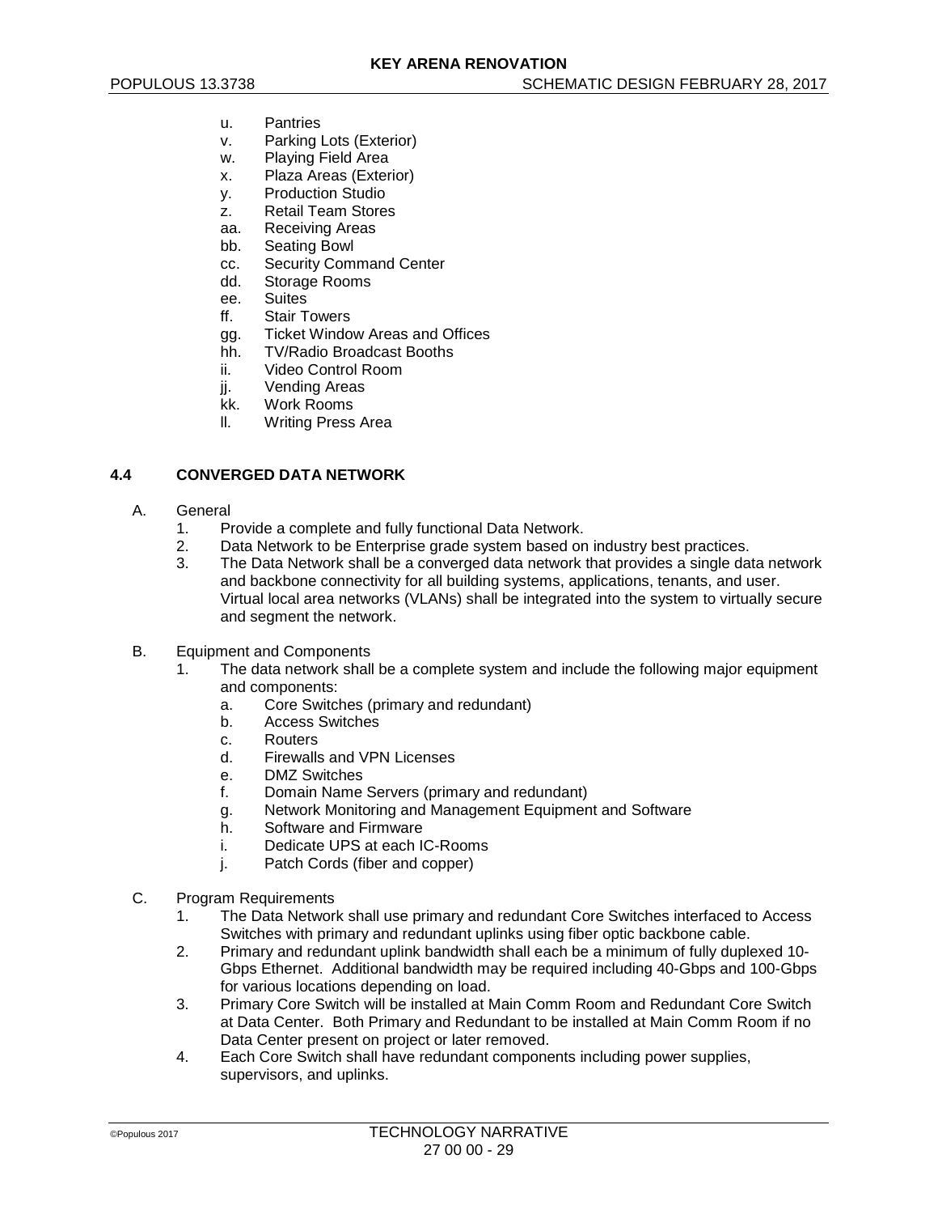u. Pantries
v. Parking Lots (Exterior)
w. Playing Field Area
x. Plaza Areas (Exterior)
y. Production Studio
z. Retail Team Stores
aa. Receiving Areas
bb. Seating Bowl
cc. Security Command Center
dd. Storage Rooms
ee. Suites
ff. Stair Towers
gg. Ticket Window Areas and Offices
hh. TV/Radio Broadcast Booths
ii. Video Control Room
jj. Vending Areas
kk. Work Rooms
ll. Writing Press Area

## 4.4 CONVERGED DATA NETWORK

A. General

1. Provide a complete and fully functional Data Network.
2. Data Network to be Enterprise grade system based on industry best practices.
3. The Data Network shall be a converged data network that provides a single data network and backbone connectivity for all building systems, applications, tenants, and user. Virtual local area networks (VLANs) shall be integrated into the system to virtually secure and segment the network.

B. Equipment and Components

1. The data network shall be a complete system and include the following major equipment and components:
   a. Core Switches (primary and redundant)
   b. Access Switches
   c. Routers
   d. Firewalls and VPN Licenses
   e. DMZ Switches
   f. Domain Name Servers (primary and redundant)
   g. Network Monitoring and Management Equipment and Software
   h. Software and Firmware
   i. Dedicate UPS at each IC-Rooms
   j. Patch Cords (fiber and copper)

C. Program Requirements

1. The Data Network shall use primary and redundant Core Switches interfaced to Access Switches with primary and redundant uplinks using fiber optic backbone cable.
2. Primary and redundant uplink bandwidth shall each be a minimum of fully duplexed 10-Gbps Ethernet. Additional bandwidth may be required including 40-Gbps and 100-Gbps for various locations depending on load.
3. Primary Core Switch will be installed at Main Comm Room and Redundant Core Switch at Data Center. Both Primary and Redundant to be installed at Main Comm Room if no Data Center present on project or later removed.
4. Each Core Switch shall have redundant components including power supplies, supervisors, and uplinks.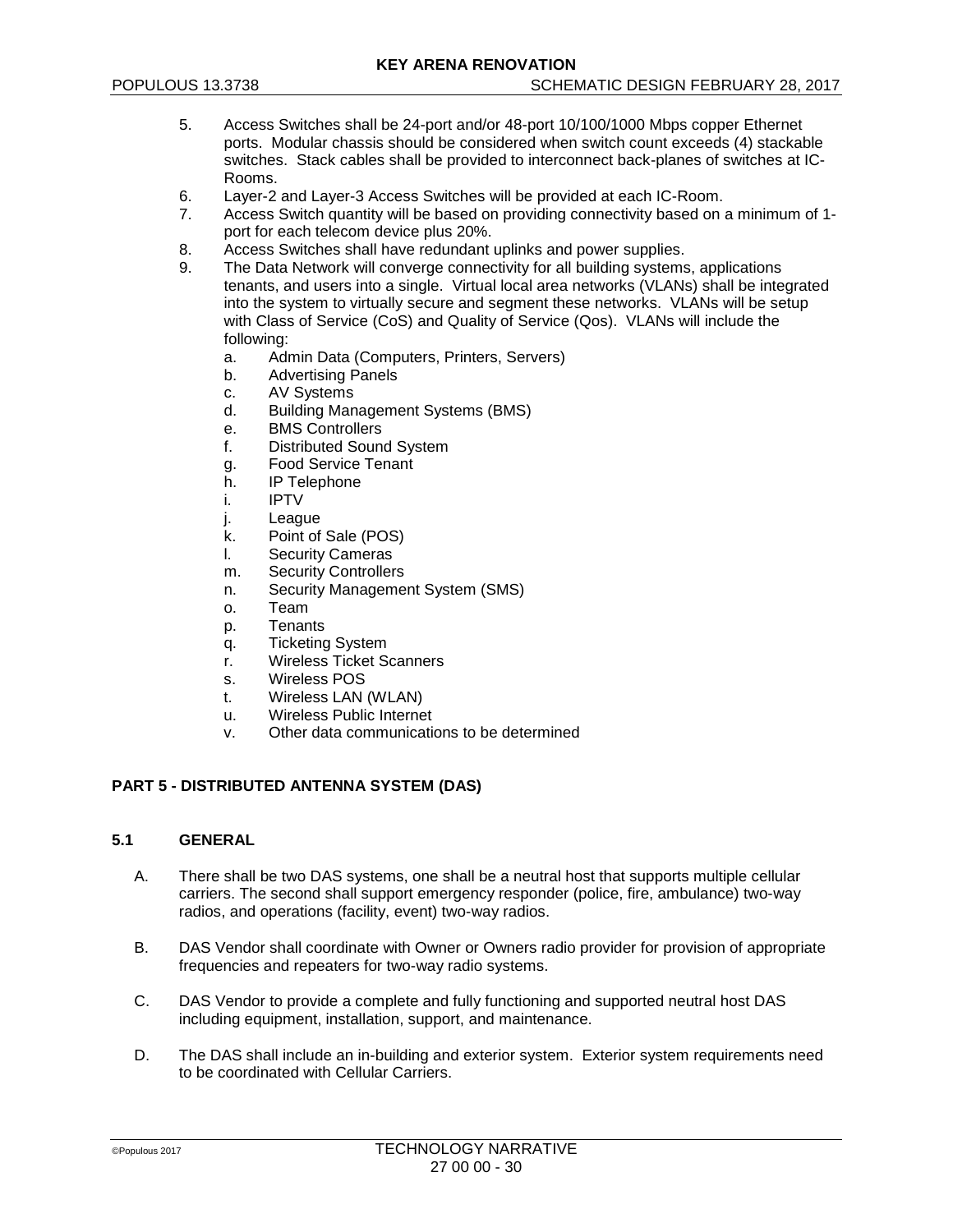5. Access Switches shall be 24-port and/or 48-port 10/100/1000 Mbps copper Ethernet ports. Modular chassis should be considered when switch count exceeds (4) stackable switches. Stack cables shall be provided to interconnect back-planes of switches at IC-Rooms.
6. Layer-2 and Layer-3 Access Switches will be provided at each IC-Room.
7. Access Switch quantity will be based on providing connectivity based on a minimum of 1-port for each telecom device plus 20%.
8. Access Switches shall have redundant uplinks and power supplies.
9. The Data Network will converge connectivity for all building systems, applications tenants, and users into a single. Virtual local area networks (VLANs) shall be integrated into the system to virtually secure and segment these networks. VLANs will be setup with Class of Service (CoS) and Quality of Service (Qos). VLANs will include the following:
   a. Admin Data (Computers, Printers, Servers)
   b. Advertising Panels
   c. AV Systems
   d. Building Management Systems (BMS)
   e. BMS Controllers
   f. Distributed Sound System
   g. Food Service Tenant
   h. IP Telephone
   i. IPTV
   j. League
   k. Point of Sale (POS)
   l. Security Cameras
   m. Security Controllers
   n. Security Management System (SMS)
   o. Team
   p. Tenants
   q. Ticketing System
   r. Wireless Ticket Scanners
   s. Wireless POS
   t. Wireless LAN (WLAN)
   u. Wireless Public Internet
   v. Other data communications to be determined

## PART 5 - DISTRIBUTED ANTENNA SYSTEM (DAS)

### 5.1 GENERAL

A. There shall be two DAS systems, one shall be a neutral host that supports multiple cellular carriers. The second shall support emergency responder (police, fire, ambulance) two-way radios, and operations (facility, event) two-way radios.

B. DAS Vendor shall coordinate with Owner or Owners radio provider for provision of appropriate frequencies and repeaters for two-way radio systems.

C. DAS Vendor to provide a complete and fully functioning and supported neutral host DAS including equipment, installation, support, and maintenance.

D. The DAS shall include an in-building and exterior system. Exterior system requirements need to be coordinated with Cellular Carriers.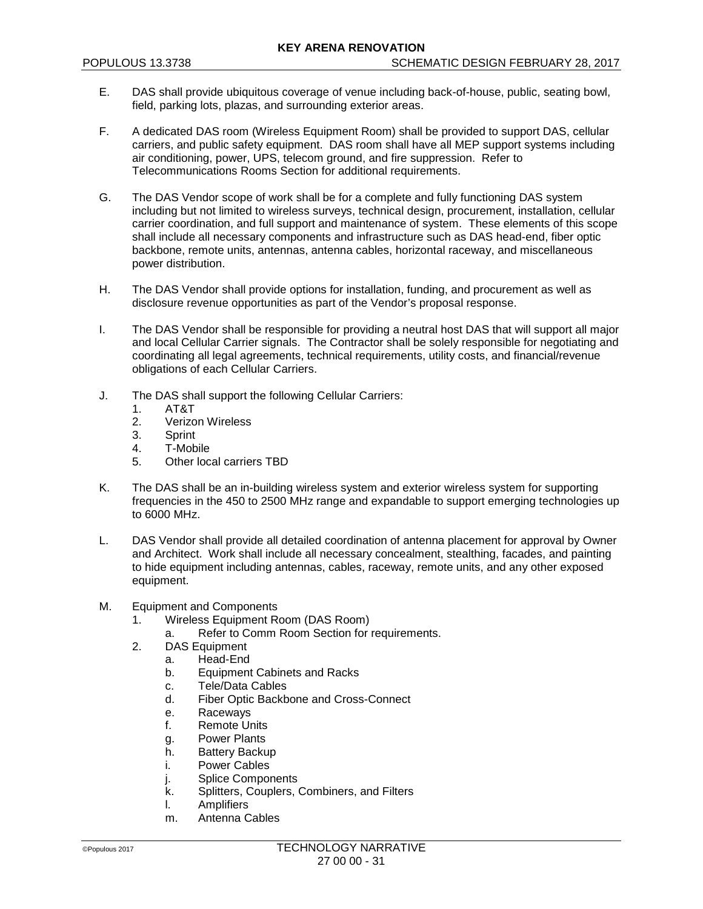E. DAS shall provide ubiquitous coverage of venue including back-of-house, public, seating bowl, field, parking lots, plazas, and surrounding exterior areas.

F. A dedicated DAS room (Wireless Equipment Room) shall be provided to support DAS, cellular carriers, and public safety equipment. DAS room shall have all MEP support systems including air conditioning, power, UPS, telecom ground, and fire suppression. Refer to Telecommunications Rooms Section for additional requirements.

G. The DAS Vendor scope of work shall be for a complete and fully functioning DAS system including but not limited to wireless surveys, technical design, procurement, installation, cellular carrier coordination, and full support and maintenance of system. These elements of this scope shall include all necessary components and infrastructure such as DAS head-end, fiber optic backbone, remote units, antennas, antenna cables, horizontal raceway, and miscellaneous power distribution.

H. The DAS Vendor shall provide options for installation, funding, and procurement as well as disclosure revenue opportunities as part of the Vendor's proposal response.

I. The DAS Vendor shall be responsible for providing a neutral host DAS that will support all major and local Cellular Carrier signals. The Contractor shall be solely responsible for negotiating and coordinating all legal agreements, technical requirements, utility costs, and financial/revenue obligations of each Cellular Carriers.

J. The DAS shall support the following Cellular Carriers:
   1. AT&T
   2. Verizon Wireless
   3. Sprint
   4. T-Mobile
   5. Other local carriers TBD

K. The DAS shall be an in-building wireless system and exterior wireless system for supporting frequencies in the 450 to 2500 MHz range and expandable to support emerging technologies up to 6000 MHz.

L. DAS Vendor shall provide all detailed coordination of antenna placement for approval by Owner and Architect. Work shall include all necessary concealment, stealthing, facades, and painting to hide equipment including antennas, cables, raceway, remote units, and any other exposed equipment.

M. Equipment and Components
   1. Wireless Equipment Room (DAS Room)
      a. Refer to Comm Room Section for requirements.
   2. DAS Equipment
      a. Head-End
      b. Equipment Cabinets and Racks
      c. Tele/Data Cables
      d. Fiber Optic Backbone and Cross-Connect
      e. Raceways
      f. Remote Units
      g. Power Plants
      h. Battery Backup
      i. Power Cables
      j. Splice Components
      k. Splitters, Couplers, Combiners, and Filters
      l. Amplifiers
      m. Antenna Cables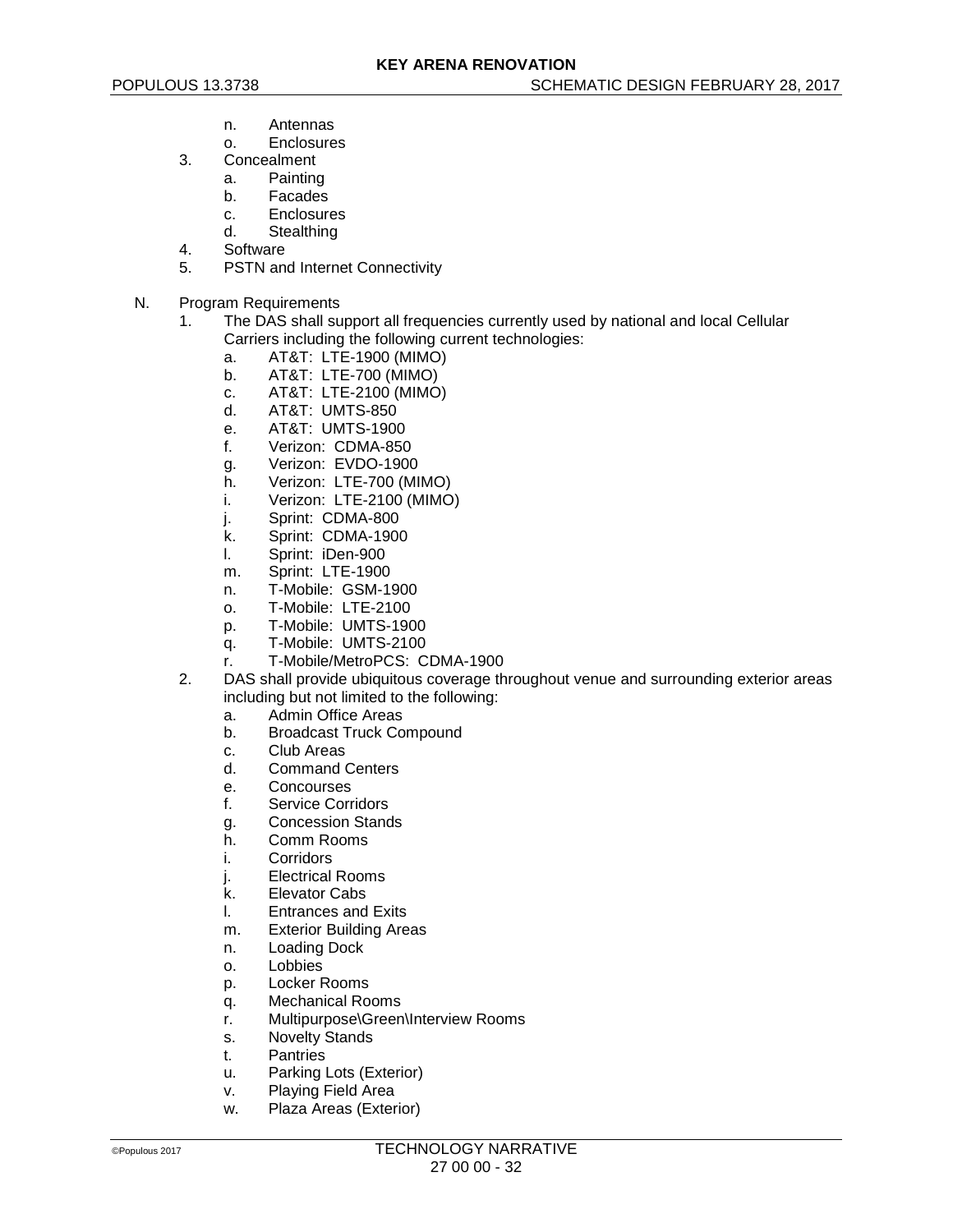n. Antennas
o. Enclosures

3. Concealment
   a. Painting
   b. Facades
   c. Enclosures
   d. Stealthing
4. Software
5. PSTN and Internet Connectivity

N. Program Requirements

1. The DAS shall support all frequencies currently used by national and local Cellular Carriers including the following current technologies:
   a. AT&T: LTE-1900 (MIMO)
   b. AT&T: LTE-700 (MIMO)
   c. AT&T: LTE-2100 (MIMO)
   d. AT&T: UMTS-850
   e. AT&T: UMTS-1900
   f. Verizon: CDMA-850
   g. Verizon: EVDO-1900
   h. Verizon: LTE-700 (MIMO)
   i. Verizon: LTE-2100 (MIMO)
   j. Sprint: CDMA-800
   k. Sprint: CDMA-1900
   l. Sprint: iDen-900
   m. Sprint: LTE-1900
   n. T-Mobile: GSM-1900
   o. T-Mobile: LTE-2100
   p. T-Mobile: UMTS-1900
   q. T-Mobile: UMTS-2100
   r. T-Mobile/MetroPCS: CDMA-1900
2. DAS shall provide ubiquitous coverage throughout venue and surrounding exterior areas including but not limited to the following:
   a. Admin Office Areas
   b. Broadcast Truck Compound
   c. Club Areas
   d. Command Centers
   e. Concourses
   f. Service Corridors
   g. Concession Stands
   h. Comm Rooms
   i. Corridors
   j. Electrical Rooms
   k. Elevator Cabs
   l. Entrances and Exits
   m. Exterior Building Areas
   n. Loading Dock
   o. Lobbies
   p. Locker Rooms
   q. Mechanical Rooms
   r. Multipurpose\Green\Interview Rooms
   s. Novelty Stands
   t. Pantries
   u. Parking Lots (Exterior)
   v. Playing Field Area
   w. Plaza Areas (Exterior)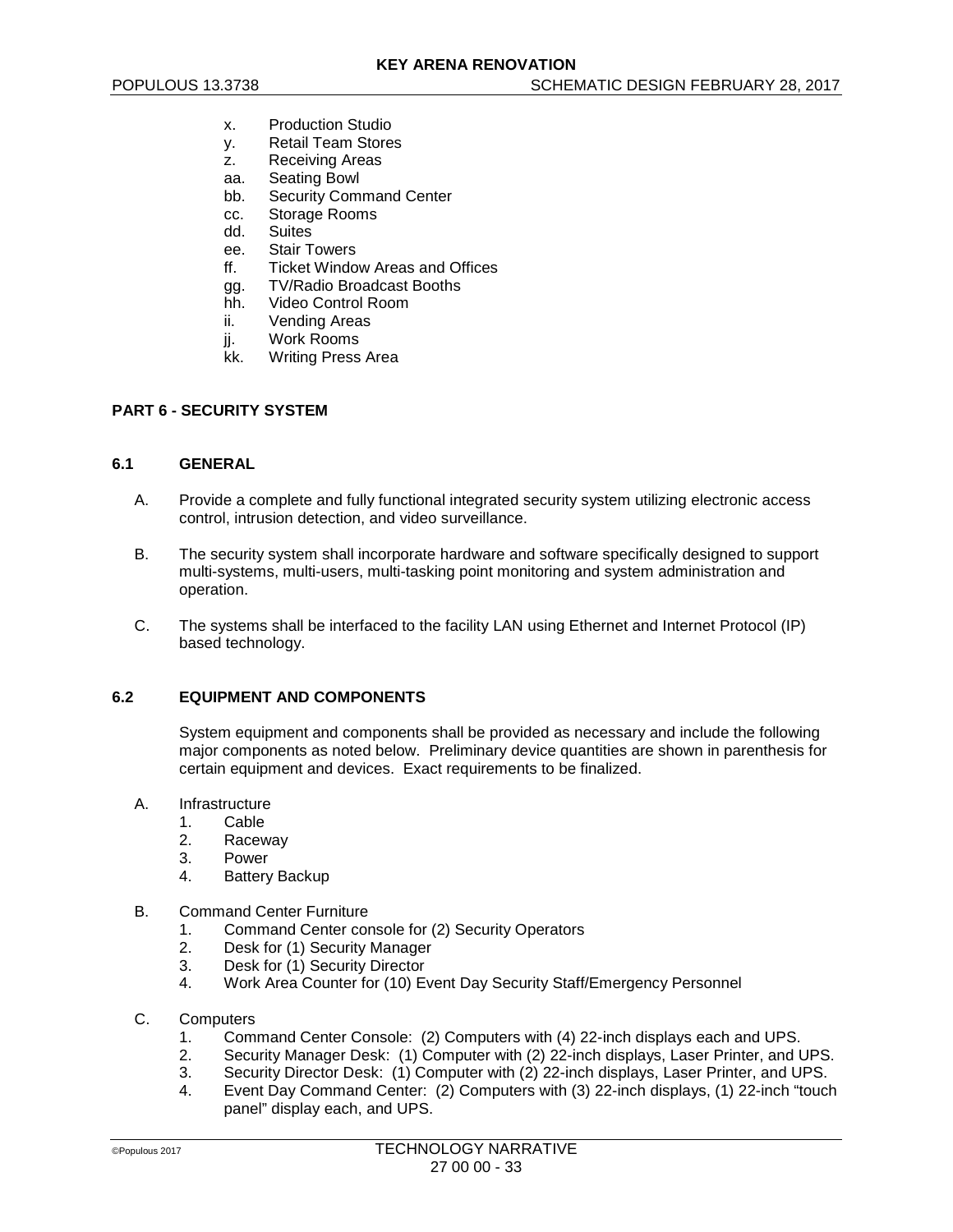x. Production Studio
y. Retail Team Stores
z. Receiving Areas
aa. Seating Bowl
bb. Security Command Center
cc. Storage Rooms
dd. Suites
ee. Stair Towers
ff. Ticket Window Areas and Offices
gg. TV/Radio Broadcast Booths
hh. Video Control Room
ii. Vending Areas
jj. Work Rooms
kk. Writing Press Area

## PART 6 - SECURITY SYSTEM

### 6.1 GENERAL

A. Provide a complete and fully functional integrated security system utilizing electronic access control, intrusion detection, and video surveillance.

B. The security system shall incorporate hardware and software specifically designed to support multi-systems, multi-users, multi-tasking point monitoring and system administration and operation.

C. The systems shall be interfaced to the facility LAN using Ethernet and Internet Protocol (IP) based technology.

### 6.2 EQUIPMENT AND COMPONENTS

System equipment and components shall be provided as necessary and include the following major components as noted below. Preliminary device quantities are shown in parenthesis for certain equipment and devices. Exact requirements to be finalized.

A. Infrastructure
   1. Cable
   2. Raceway
   3. Power
   4. Battery Backup

B. Command Center Furniture
   1. Command Center console for (2) Security Operators
   2. Desk for (1) Security Manager
   3. Desk for (1) Security Director
   4. Work Area Counter for (10) Event Day Security Staff/Emergency Personnel

C. Computers
   1. Command Center Console: (2) Computers with (4) 22-inch displays each and UPS.
   2. Security Manager Desk: (1) Computer with (2) 22-inch displays, Laser Printer, and UPS.
   3. Security Director Desk: (1) Computer with (2) 22-inch displays, Laser Printer, and UPS.
   4. Event Day Command Center: (2) Computers with (3) 22-inch displays, (1) 22-inch "touch panel" display each, and UPS.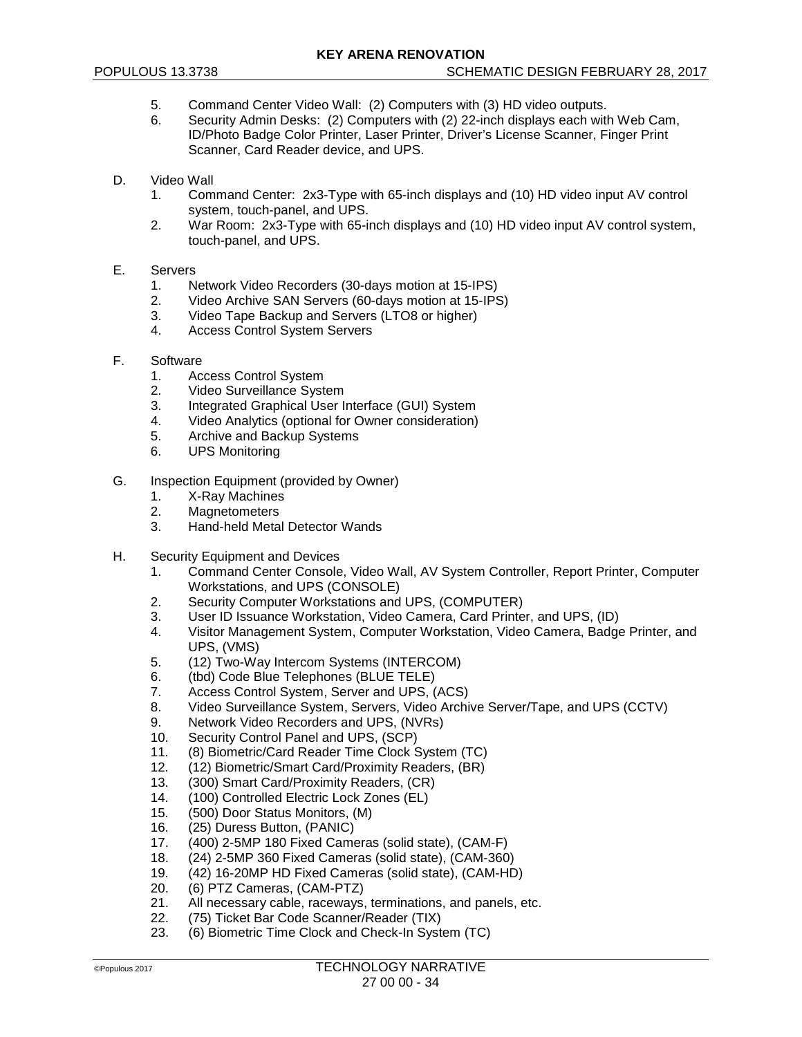5. Command Center Video Wall: (2) Computers with (3) HD video outputs.
6. Security Admin Desks: (2) Computers with (2) 22-inch displays each with Web Cam, ID/Photo Badge Color Printer, Laser Printer, Driver's License Scanner, Finger Print Scanner, Card Reader device, and UPS.

D. Video Wall
   1. Command Center: 2x3-Type with 65-inch displays and (10) HD video input AV control system, touch-panel, and UPS.
   2. War Room: 2x3-Type with 65-inch displays and (10) HD video input AV control system, touch-panel, and UPS.

E. Servers
   1. Network Video Recorders (30-days motion at 15-IPS)
   2. Video Archive SAN Servers (60-days motion at 15-IPS)
   3. Video Tape Backup and Servers (LTO8 or higher)
   4. Access Control System Servers

F. Software
   1. Access Control System
   2. Video Surveillance System
   3. Integrated Graphical User Interface (GUI) System
   4. Video Analytics (optional for Owner consideration)
   5. Archive and Backup Systems
   6. UPS Monitoring

G. Inspection Equipment (provided by Owner)
   1. X-Ray Machines
   2. Magnetometers
   3. Hand-held Metal Detector Wands

H. Security Equipment and Devices
   1. Command Center Console, Video Wall, AV System Controller, Report Printer, Computer Workstations, and UPS (CONSOLE)
   2. Security Computer Workstations and UPS, (COMPUTER)
   3. User ID Issuance Workstation, Video Camera, Card Printer, and UPS, (ID)
   4. Visitor Management System, Computer Workstation, Video Camera, Badge Printer, and UPS, (VMS)
   5. (12) Two-Way Intercom Systems (INTERCOM)
   6. (tbd) Code Blue Telephones (BLUE TELE)
   7. Access Control System, Server and UPS, (ACS)
   8. Video Surveillance System, Servers, Video Archive Server/Tape, and UPS (CCTV)
   9. Network Video Recorders and UPS, (NVRs)
   10. Security Control Panel and UPS, (SCP)
   11. (8) Biometric/Card Reader Time Clock System (TC)
   12. (12) Biometric/Smart Card/Proximity Readers, (BR)
   13. (300) Smart Card/Proximity Readers, (CR)
   14. (100) Controlled Electric Lock Zones (EL)
   15. (500) Door Status Monitors, (M)
   16. (25) Duress Button, (PANIC)
   17. (400) 2-5MP 180 Fixed Cameras (solid state), (CAM-F)
   18. (24) 2-5MP 360 Fixed Cameras (solid state), (CAM-360)
   19. (42) 16-20MP HD Fixed Cameras (solid state), (CAM-HD)
   20. (6) PTZ Cameras, (CAM-PTZ)
   21. All necessary cable, raceways, terminations, and panels, etc.
   22. (75) Ticket Bar Code Scanner/Reader (TIX)
   23. (6) Biometric Time Clock and Check-In System (TC)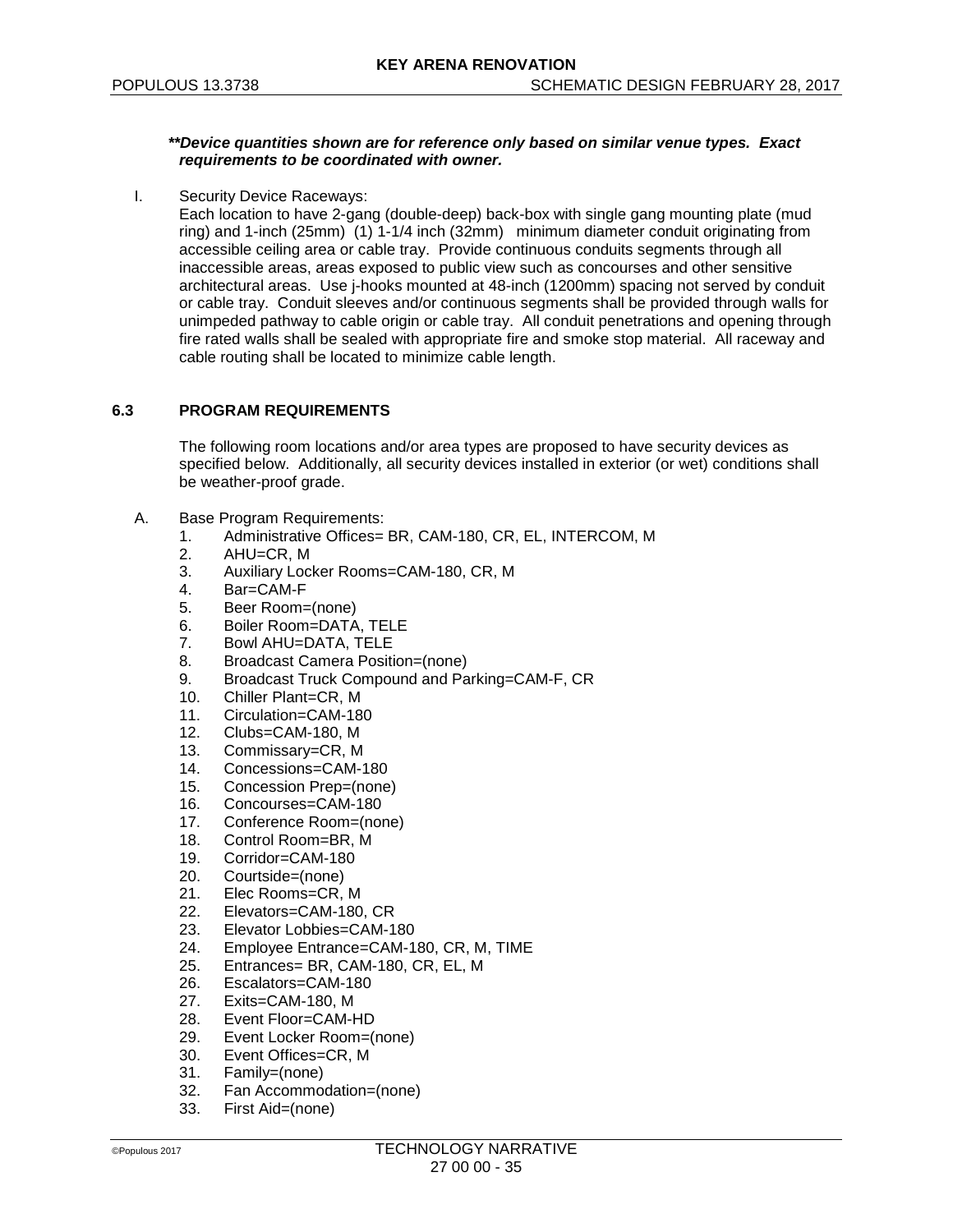***Device quantities shown are for reference only based on similar venue types. Exact requirements to be coordinated with owner.***

I. Security Device Raceways:
Each location to have 2-gang (double-deep) back-box with single gang mounting plate (mud ring) and 1-inch (25mm) (1) 1-1/4 inch (32mm) minimum diameter conduit originating from accessible ceiling area or cable tray. Provide continuous conduits segments through all inaccessible areas, areas exposed to public view such as concourses and other sensitive architectural areas. Use j-hooks mounted at 48-inch (1200mm) spacing not served by conduit or cable tray. Conduit sleeves and/or continuous segments shall be provided through walls for unimpeded pathway to cable origin or cable tray. All conduit penetrations and opening through fire rated walls shall be sealed with appropriate fire and smoke stop material. All raceway and cable routing shall be located to minimize cable length.

## 6.3 PROGRAM REQUIREMENTS

The following room locations and/or area types are proposed to have security devices as specified below. Additionally, all security devices installed in exterior (or wet) conditions shall be weather-proof grade.

A. Base Program Requirements:
1. Administrative Offices= BR, CAM-180, CR, EL, INTERCOM, M
2. AHU=CR, M
3. Auxiliary Locker Rooms=CAM-180, CR, M
4. Bar=CAM-F
5. Beer Room=(none)
6. Boiler Room=DATA, TELE
7. Bowl AHU=DATA, TELE
8. Broadcast Camera Position=(none)
9. Broadcast Truck Compound and Parking=CAM-F, CR
10. Chiller Plant=CR, M
11. Circulation=CAM-180
12. Clubs=CAM-180, M
13. Commissary=CR, M
14. Concessions=CAM-180
15. Concession Prep=(none)
16. Concourses=CAM-180
17. Conference Room=(none)
18. Control Room=BR, M
19. Corridor=CAM-180
20. Courtside=(none)
21. Elec Rooms=CR, M
22. Elevators=CAM-180, CR
23. Elevator Lobbies=CAM-180
24. Employee Entrance=CAM-180, CR, M, TIME
25. Entrances= BR, CAM-180, CR, EL, M
26. Escalators=CAM-180
27. Exits=CAM-180, M
28. Event Floor=CAM-HD
29. Event Locker Room=(none)
30. Event Offices=CR, M
31. Family=(none)
32. Fan Accommodation=(none)
33. First Aid=(none)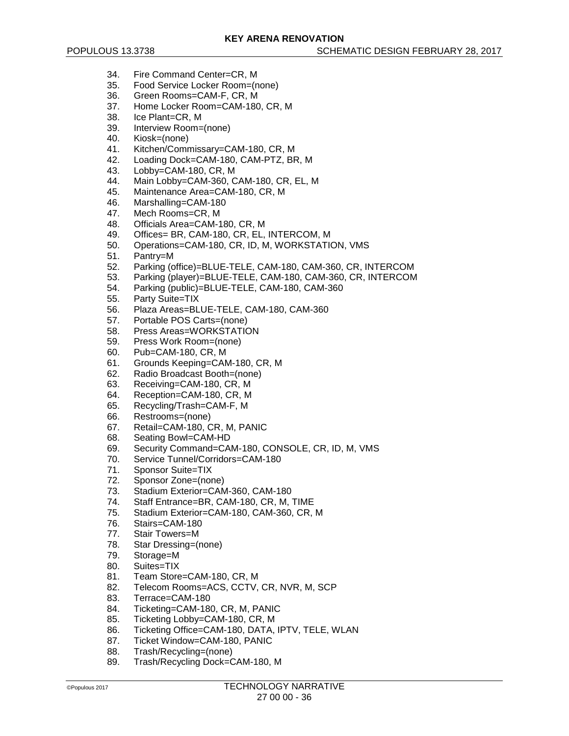34. Fire Command Center=CR, M
35. Food Service Locker Room=(none)
36. Green Rooms=CAM-F, CR, M
37. Home Locker Room=CAM-180, CR, M
38. Ice Plant=CR, M
39. Interview Room=(none)
40. Kiosk=(none)
41. Kitchen/Commissary=CAM-180, CR, M
42. Loading Dock=CAM-180, CAM-PTZ, BR, M
43. Lobby=CAM-180, CR, M
44. Main Lobby=CAM-360, CAM-180, CR, EL, M
45. Maintenance Area=CAM-180, CR, M
46. Marshalling=CAM-180
47. Mech Rooms=CR, M
48. Officials Area=CAM-180, CR, M
49. Offices= BR, CAM-180, CR, EL, INTERCOM, M
50. Operations=CAM-180, CR, ID, M, WORKSTATION, VMS
51. Pantry=M
52. Parking (office)=BLUE-TELE, CAM-180, CAM-360, CR, INTERCOM
53. Parking (player)=BLUE-TELE, CAM-180, CAM-360, CR, INTERCOM
54. Parking (public)=BLUE-TELE, CAM-180, CAM-360
55. Party Suite=TIX
56. Plaza Areas=BLUE-TELE, CAM-180, CAM-360
57. Portable POS Carts=(none)
58. Press Areas=WORKSTATION
59. Press Work Room=(none)
60. Pub=CAM-180, CR, M
61. Grounds Keeping=CAM-180, CR, M
62. Radio Broadcast Booth=(none)
63. Receiving=CAM-180, CR, M
64. Reception=CAM-180, CR, M
65. Recycling/Trash=CAM-F, M
66. Restrooms=(none)
67. Retail=CAM-180, CR, M, PANIC
68. Seating Bowl=CAM-HD
69. Security Command=CAM-180, CONSOLE, CR, ID, M, VMS
70. Service Tunnel/Corridors=CAM-180
71. Sponsor Suite=TIX
72. Sponsor Zone=(none)
73. Stadium Exterior=CAM-360, CAM-180
74. Staff Entrance=BR, CAM-180, CR, M, TIME
75. Stadium Exterior=CAM-180, CAM-360, CR, M
76. Stairs=CAM-180
77. Stair Towers=M
78. Star Dressing=(none)
79. Storage=M
80. Suites=TIX
81. Team Store=CAM-180, CR, M
82. Telecom Rooms=ACS, CCTV, CR, NVR, M, SCP
83. Terrace=CAM-180
84. Ticketing=CAM-180, CR, M, PANIC
85. Ticketing Lobby=CAM-180, CR, M
86. Ticketing Office=CAM-180, DATA, IPTV, TELE, WLAN
87. Ticket Window=CAM-180, PANIC
88. Trash/Recycling=(none)
89. Trash/Recycling Dock=CAM-180, M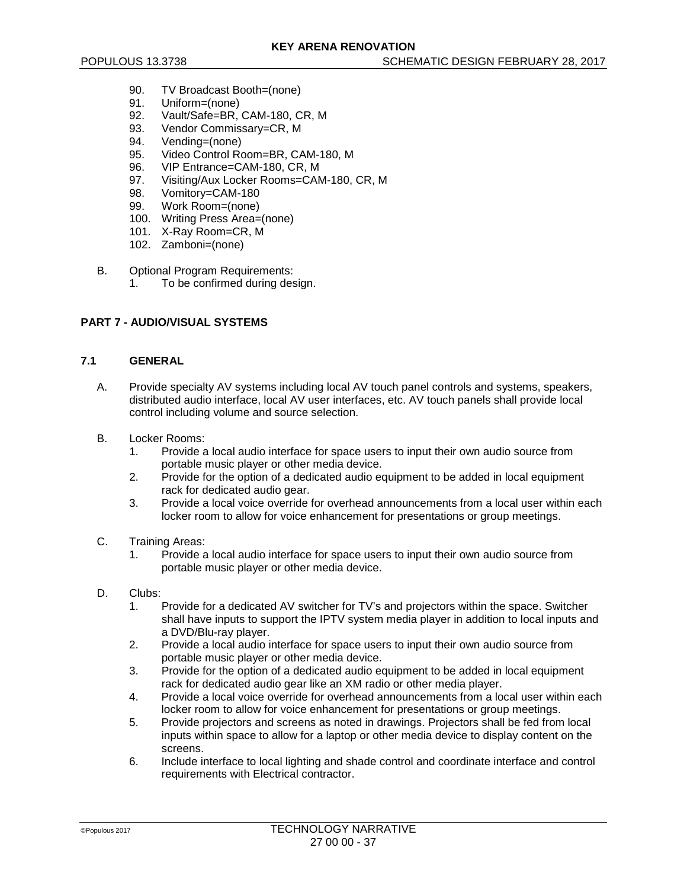90. TV Broadcast Booth=(none)
91. Uniform=(none)
92. Vault/Safe=BR, CAM-180, CR, M
93. Vendor Commissary=CR, M
94. Vending=(none)
95. Video Control Room=BR, CAM-180, M
96. VIP Entrance=CAM-180, CR, M
97. Visiting/Aux Locker Rooms=CAM-180, CR, M
98. Vomitory=CAM-180
99. Work Room=(none)
100. Writing Press Area=(none)
101. X-Ray Room=CR, M
102. Zamboni=(none)

B. Optional Program Requirements:
   1. To be confirmed during design.

## PART 7 - AUDIO/VISUAL SYSTEMS

### 7.1 GENERAL

A. Provide specialty AV systems including local AV touch panel controls and systems, speakers, distributed audio interface, local AV user interfaces, etc. AV touch panels shall provide local control including volume and source selection.

B. Locker Rooms:
   1. Provide a local audio interface for space users to input their own audio source from portable music player or other media device.
   2. Provide for the option of a dedicated audio equipment to be added in local equipment rack for dedicated audio gear.
   3. Provide a local voice override for overhead announcements from a local user within each locker room to allow for voice enhancement for presentations or group meetings.

C. Training Areas:
   1. Provide a local audio interface for space users to input their own audio source from portable music player or other media device.

D. Clubs:
   1. Provide for a dedicated AV switcher for TV's and projectors within the space. Switcher shall have inputs to support the IPTV system media player in addition to local inputs and a DVD/Blu-ray player.
   2. Provide a local audio interface for space users to input their own audio source from portable music player or other media device.
   3. Provide for the option of a dedicated audio equipment to be added in local equipment rack for dedicated audio gear like an XM radio or other media player.
   4. Provide a local voice override for overhead announcements from a local user within each locker room to allow for voice enhancement for presentations or group meetings.
   5. Provide projectors and screens as noted in drawings. Projectors shall be fed from local inputs within space to allow for a laptop or other media device to display content on the screens.
   6. Include interface to local lighting and shade control and coordinate interface and control requirements with Electrical contractor.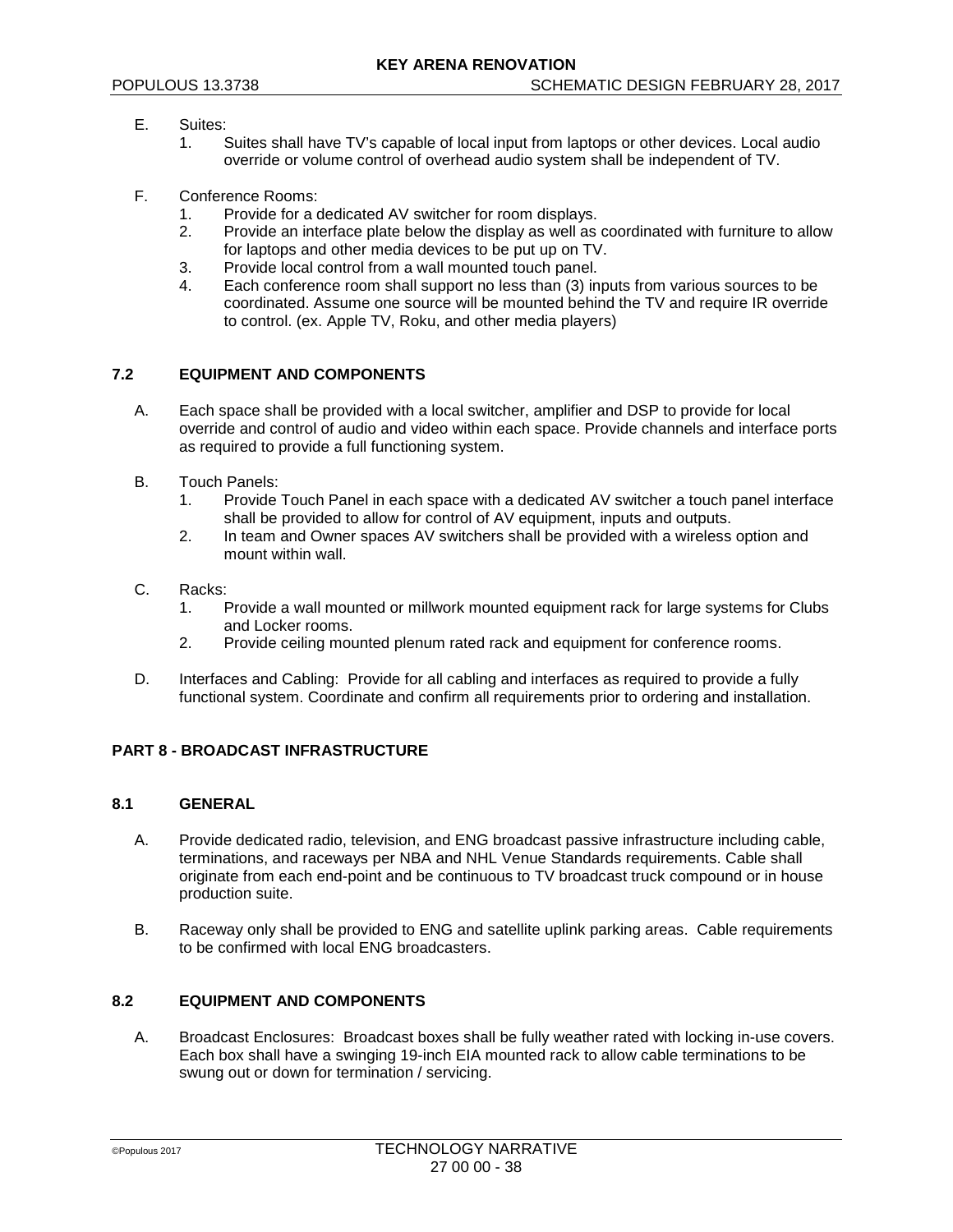E. Suites:
   1. Suites shall have TV's capable of local input from laptops or other devices. Local audio override or volume control of overhead audio system shall be independent of TV.

F. Conference Rooms:
   1. Provide for a dedicated AV switcher for room displays.
   2. Provide an interface plate below the display as well as coordinated with furniture to allow for laptops and other media devices to be put up on TV.
   3. Provide local control from a wall mounted touch panel.
   4. Each conference room shall support no less than (3) inputs from various sources to be coordinated. Assume one source will be mounted behind the TV and require IR override to control. (ex. Apple TV, Roku, and other media players)

### 7.2 EQUIPMENT AND COMPONENTS

A. Each space shall be provided with a local switcher, amplifier and DSP to provide for local override and control of audio and video within each space. Provide channels and interface ports as required to provide a full functioning system.

B. Touch Panels:
   1. Provide Touch Panel in each space with a dedicated AV switcher a touch panel interface shall be provided to allow for control of AV equipment, inputs and outputs.
   2. In team and Owner spaces AV switchers shall be provided with a wireless option and mount within wall.

C. Racks:
   1. Provide a wall mounted or millwork mounted equipment rack for large systems for Clubs and Locker rooms.
   2. Provide ceiling mounted plenum rated rack and equipment for conference rooms.

D. Interfaces and Cabling: Provide for all cabling and interfaces as required to provide a fully functional system. Coordinate and confirm all requirements prior to ordering and installation.

## PART 8 - BROADCAST INFRASTRUCTURE

### 8.1 GENERAL

A. Provide dedicated radio, television, and ENG broadcast passive infrastructure including cable, terminations, and raceways per NBA and NHL Venue Standards requirements. Cable shall originate from each end-point and be continuous to TV broadcast truck compound or in house production suite.

B. Raceway only shall be provided to ENG and satellite uplink parking areas. Cable requirements to be confirmed with local ENG broadcasters.

### 8.2 EQUIPMENT AND COMPONENTS

A. Broadcast Enclosures: Broadcast boxes shall be fully weather rated with locking in-use covers. Each box shall have a swinging 19-inch EIA mounted rack to allow cable terminations to be swung out or down for termination / servicing.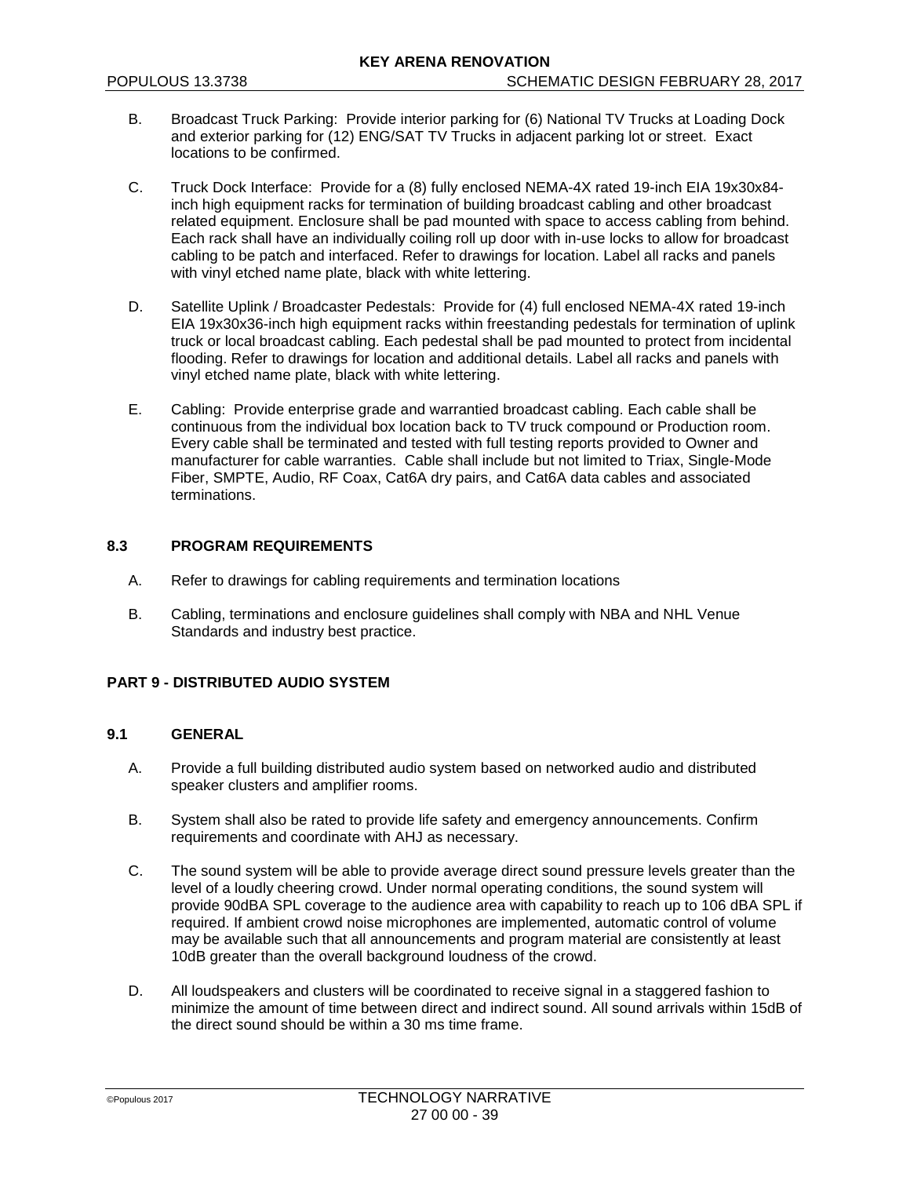B. Broadcast Truck Parking: Provide interior parking for (6) National TV Trucks at Loading Dock and exterior parking for (12) ENG/SAT TV Trucks in adjacent parking lot or street. Exact locations to be confirmed.

C. Truck Dock Interface: Provide for a (8) fully enclosed NEMA-4X rated 19-inch EIA 19x30x84-inch high equipment racks for termination of building broadcast cabling and other broadcast related equipment. Enclosure shall be pad mounted with space to access cabling from behind. Each rack shall have an individually coiling roll up door with in-use locks to allow for broadcast cabling to be patch and interfaced. Refer to drawings for location. Label all racks and panels with vinyl etched name plate, black with white lettering.

D. Satellite Uplink / Broadcaster Pedestals: Provide for (4) full enclosed NEMA-4X rated 19-inch EIA 19x30x36-inch high equipment racks within freestanding pedestals for termination of uplink truck or local broadcast cabling. Each pedestal shall be pad mounted to protect from incidental flooding. Refer to drawings for location and additional details. Label all racks and panels with vinyl etched name plate, black with white lettering.

E. Cabling: Provide enterprise grade and warrantied broadcast cabling. Each cable shall be continuous from the individual box location back to TV truck compound or Production room. Every cable shall be terminated and tested with full testing reports provided to Owner and manufacturer for cable warranties. Cable shall include but not limited to Triax, Single-Mode Fiber, SMPTE, Audio, RF Coax, Cat6A dry pairs, and Cat6A data cables and associated terminations.

### 8.3 PROGRAM REQUIREMENTS

A. Refer to drawings for cabling requirements and termination locations

B. Cabling, terminations and enclosure guidelines shall comply with NBA and NHL Venue Standards and industry best practice.

## PART 9 - DISTRIBUTED AUDIO SYSTEM

### 9.1 GENERAL

A. Provide a full building distributed audio system based on networked audio and distributed speaker clusters and amplifier rooms.

B. System shall also be rated to provide life safety and emergency announcements. Confirm requirements and coordinate with AHJ as necessary.

C. The sound system will be able to provide average direct sound pressure levels greater than the level of a loudly cheering crowd. Under normal operating conditions, the sound system will provide 90dBA SPL coverage to the audience area with capability to reach up to 106 dBA SPL if required. If ambient crowd noise microphones are implemented, automatic control of volume may be available such that all announcements and program material are consistently at least 10dB greater than the overall background loudness of the crowd.

D. All loudspeakers and clusters will be coordinated to receive signal in a staggered fashion to minimize the amount of time between direct and indirect sound. All sound arrivals within 15dB of the direct sound should be within a 30 ms time frame.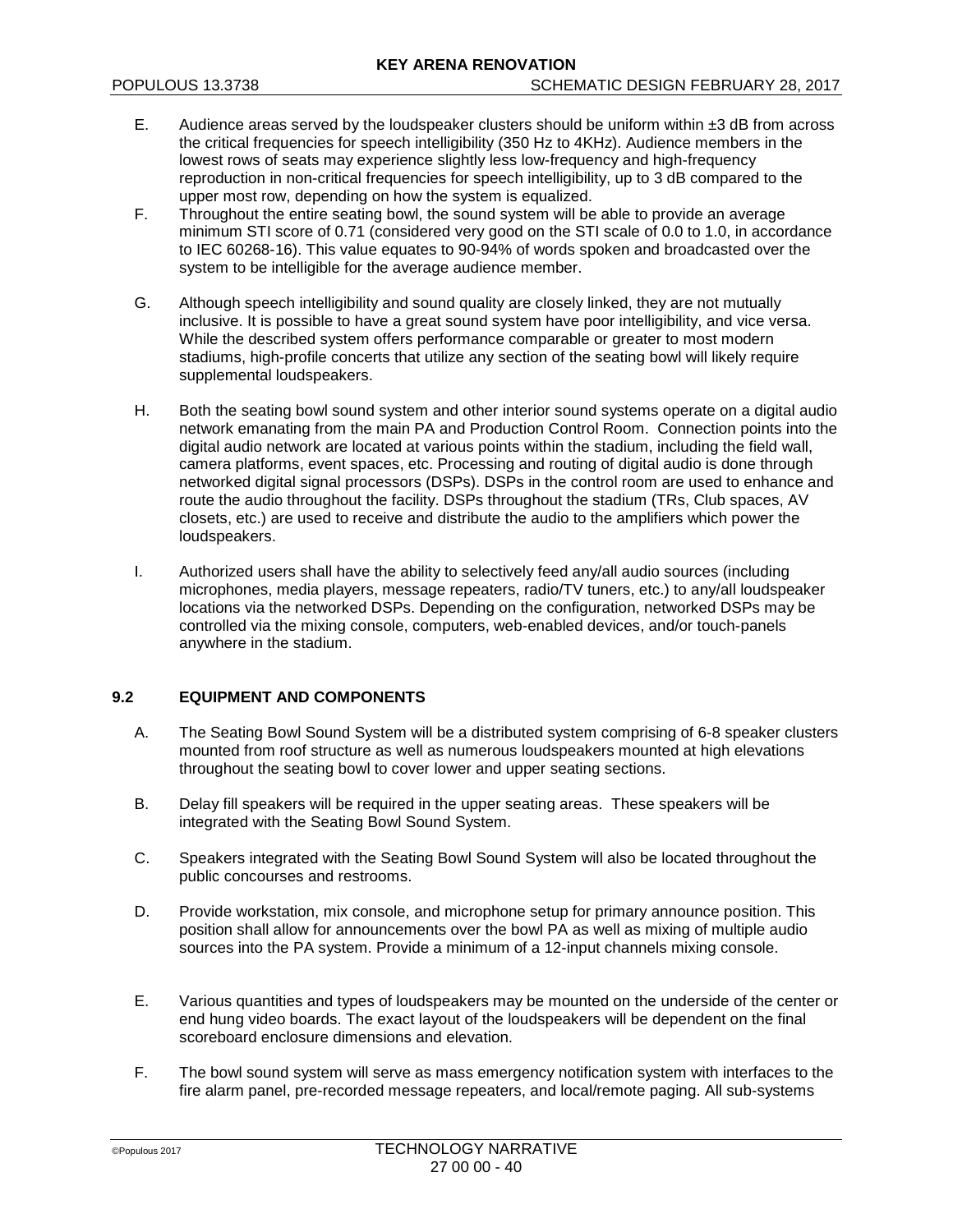E. Audience areas served by the loudspeaker clusters should be uniform within ±3 dB from across the critical frequencies for speech intelligibility (350 Hz to 4KHz). Audience members in the lowest rows of seats may experience slightly less low-frequency and high-frequency reproduction in non-critical frequencies for speech intelligibility, up to 3 dB compared to the upper most row, depending on how the system is equalized.

F. Throughout the entire seating bowl, the sound system will be able to provide an average minimum STI score of 0.71 (considered very good on the STI scale of 0.0 to 1.0, in accordance to IEC 60268-16). This value equates to 90-94% of words spoken and broadcasted over the system to be intelligible for the average audience member.

G. Although speech intelligibility and sound quality are closely linked, they are not mutually inclusive. It is possible to have a great sound system have poor intelligibility, and vice versa. While the described system offers performance comparable or greater to most modern stadiums, high-profile concerts that utilize any section of the seating bowl will likely require supplemental loudspeakers.

H. Both the seating bowl sound system and other interior sound systems operate on a digital audio network emanating from the main PA and Production Control Room. Connection points into the digital audio network are located at various points within the stadium, including the field wall, camera platforms, event spaces, etc. Processing and routing of digital audio is done through networked digital signal processors (DSPs). DSPs in the control room are used to enhance and route the audio throughout the facility. DSPs throughout the stadium (TRs, Club spaces, AV closets, etc.) are used to receive and distribute the audio to the amplifiers which power the loudspeakers.

I. Authorized users shall have the ability to selectively feed any/all audio sources (including microphones, media players, message repeaters, radio/TV tuners, etc.) to any/all loudspeaker locations via the networked DSPs. Depending on the configuration, networked DSPs may be controlled via the mixing console, computers, web-enabled devices, and/or touch-panels anywhere in the stadium.

## 9.2 EQUIPMENT AND COMPONENTS

A. The Seating Bowl Sound System will be a distributed system comprising of 6-8 speaker clusters mounted from roof structure as well as numerous loudspeakers mounted at high elevations throughout the seating bowl to cover lower and upper seating sections.

B. Delay fill speakers will be required in the upper seating areas. These speakers will be integrated with the Seating Bowl Sound System.

C. Speakers integrated with the Seating Bowl Sound System will also be located throughout the public concourses and restrooms.

D. Provide workstation, mix console, and microphone setup for primary announce position. This position shall allow for announcements over the bowl PA as well as mixing of multiple audio sources into the PA system. Provide a minimum of a 12-input channels mixing console.

E. Various quantities and types of loudspeakers may be mounted on the underside of the center or end hung video boards. The exact layout of the loudspeakers will be dependent on the final scoreboard enclosure dimensions and elevation.

F. The bowl sound system will serve as mass emergency notification system with interfaces to the fire alarm panel, pre-recorded message repeaters, and local/remote paging. All sub-systems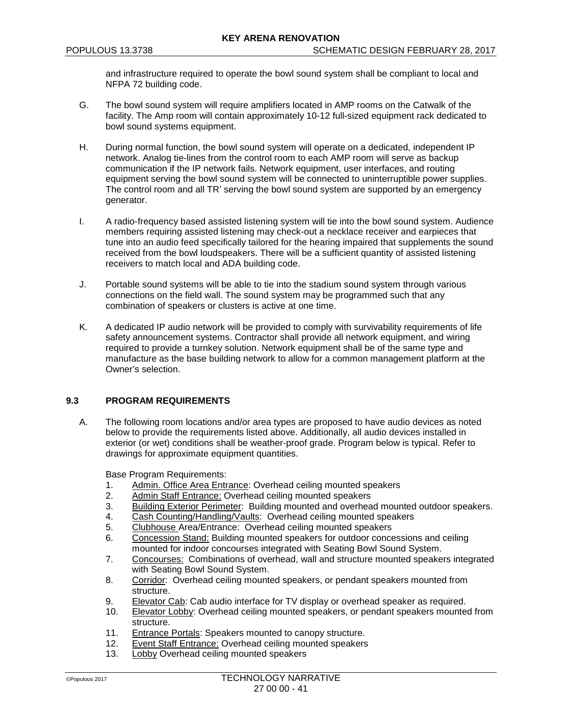and infrastructure required to operate the bowl sound system shall be compliant to local and NFPA 72 building code.

G. The bowl sound system will require amplifiers located in AMP rooms on the Catwalk of the facility. The Amp room will contain approximately 10-12 full-sized equipment rack dedicated to bowl sound systems equipment.

H. During normal function, the bowl sound system will operate on a dedicated, independent IP network. Analog tie-lines from the control room to each AMP room will serve as backup communication if the IP network fails. Network equipment, user interfaces, and routing equipment serving the bowl sound system will be connected to uninterruptible power supplies. The control room and all TR' serving the bowl sound system are supported by an emergency generator.

I. A radio-frequency based assisted listening system will tie into the bowl sound system. Audience members requiring assisted listening may check-out a necklace receiver and earpieces that tune into an audio feed specifically tailored for the hearing impaired that supplements the sound received from the bowl loudspeakers. There will be a sufficient quantity of assisted listening receivers to match local and ADA building code.

J. Portable sound systems will be able to tie into the stadium sound system through various connections on the field wall. The sound system may be programmed such that any combination of speakers or clusters is active at one time.

K. A dedicated IP audio network will be provided to comply with survivability requirements of life safety announcement systems. Contractor shall provide all network equipment, and wiring required to provide a turnkey solution. Network equipment shall be of the same type and manufacture as the base building network to allow for a common management platform at the Owner's selection.

## 9.3 PROGRAM REQUIREMENTS

A. The following room locations and/or area types are proposed to have audio devices as noted below to provide the requirements listed above. Additionally, all audio devices installed in exterior (or wet) conditions shall be weather-proof grade. Program below is typical. Refer to drawings for approximate equipment quantities.

Base Program Requirements:

1. Admin. Office Area Entrance: Overhead ceiling mounted speakers
2. Admin Staff Entrance: Overhead ceiling mounted speakers
3. Building Exterior Perimeter: Building mounted and overhead mounted outdoor speakers.
4. Cash Counting/Handling/Vaults: Overhead ceiling mounted speakers
5. Clubhouse Area/Entrance: Overhead ceiling mounted speakers
6. Concession Stand: Building mounted speakers for outdoor concessions and ceiling mounted for indoor concourses integrated with Seating Bowl Sound System.
7. Concourses: Combinations of overhead, wall and structure mounted speakers integrated with Seating Bowl Sound System.
8. Corridor: Overhead ceiling mounted speakers, or pendant speakers mounted from structure.
9. Elevator Cab: Cab audio interface for TV display or overhead speaker as required.
10. Elevator Lobby: Overhead ceiling mounted speakers, or pendant speakers mounted from structure.
11. Entrance Portals: Speakers mounted to canopy structure.
12. Event Staff Entrance: Overhead ceiling mounted speakers
13. Lobby Overhead ceiling mounted speakers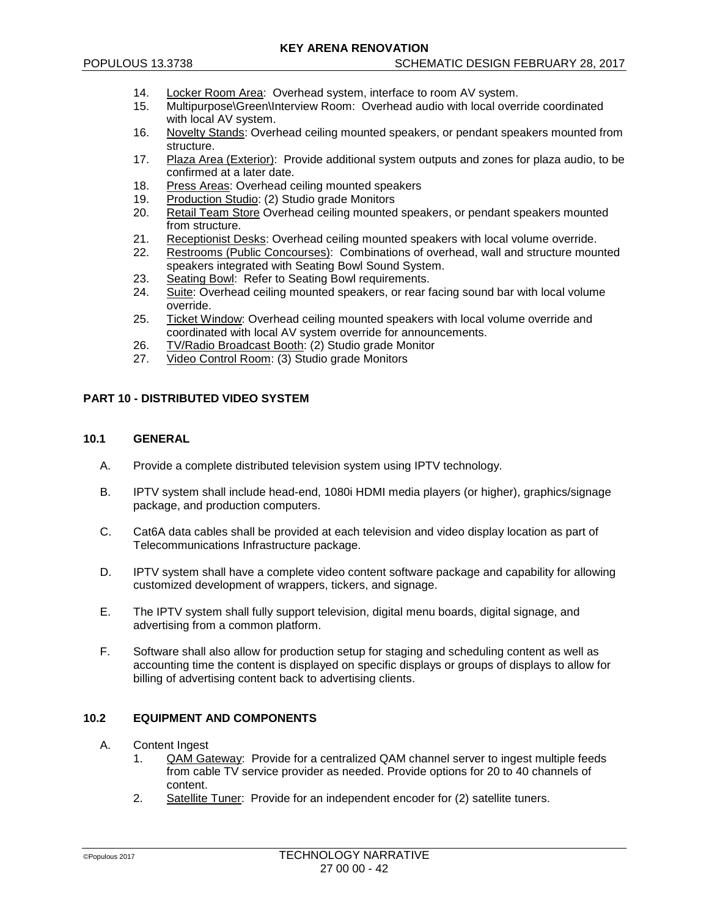14. Locker Room Area: Overhead system, interface to room AV system.
15. Multipurpose\Green\Interview Room: Overhead audio with local override coordinated with local AV system.
16. Novelty Stands: Overhead ceiling mounted speakers, or pendant speakers mounted from structure.
17. Plaza Area (Exterior): Provide additional system outputs and zones for plaza audio, to be confirmed at a later date.
18. Press Areas: Overhead ceiling mounted speakers
19. Production Studio: (2) Studio grade Monitors
20. Retail Team Store Overhead ceiling mounted speakers, or pendant speakers mounted from structure.
21. Receptionist Desks: Overhead ceiling mounted speakers with local volume override.
22. Restrooms (Public Concourses): Combinations of overhead, wall and structure mounted speakers integrated with Seating Bowl Sound System.
23. Seating Bowl: Refer to Seating Bowl requirements.
24. Suite: Overhead ceiling mounted speakers, or rear facing sound bar with local volume override.
25. Ticket Window: Overhead ceiling mounted speakers with local volume override and coordinated with local AV system override for announcements.
26. TV/Radio Broadcast Booth: (2) Studio grade Monitor
27. Video Control Room: (3) Studio grade Monitors

## PART 10 - DISTRIBUTED VIDEO SYSTEM

### 10.1 GENERAL

A. Provide a complete distributed television system using IPTV technology.

B. IPTV system shall include head-end, 1080i HDMI media players (or higher), graphics/signage package, and production computers.

C. Cat6A data cables shall be provided at each television and video display location as part of Telecommunications Infrastructure package.

D. IPTV system shall have a complete video content software package and capability for allowing customized development of wrappers, tickers, and signage.

E. The IPTV system shall fully support television, digital menu boards, digital signage, and advertising from a common platform.

F. Software shall also allow for production setup for staging and scheduling content as well as accounting time the content is displayed on specific displays or groups of displays to allow for billing of advertising content back to advertising clients.

### 10.2 EQUIPMENT AND COMPONENTS

A. Content Ingest
   1. QAM Gateway: Provide for a centralized QAM channel server to ingest multiple feeds from cable TV service provider as needed. Provide options for 20 to 40 channels of content.
   2. Satellite Tuner: Provide for an independent encoder for (2) satellite tuners.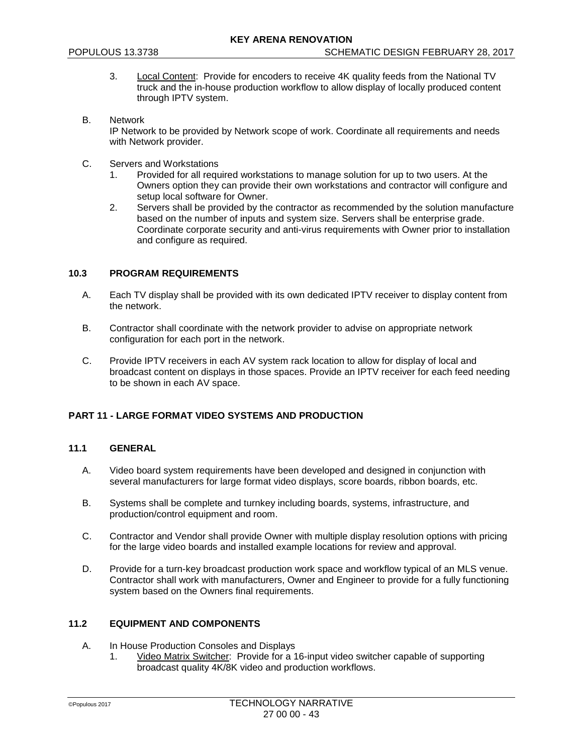3. Local Content: Provide for encoders to receive 4K quality feeds from the National TV truck and the in-house production workflow to allow display of locally produced content through IPTV system.

B. Network
IP Network to be provided by Network scope of work. Coordinate all requirements and needs with Network provider.

C. Servers and Workstations
1. Provided for all required workstations to manage solution for up to two users. At the Owners option they can provide their own workstations and contractor will configure and setup local software for Owner.
2. Servers shall be provided by the contractor as recommended by the solution manufacture based on the number of inputs and system size. Servers shall be enterprise grade. Coordinate corporate security and anti-virus requirements with Owner prior to installation and configure as required.

### 10.3 PROGRAM REQUIREMENTS

A. Each TV display shall be provided with its own dedicated IPTV receiver to display content from the network.

B. Contractor shall coordinate with the network provider to advise on appropriate network configuration for each port in the network.

C. Provide IPTV receivers in each AV system rack location to allow for display of local and broadcast content on displays in those spaces. Provide an IPTV receiver for each feed needing to be shown in each AV space.

## PART 11 - LARGE FORMAT VIDEO SYSTEMS AND PRODUCTION

### 11.1 GENERAL

A. Video board system requirements have been developed and designed in conjunction with several manufacturers for large format video displays, score boards, ribbon boards, etc.

B. Systems shall be complete and turnkey including boards, systems, infrastructure, and production/control equipment and room.

C. Contractor and Vendor shall provide Owner with multiple display resolution options with pricing for the large video boards and installed example locations for review and approval.

D. Provide for a turn-key broadcast production work space and workflow typical of an MLS venue. Contractor shall work with manufacturers, Owner and Engineer to provide for a fully functioning system based on the Owners final requirements.

### 11.2 EQUIPMENT AND COMPONENTS

A. In House Production Consoles and Displays
1. Video Matrix Switcher: Provide for a 16-input video switcher capable of supporting broadcast quality 4K/8K video and production workflows.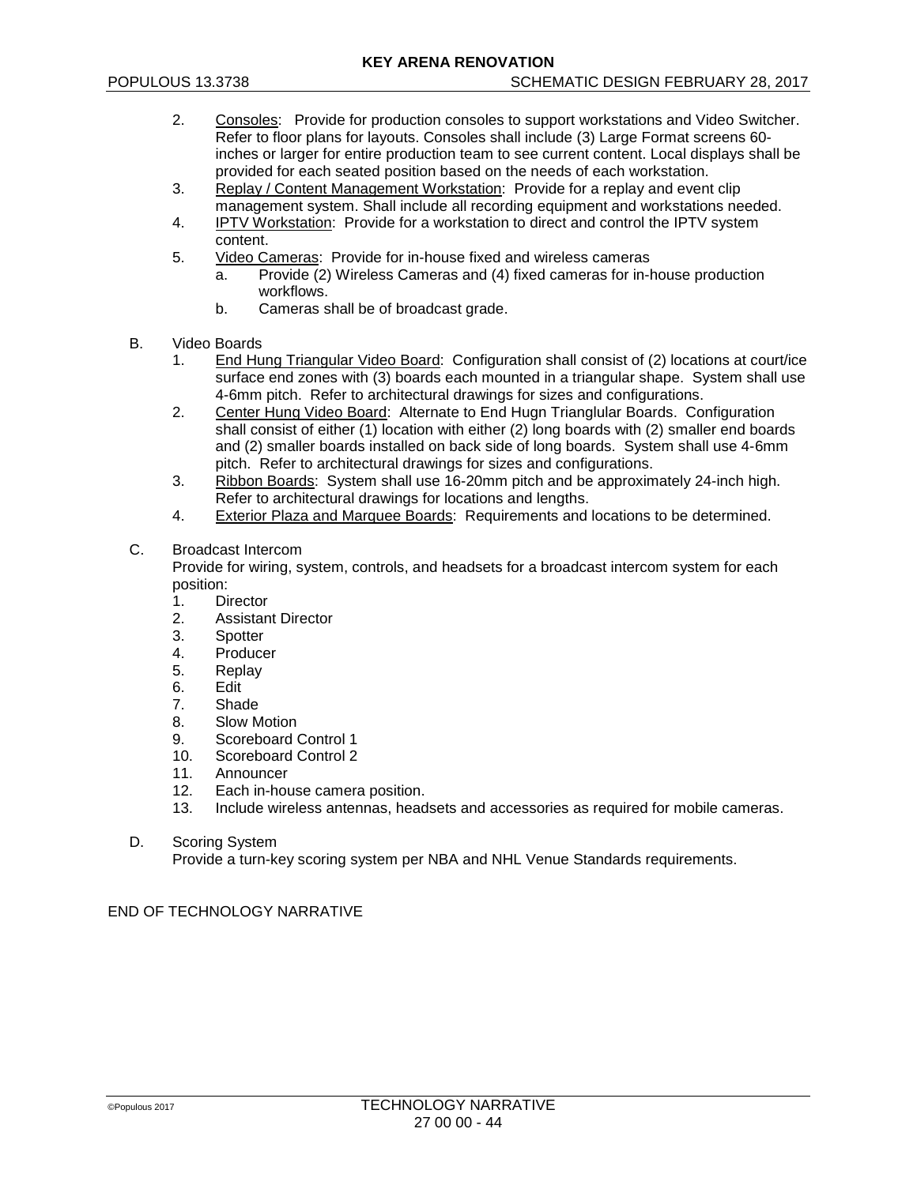2. Consoles: Provide for production consoles to support workstations and Video Switcher. Refer to floor plans for layouts. Consoles shall include (3) Large Format screens 60-inches or larger for entire production team to see current content. Local displays shall be provided for each seated position based on the needs of each workstation.
3. Replay / Content Management Workstation: Provide for a replay and event clip management system. Shall include all recording equipment and workstations needed.
4. IPTV Workstation: Provide for a workstation to direct and control the IPTV system content.
5. Video Cameras: Provide for in-house fixed and wireless cameras
   a. Provide (2) Wireless Cameras and (4) fixed cameras for in-house production workflows.
   b. Cameras shall be of broadcast grade.

B. Video Boards
   1. End Hung Triangular Video Board: Configuration shall consist of (2) locations at court/ice surface end zones with (3) boards each mounted in a triangular shape. System shall use 4-6mm pitch. Refer to architectural drawings for sizes and configurations.
   2. Center Hung Video Board: Alternate to End Hugn Trianglular Boards. Configuration shall consist of either (1) location with either (2) long boards with (2) smaller end boards and (2) smaller boards installed on back side of long boards. System shall use 4-6mm pitch. Refer to architectural drawings for sizes and configurations.
   3. Ribbon Boards: System shall use 16-20mm pitch and be approximately 24-inch high. Refer to architectural drawings for locations and lengths.
   4. Exterior Plaza and Marquee Boards: Requirements and locations to be determined.

C. Broadcast Intercom

   Provide for wiring, system, controls, and headsets for a broadcast intercom system for each position:
   1. Director
   2. Assistant Director
   3. Spotter
   4. Producer
   5. Replay
   6. Edit
   7. Shade
   8. Slow Motion
   9. Scoreboard Control 1
   10. Scoreboard Control 2
   11. Announcer
   12. Each in-house camera position.
   13. Include wireless antennas, headsets and accessories as required for mobile cameras.

D. Scoring System

   Provide a turn-key scoring system per NBA and NHL Venue Standards requirements.

END OF TECHNOLOGY NARRATIVE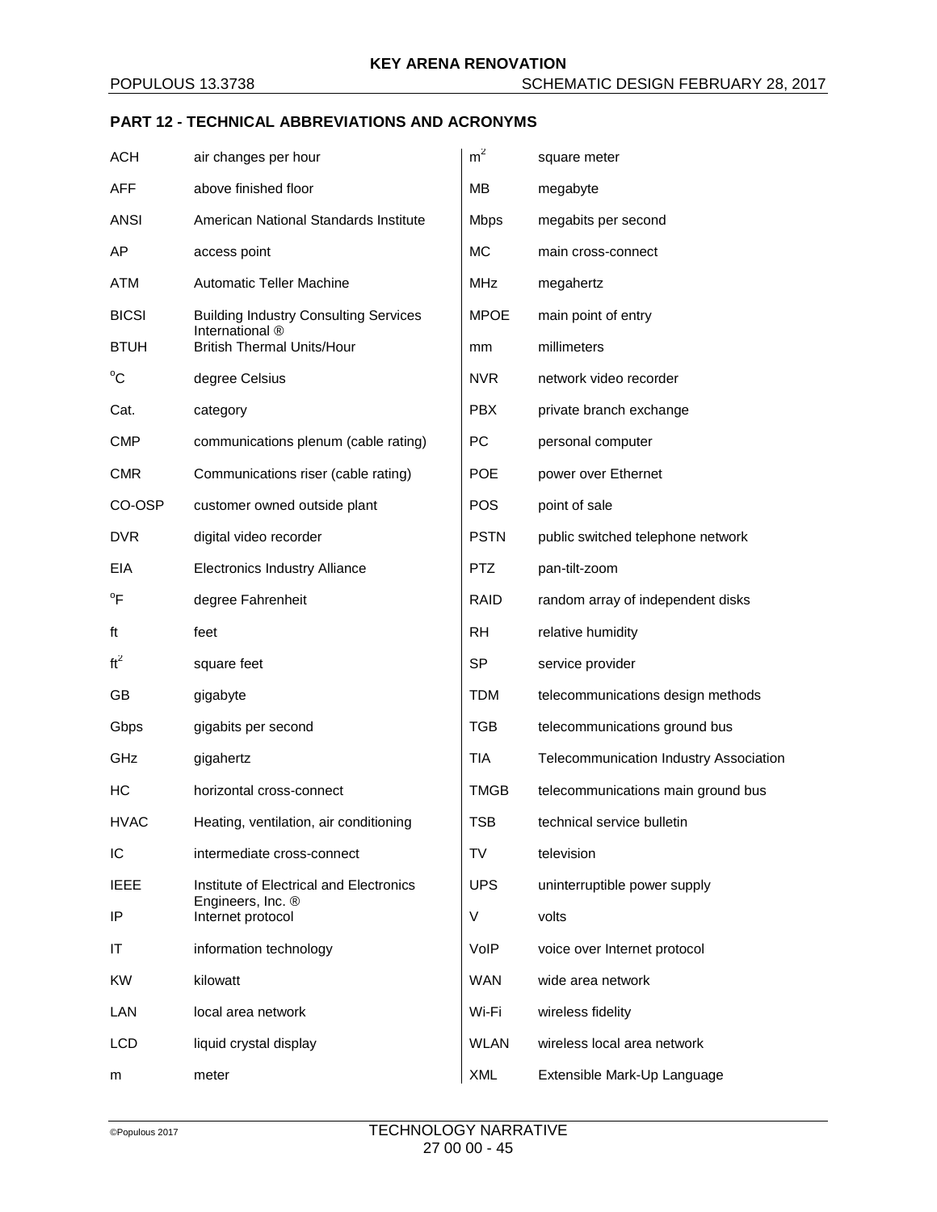## PART 12 - TECHNICAL ABBREVIATIONS AND ACRONYMS

| | |
|---|---|
| ACH | air changes per hour |
| AFF | above finished floor |
| ANSI | American National Standards Institute |
| AP | access point |
| ATM | Automatic Teller Machine |
| BICSI | Building Industry Consulting Services International ® |
| BTUH | British Thermal Units/Hour |
| °C | degree Celsius |
| Cat. | category |
| CMP | communications plenum (cable rating) |
| CMR | Communications riser (cable rating) |
| CO-OSP | customer owned outside plant |
| DVR | digital video recorder |
| EIA | Electronics Industry Alliance |
| °F | degree Fahrenheit |
| ft | feet |
| $ft^2$ | square feet |
| GB | gigabyte |
| Gbps | gigabits per second |
| GHz | gigahertz |
| HC | horizontal cross-connect |
| HVAC | Heating, ventilation, air conditioning |
| IC | intermediate cross-connect |
| IEEE | Institute of Electrical and Electronics Engineers, Inc. ® |
| IP | Internet protocol |
| IT | information technology |
| KW | kilowatt |
| LAN | local area network |
| LCD | liquid crystal display |
| m | meter |
| $m^2$ | square meter |
| MB | megabyte |
| Mbps | megabits per second |
| MC | main cross-connect |
| MHz | megahertz |
| MPOE | main point of entry |
| mm | millimeters |
| NVR | network video recorder |
| PBX | private branch exchange |
| PC | personal computer |
| POE | power over Ethernet |
| POS | point of sale |
| PSTN | public switched telephone network |
| PTZ | pan-tilt-zoom |
| RAID | random array of independent disks |
| RH | relative humidity |
| SP | service provider |
| TDM | telecommunications design methods |
| TGB | telecommunications ground bus |
| TIA | Telecommunication Industry Association |
| TMGB | telecommunications main ground bus |
| TSB | technical service bulletin |
| TV | television |
| UPS | uninterruptible power supply |
| V | volts |
| VoIP | voice over Internet protocol |
| WAN | wide area network |
| Wi-Fi | wireless fidelity |
| WLAN | wireless local area network |
| XML | Extensible Mark-Up Language |